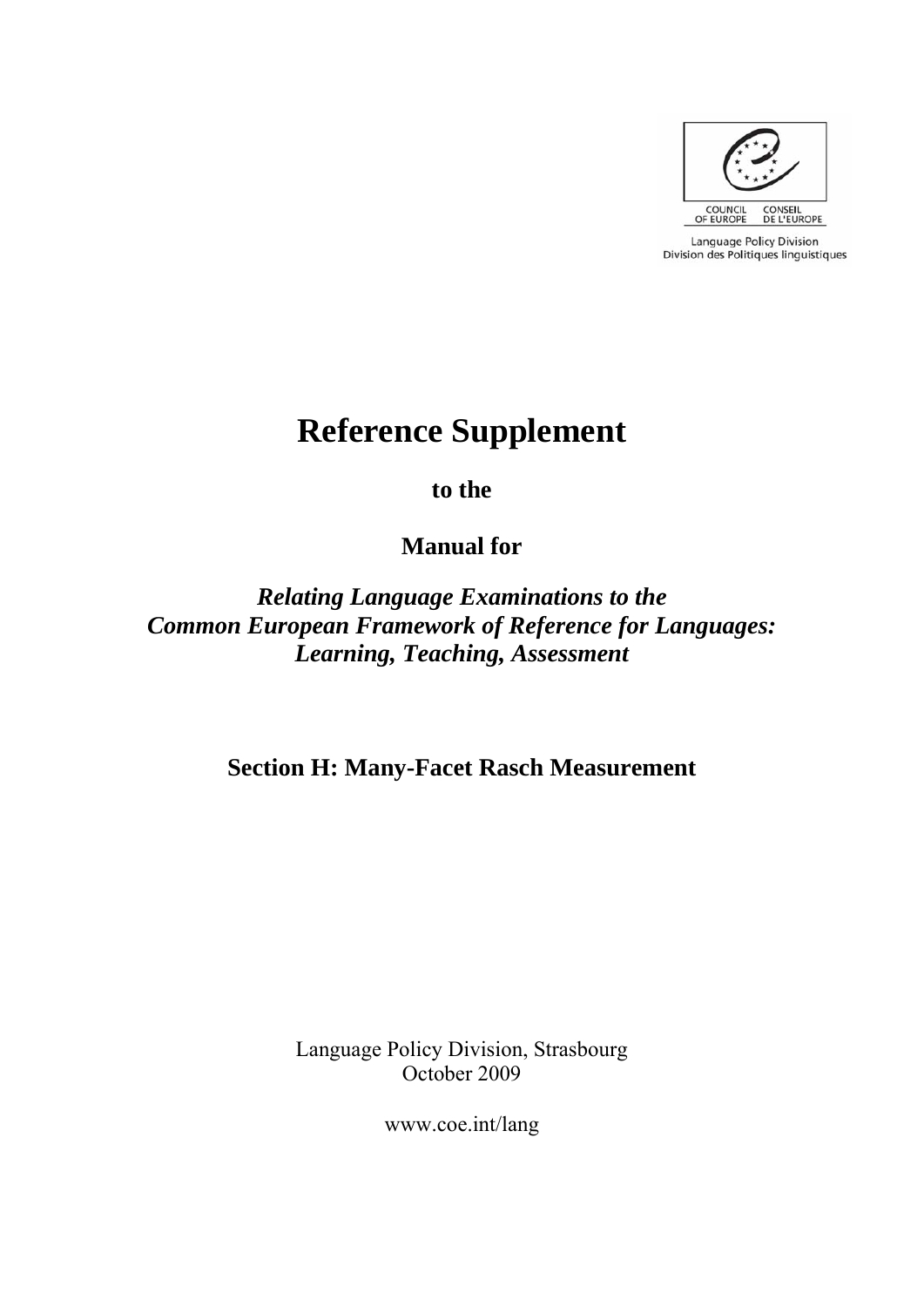COUNCIL OF EUROPE CONSEIL DE L'EUROPE

Language Policy Division
Division des Politiques linguistiques

# Reference Supplement

**to the**

**Manual for**

***Relating Language Examinations to the Common European Framework of Reference for Languages: Learning, Teaching, Assessment***

## Section H: Many-Facet Rasch Measurement

Language Policy Division, Strasbourg
October 2009

www.coe.int/lang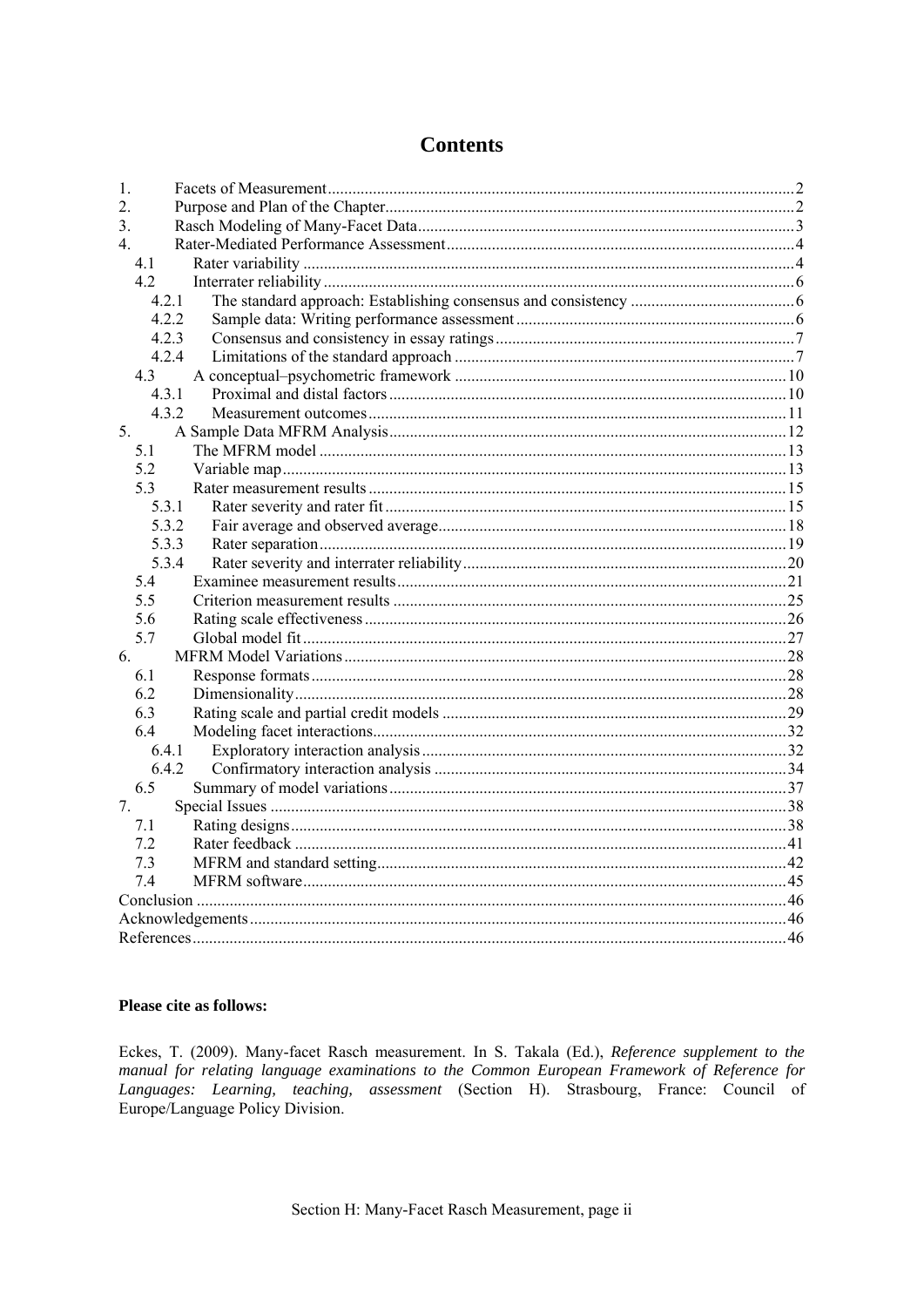# Contents

| | | |
|---|---|---|
| 1. | Facets of Measurement | 2 |
| 2. | Purpose and Plan of the Chapter | 2 |
| 3. | Rasch Modeling of Many-Facet Data | 3 |
| 4. | Rater-Mediated Performance Assessment | 4 |
| 4.1 | Rater variability | 4 |
| 4.2 | Interrater reliability | 6 |
| 4.2.1 | The standard approach: Establishing consensus and consistency | 6 |
| 4.2.2 | Sample data: Writing performance assessment | 6 |
| 4.2.3 | Consensus and consistency in essay ratings | 7 |
| 4.2.4 | Limitations of the standard approach | 7 |
| 4.3 | A conceptual–psychometric framework | 10 |
| 4.3.1 | Proximal and distal factors | 10 |
| 4.3.2 | Measurement outcomes | 11 |
| 5. | A Sample Data MFRM Analysis | 12 |
| 5.1 | The MFRM model | 13 |
| 5.2 | Variable map | 13 |
| 5.3 | Rater measurement results | 15 |
| 5.3.1 | Rater severity and rater fit | 15 |
| 5.3.2 | Fair average and observed average | 18 |
| 5.3.3 | Rater separation | 19 |
| 5.3.4 | Rater severity and interrater reliability | 20 |
| 5.4 | Examinee measurement results | 21 |
| 5.5 | Criterion measurement results | 25 |
| 5.6 | Rating scale effectiveness | 26 |
| 5.7 | Global model fit | 27 |
| 6. | MFRM Model Variations | 28 |
| 6.1 | Response formats | 28 |
| 6.2 | Dimensionality | 28 |
| 6.3 | Rating scale and partial credit models | 29 |
| 6.4 | Modeling facet interactions | 32 |
| 6.4.1 | Exploratory interaction analysis | 32 |
| 6.4.2 | Confirmatory interaction analysis | 34 |
| 6.5 | Summary of model variations | 37 |
| 7. | Special Issues | 38 |
| 7.1 | Rating designs | 38 |
| 7.2 | Rater feedback | 41 |
| 7.3 | MFRM and standard setting | 42 |
| 7.4 | MFRM software | 45 |
| | Conclusion | 46 |
| | Acknowledgements | 46 |
| | References | 46 |

**Please cite as follows:**

Eckes, T. (2009). Many-facet Rasch measurement. In S. Takala (Ed.), *Reference supplement to the manual for relating language examinations to the Common European Framework of Reference for Languages: Learning, teaching, assessment* (Section H). Strasbourg, France: Council of Europe/Language Policy Division.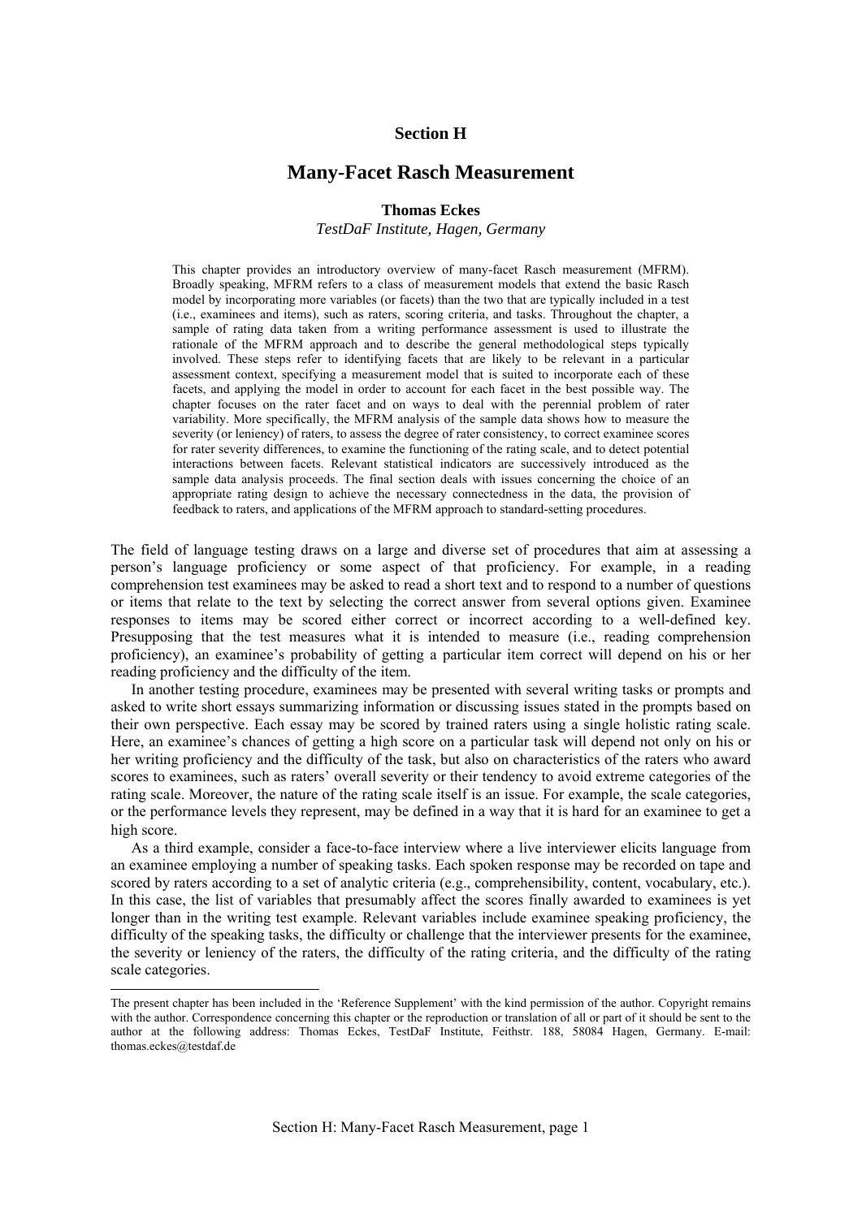# Section H

## Many-Facet Rasch Measurement

**Thomas Eckes**

*TestDaF Institute, Hagen, Germany*

This chapter provides an introductory overview of many-facet Rasch measurement (MFRM). Broadly speaking, MFRM refers to a class of measurement models that extend the basic Rasch model by incorporating more variables (or facets) than the two that are typically included in a test (i.e., examinees and items), such as raters, scoring criteria, and tasks. Throughout the chapter, a sample of rating data taken from a writing performance assessment is used to illustrate the rationale of the MFRM approach and to describe the general methodological steps typically involved. These steps refer to identifying facets that are likely to be relevant in a particular assessment context, specifying a measurement model that is suited to incorporate each of these facets, and applying the model in order to account for each facet in the best possible way. The chapter focuses on the rater facet and on ways to deal with the perennial problem of rater variability. More specifically, the MFRM analysis of the sample data shows how to measure the severity (or leniency) of raters, to assess the degree of rater consistency, to correct examinee scores for rater severity differences, to examine the functioning of the rating scale, and to detect potential interactions between facets. Relevant statistical indicators are successively introduced as the sample data analysis proceeds. The final section deals with issues concerning the choice of an appropriate rating design to achieve the necessary connectedness in the data, the provision of feedback to raters, and applications of the MFRM approach to standard-setting procedures.

The field of language testing draws on a large and diverse set of procedures that aim at assessing a person's language proficiency or some aspect of that proficiency. For example, in a reading comprehension test examinees may be asked to read a short text and to respond to a number of questions or items that relate to the text by selecting the correct answer from several options given. Examinee responses to items may be scored either correct or incorrect according to a well-defined key. Presupposing that the test measures what it is intended to measure (i.e., reading comprehension proficiency), an examinee's probability of getting a particular item correct will depend on his or her reading proficiency and the difficulty of the item.

In another testing procedure, examinees may be presented with several writing tasks or prompts and asked to write short essays summarizing information or discussing issues stated in the prompts based on their own perspective. Each essay may be scored by trained raters using a single holistic rating scale. Here, an examinee's chances of getting a high score on a particular task will depend not only on his or her writing proficiency and the difficulty of the task, but also on characteristics of the raters who award scores to examinees, such as raters' overall severity or their tendency to avoid extreme categories of the rating scale. Moreover, the nature of the rating scale itself is an issue. For example, the scale categories, or the performance levels they represent, may be defined in a way that it is hard for an examinee to get a high score.

As a third example, consider a face-to-face interview where a live interviewer elicits language from an examinee employing a number of speaking tasks. Each spoken response may be recorded on tape and scored by raters according to a set of analytic criteria (e.g., comprehensibility, content, vocabulary, etc.). In this case, the list of variables that presumably affect the scores finally awarded to examinees is yet longer than in the writing test example. Relevant variables include examinee speaking proficiency, the difficulty of the speaking tasks, the difficulty or challenge that the interviewer presents for the examinee, the severity or leniency of the raters, the difficulty of the rating criteria, and the difficulty of the rating scale categories.

---

The present chapter has been included in the 'Reference Supplement' with the kind permission of the author. Copyright remains with the author. Correspondence concerning this chapter or the reproduction or translation of all or part of it should be sent to the author at the following address: Thomas Eckes, TestDaF Institute, Feithstr. 188, 58084 Hagen, Germany. E-mail: thomas.eckes@testdaf.de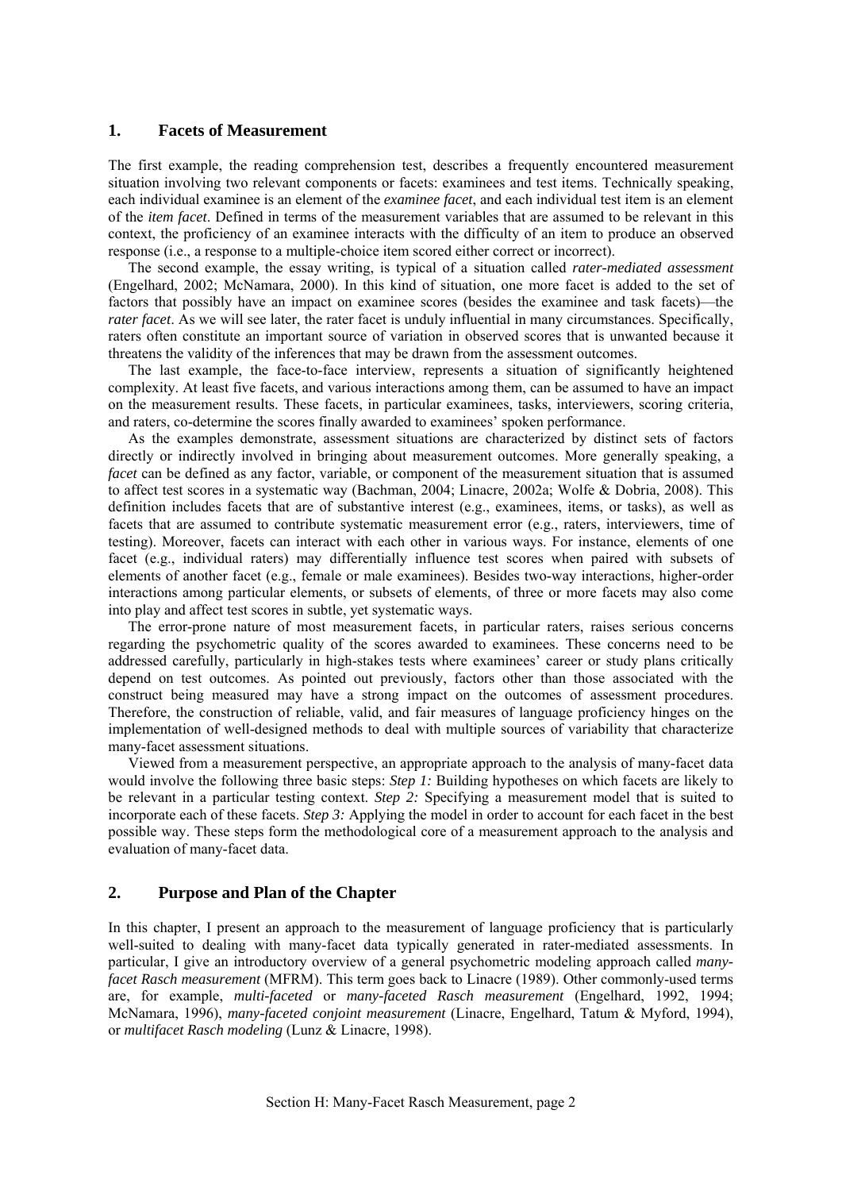## 1. Facets of Measurement

The first example, the reading comprehension test, describes a frequently encountered measurement situation involving two relevant components or facets: examinees and test items. Technically speaking, each individual examinee is an element of the *examinee facet*, and each individual test item is an element of the *item facet*. Defined in terms of the measurement variables that are assumed to be relevant in this context, the proficiency of an examinee interacts with the difficulty of an item to produce an observed response (i.e., a response to a multiple-choice item scored either correct or incorrect).

The second example, the essay writing, is typical of a situation called *rater-mediated assessment* (Engelhard, 2002; McNamara, 2000). In this kind of situation, one more facet is added to the set of factors that possibly have an impact on examinee scores (besides the examinee and task facets)—the *rater facet*. As we will see later, the rater facet is unduly influential in many circumstances. Specifically, raters often constitute an important source of variation in observed scores that is unwanted because it threatens the validity of the inferences that may be drawn from the assessment outcomes.

The last example, the face-to-face interview, represents a situation of significantly heightened complexity. At least five facets, and various interactions among them, can be assumed to have an impact on the measurement results. These facets, in particular examinees, tasks, interviewers, scoring criteria, and raters, co-determine the scores finally awarded to examinees' spoken performance.

As the examples demonstrate, assessment situations are characterized by distinct sets of factors directly or indirectly involved in bringing about measurement outcomes. More generally speaking, a *facet* can be defined as any factor, variable, or component of the measurement situation that is assumed to affect test scores in a systematic way (Bachman, 2004; Linacre, 2002a; Wolfe & Dobria, 2008). This definition includes facets that are of substantive interest (e.g., examinees, items, or tasks), as well as facets that are assumed to contribute systematic measurement error (e.g., raters, interviewers, time of testing). Moreover, facets can interact with each other in various ways. For instance, elements of one facet (e.g., individual raters) may differentially influence test scores when paired with subsets of elements of another facet (e.g., female or male examinees). Besides two-way interactions, higher-order interactions among particular elements, or subsets of elements, of three or more facets may also come into play and affect test scores in subtle, yet systematic ways.

The error-prone nature of most measurement facets, in particular raters, raises serious concerns regarding the psychometric quality of the scores awarded to examinees. These concerns need to be addressed carefully, particularly in high-stakes tests where examinees' career or study plans critically depend on test outcomes. As pointed out previously, factors other than those associated with the construct being measured may have a strong impact on the outcomes of assessment procedures. Therefore, the construction of reliable, valid, and fair measures of language proficiency hinges on the implementation of well-designed methods to deal with multiple sources of variability that characterize many-facet assessment situations.

Viewed from a measurement perspective, an appropriate approach to the analysis of many-facet data would involve the following three basic steps: *Step 1:* Building hypotheses on which facets are likely to be relevant in a particular testing context. *Step 2:* Specifying a measurement model that is suited to incorporate each of these facets. *Step 3:* Applying the model in order to account for each facet in the best possible way. These steps form the methodological core of a measurement approach to the analysis and evaluation of many-facet data.

## 2. Purpose and Plan of the Chapter

In this chapter, I present an approach to the measurement of language proficiency that is particularly well-suited to dealing with many-facet data typically generated in rater-mediated assessments. In particular, I give an introductory overview of a general psychometric modeling approach called *many-facet Rasch measurement* (MFRM). This term goes back to Linacre (1989). Other commonly-used terms are, for example, *multi-faceted* or *many-faceted Rasch measurement* (Engelhard, 1992, 1994; McNamara, 1996), *many-faceted conjoint measurement* (Linacre, Engelhard, Tatum & Myford, 1994), or *multifacet Rasch modeling* (Lunz & Linacre, 1998).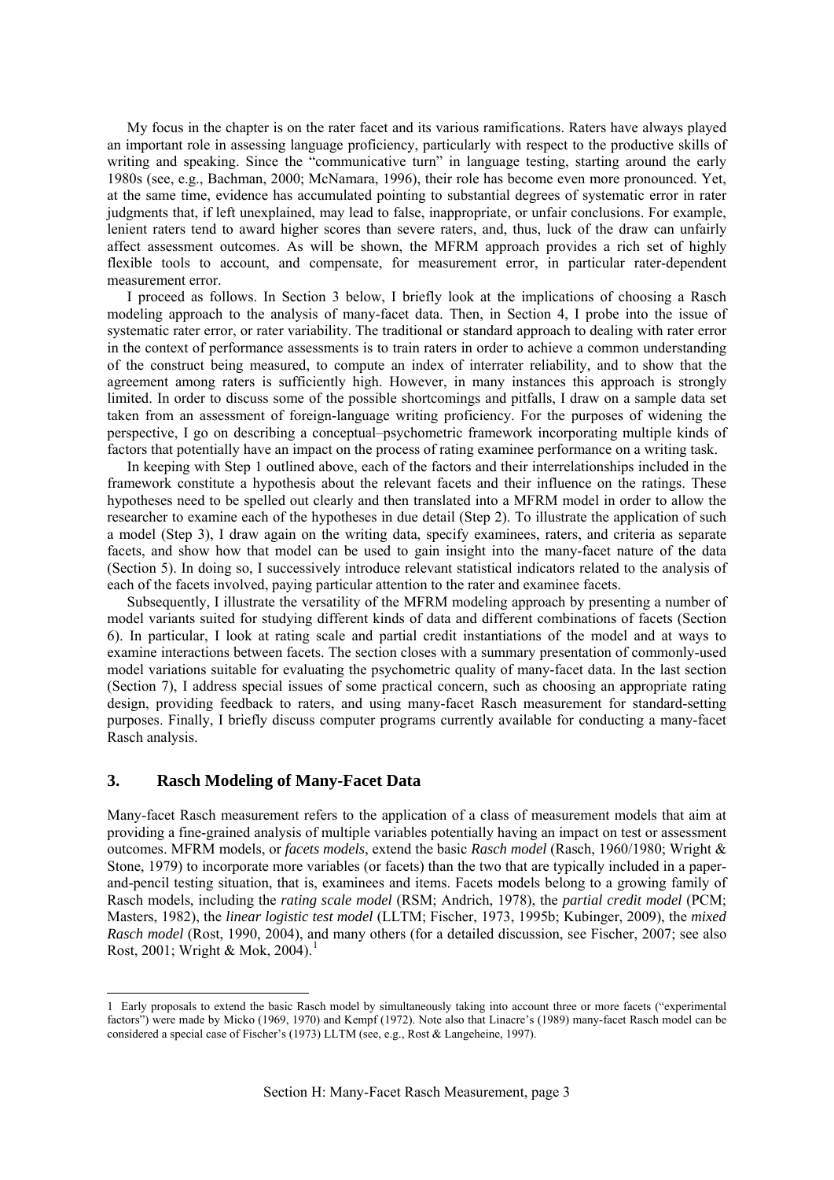My focus in the chapter is on the rater facet and its various ramifications. Raters have always played an important role in assessing language proficiency, particularly with respect to the productive skills of writing and speaking. Since the "communicative turn" in language testing, starting around the early 1980s (see, e.g., Bachman, 2000; McNamara, 1996), their role has become even more pronounced. Yet, at the same time, evidence has accumulated pointing to substantial degrees of systematic error in rater judgments that, if left unexplained, may lead to false, inappropriate, or unfair conclusions. For example, lenient raters tend to award higher scores than severe raters, and, thus, luck of the draw can unfairly affect assessment outcomes. As will be shown, the MFRM approach provides a rich set of highly flexible tools to account, and compensate, for measurement error, in particular rater-dependent measurement error.

I proceed as follows. In Section 3 below, I briefly look at the implications of choosing a Rasch modeling approach to the analysis of many-facet data. Then, in Section 4, I probe into the issue of systematic rater error, or rater variability. The traditional or standard approach to dealing with rater error in the context of performance assessments is to train raters in order to achieve a common understanding of the construct being measured, to compute an index of interrater reliability, and to show that the agreement among raters is sufficiently high. However, in many instances this approach is strongly limited. In order to discuss some of the possible shortcomings and pitfalls, I draw on a sample data set taken from an assessment of foreign-language writing proficiency. For the purposes of widening the perspective, I go on describing a conceptual–psychometric framework incorporating multiple kinds of factors that potentially have an impact on the process of rating examinee performance on a writing task.

In keeping with Step 1 outlined above, each of the factors and their interrelationships included in the framework constitute a hypothesis about the relevant facets and their influence on the ratings. These hypotheses need to be spelled out clearly and then translated into a MFRM model in order to allow the researcher to examine each of the hypotheses in due detail (Step 2). To illustrate the application of such a model (Step 3), I draw again on the writing data, specify examinees, raters, and criteria as separate facets, and show how that model can be used to gain insight into the many-facet nature of the data (Section 5). In doing so, I successively introduce relevant statistical indicators related to the analysis of each of the facets involved, paying particular attention to the rater and examinee facets.

Subsequently, I illustrate the versatility of the MFRM modeling approach by presenting a number of model variants suited for studying different kinds of data and different combinations of facets (Section 6). In particular, I look at rating scale and partial credit instantiations of the model and at ways to examine interactions between facets. The section closes with a summary presentation of commonly-used model variations suitable for evaluating the psychometric quality of many-facet data. In the last section (Section 7), I address special issues of some practical concern, such as choosing an appropriate rating design, providing feedback to raters, and using many-facet Rasch measurement for standard-setting purposes. Finally, I briefly discuss computer programs currently available for conducting a many-facet Rasch analysis.

## 3. Rasch Modeling of Many-Facet Data

Many-facet Rasch measurement refers to the application of a class of measurement models that aim at providing a fine-grained analysis of multiple variables potentially having an impact on test or assessment outcomes. MFRM models, or *facets models*, extend the basic *Rasch model* (Rasch, 1960/1980; Wright & Stone, 1979) to incorporate more variables (or facets) than the two that are typically included in a paper-and-pencil testing situation, that is, examinees and items. Facets models belong to a growing family of Rasch models, including the *rating scale model* (RSM; Andrich, 1978), the *partial credit model* (PCM; Masters, 1982), the *linear logistic test model* (LLTM; Fischer, 1973, 1995b; Kubinger, 2009), the *mixed Rasch model* (Rost, 1990, 2004), and many others (for a detailed discussion, see Fischer, 2007; see also Rost, 2001; Wright & Mok, 2004).[1]

---

1 Early proposals to extend the basic Rasch model by simultaneously taking into account three or more facets ("experimental factors") were made by Micko (1969, 1970) and Kempf (1972). Note also that Linacre's (1989) many-facet Rasch model can be considered a special case of Fischer's (1973) LLTM (see, e.g., Rost & Langeheine, 1997).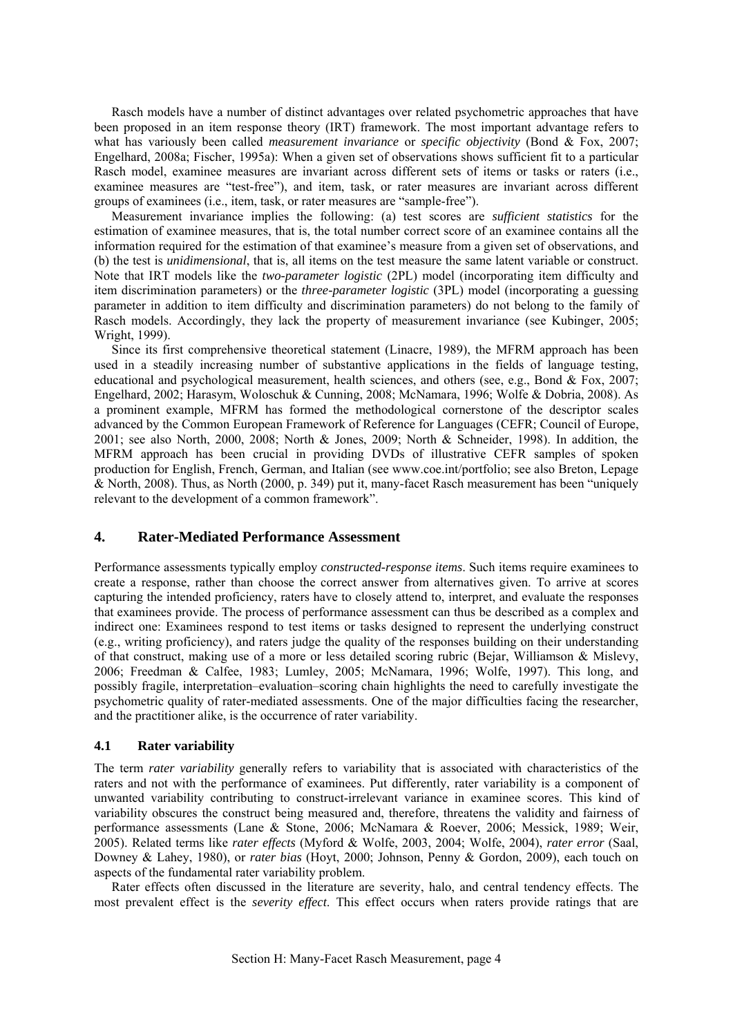Rasch models have a number of distinct advantages over related psychometric approaches that have been proposed in an item response theory (IRT) framework. The most important advantage refers to what has variously been called *measurement invariance* or *specific objectivity* (Bond & Fox, 2007; Engelhard, 2008a; Fischer, 1995a): When a given set of observations shows sufficient fit to a particular Rasch model, examinee measures are invariant across different sets of items or tasks or raters (i.e., examinee measures are "test-free"), and item, task, or rater measures are invariant across different groups of examinees (i.e., item, task, or rater measures are "sample-free").

Measurement invariance implies the following: (a) test scores are *sufficient statistics* for the estimation of examinee measures, that is, the total number correct score of an examinee contains all the information required for the estimation of that examinee's measure from a given set of observations, and (b) the test is *unidimensional*, that is, all items on the test measure the same latent variable or construct. Note that IRT models like the *two-parameter logistic* (2PL) model (incorporating item difficulty and item discrimination parameters) or the *three-parameter logistic* (3PL) model (incorporating a guessing parameter in addition to item difficulty and discrimination parameters) do not belong to the family of Rasch models. Accordingly, they lack the property of measurement invariance (see Kubinger, 2005; Wright, 1999).

Since its first comprehensive theoretical statement (Linacre, 1989), the MFRM approach has been used in a steadily increasing number of substantive applications in the fields of language testing, educational and psychological measurement, health sciences, and others (see, e.g., Bond & Fox, 2007; Engelhard, 2002; Harasym, Woloschuk & Cunning, 2008; McNamara, 1996; Wolfe & Dobria, 2008). As a prominent example, MFRM has formed the methodological cornerstone of the descriptor scales advanced by the Common European Framework of Reference for Languages (CEFR; Council of Europe, 2001; see also North, 2000, 2008; North & Jones, 2009; North & Schneider, 1998). In addition, the MFRM approach has been crucial in providing DVDs of illustrative CEFR samples of spoken production for English, French, German, and Italian (see www.coe.int/portfolio; see also Breton, Lepage & North, 2008). Thus, as North (2000, p. 349) put it, many-facet Rasch measurement has been "uniquely relevant to the development of a common framework".

## 4. Rater-Mediated Performance Assessment

Performance assessments typically employ *constructed-response items*. Such items require examinees to create a response, rather than choose the correct answer from alternatives given. To arrive at scores capturing the intended proficiency, raters have to closely attend to, interpret, and evaluate the responses that examinees provide. The process of performance assessment can thus be described as a complex and indirect one: Examinees respond to test items or tasks designed to represent the underlying construct (e.g., writing proficiency), and raters judge the quality of the responses building on their understanding of that construct, making use of a more or less detailed scoring rubric (Bejar, Williamson & Mislevy, 2006; Freedman & Calfee, 1983; Lumley, 2005; McNamara, 1996; Wolfe, 1997). This long, and possibly fragile, interpretation–evaluation–scoring chain highlights the need to carefully investigate the psychometric quality of rater-mediated assessments. One of the major difficulties facing the researcher, and the practitioner alike, is the occurrence of rater variability.

### 4.1 Rater variability

The term *rater variability* generally refers to variability that is associated with characteristics of the raters and not with the performance of examinees. Put differently, rater variability is a component of unwanted variability contributing to construct-irrelevant variance in examinee scores. This kind of variability obscures the construct being measured and, therefore, threatens the validity and fairness of performance assessments (Lane & Stone, 2006; McNamara & Roever, 2006; Messick, 1989; Weir, 2005). Related terms like *rater effects* (Myford & Wolfe, 2003, 2004; Wolfe, 2004), *rater error* (Saal, Downey & Lahey, 1980), or *rater bias* (Hoyt, 2000; Johnson, Penny & Gordon, 2009), each touch on aspects of the fundamental rater variability problem.

Rater effects often discussed in the literature are severity, halo, and central tendency effects. The most prevalent effect is the *severity effect*. This effect occurs when raters provide ratings that are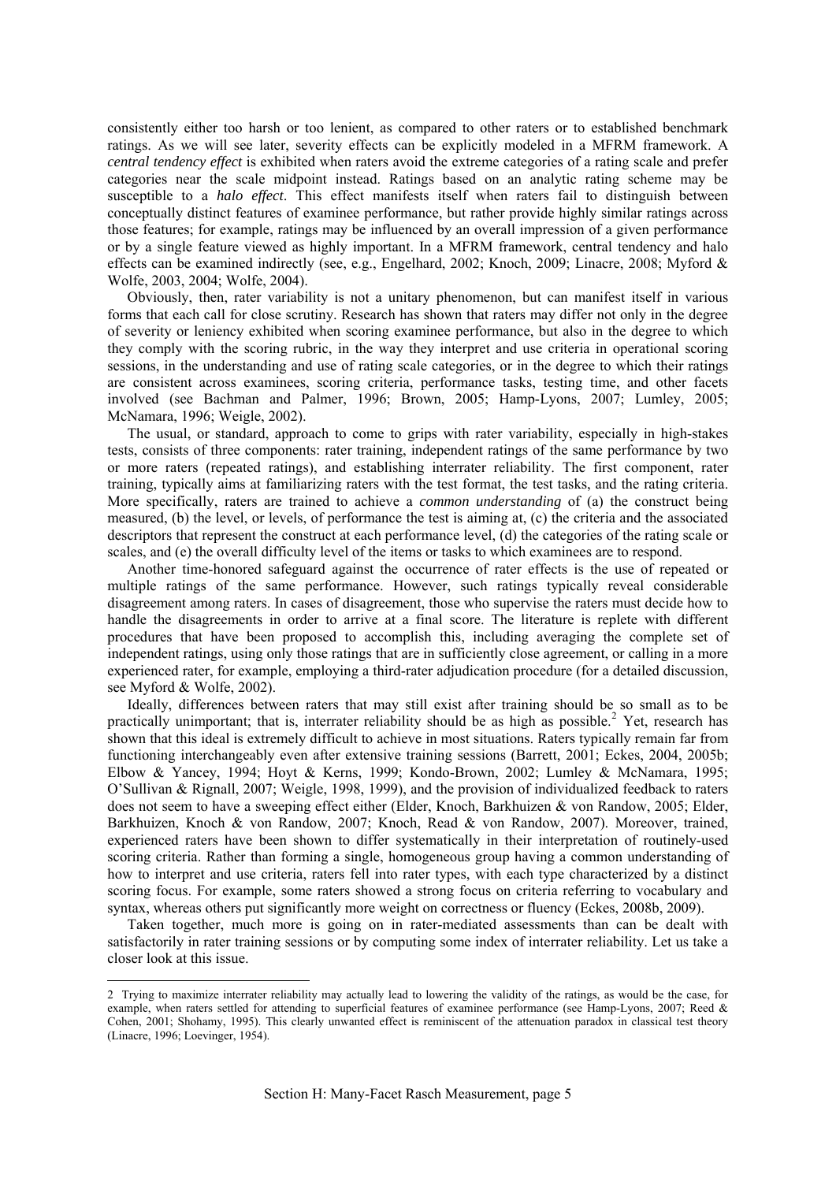consistently either too harsh or too lenient, as compared to other raters or to established benchmark ratings. As we will see later, severity effects can be explicitly modeled in a MFRM framework. A *central tendency effect* is exhibited when raters avoid the extreme categories of a rating scale and prefer categories near the scale midpoint instead. Ratings based on an analytic rating scheme may be susceptible to a *halo effect*. This effect manifests itself when raters fail to distinguish between conceptually distinct features of examinee performance, but rather provide highly similar ratings across those features; for example, ratings may be influenced by an overall impression of a given performance or by a single feature viewed as highly important. In a MFRM framework, central tendency and halo effects can be examined indirectly (see, e.g., Engelhard, 2002; Knoch, 2009; Linacre, 2008; Myford & Wolfe, 2003, 2004; Wolfe, 2004).

Obviously, then, rater variability is not a unitary phenomenon, but can manifest itself in various forms that each call for close scrutiny. Research has shown that raters may differ not only in the degree of severity or leniency exhibited when scoring examinee performance, but also in the degree to which they comply with the scoring rubric, in the way they interpret and use criteria in operational scoring sessions, in the understanding and use of rating scale categories, or in the degree to which their ratings are consistent across examinees, scoring criteria, performance tasks, testing time, and other facets involved (see Bachman and Palmer, 1996; Brown, 2005; Hamp-Lyons, 2007; Lumley, 2005; McNamara, 1996; Weigle, 2002).

The usual, or standard, approach to come to grips with rater variability, especially in high-stakes tests, consists of three components: rater training, independent ratings of the same performance by two or more raters (repeated ratings), and establishing interrater reliability. The first component, rater training, typically aims at familiarizing raters with the test format, the test tasks, and the rating criteria. More specifically, raters are trained to achieve a *common understanding* of (a) the construct being measured, (b) the level, or levels, of performance the test is aiming at, (c) the criteria and the associated descriptors that represent the construct at each performance level, (d) the categories of the rating scale or scales, and (e) the overall difficulty level of the items or tasks to which examinees are to respond.

Another time-honored safeguard against the occurrence of rater effects is the use of repeated or multiple ratings of the same performance. However, such ratings typically reveal considerable disagreement among raters. In cases of disagreement, those who supervise the raters must decide how to handle the disagreements in order to arrive at a final score. The literature is replete with different procedures that have been proposed to accomplish this, including averaging the complete set of independent ratings, using only those ratings that are in sufficiently close agreement, or calling in a more experienced rater, for example, employing a third-rater adjudication procedure (for a detailed discussion, see Myford & Wolfe, 2002).

Ideally, differences between raters that may still exist after training should be so small as to be practically unimportant; that is, interrater reliability should be as high as possible.[2] Yet, research has shown that this ideal is extremely difficult to achieve in most situations. Raters typically remain far from functioning interchangeably even after extensive training sessions (Barrett, 2001; Eckes, 2004, 2005b; Elbow & Yancey, 1994; Hoyt & Kerns, 1999; Kondo-Brown, 2002; Lumley & McNamara, 1995; O'Sullivan & Rignall, 2007; Weigle, 1998, 1999), and the provision of individualized feedback to raters does not seem to have a sweeping effect either (Elder, Knoch, Barkhuizen & von Randow, 2005; Elder, Barkhuizen, Knoch & von Randow, 2007; Knoch, Read & von Randow, 2007). Moreover, trained, experienced raters have been shown to differ systematically in their interpretation of routinely-used scoring criteria. Rather than forming a single, homogeneous group having a common understanding of how to interpret and use criteria, raters fell into rater types, with each type characterized by a distinct scoring focus. For example, some raters showed a strong focus on criteria referring to vocabulary and syntax, whereas others put significantly more weight on correctness or fluency (Eckes, 2008b, 2009).

Taken together, much more is going on in rater-mediated assessments than can be dealt with satisfactorily in rater training sessions or by computing some index of interrater reliability. Let us take a closer look at this issue.

---

2 Trying to maximize interrater reliability may actually lead to lowering the validity of the ratings, as would be the case, for example, when raters settled for attending to superficial features of examinee performance (see Hamp-Lyons, 2007; Reed & Cohen, 2001; Shohamy, 1995). This clearly unwanted effect is reminiscent of the attenuation paradox in classical test theory (Linacre, 1996; Loevinger, 1954).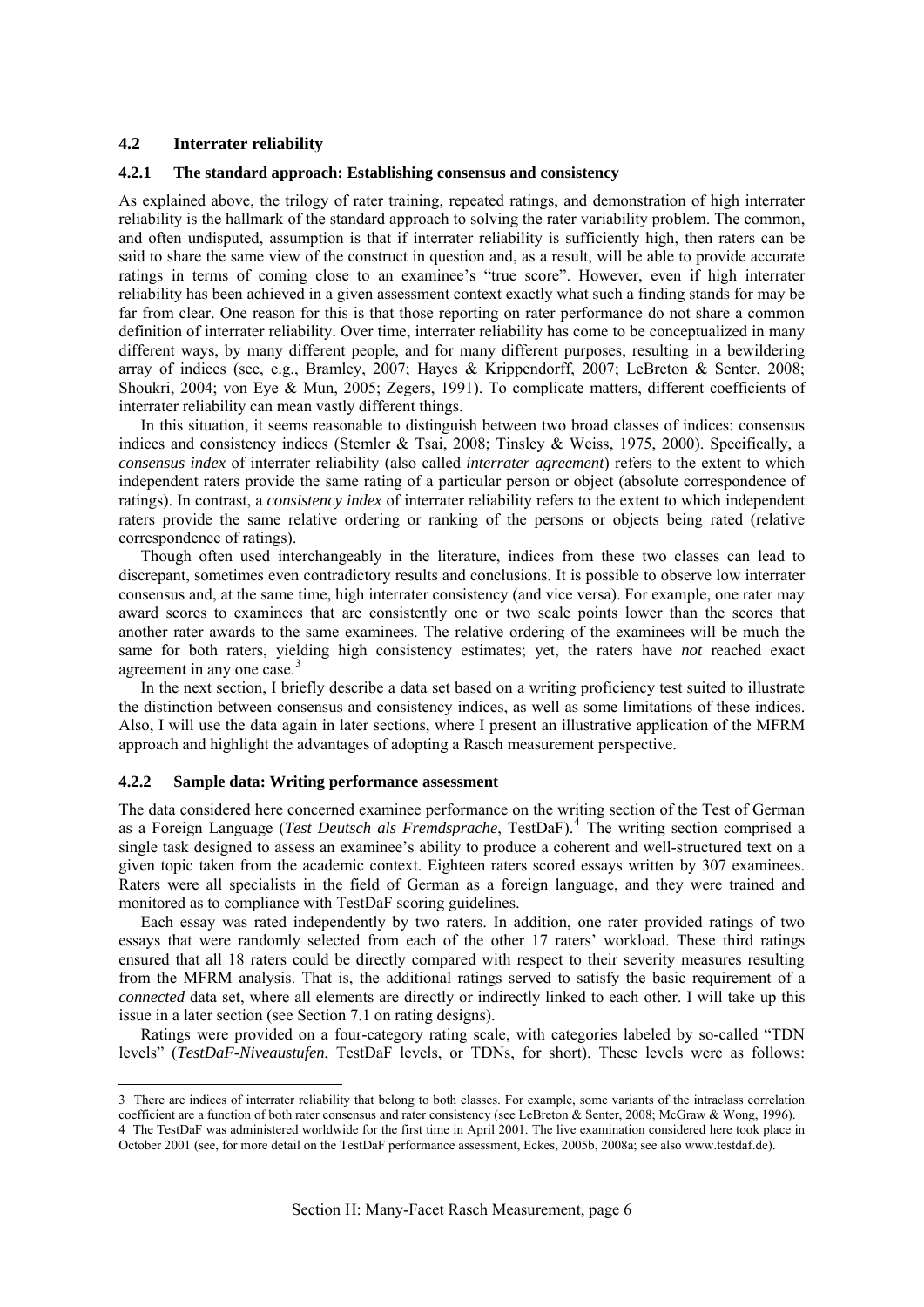### 4.2 Interrater reliability

#### 4.2.1 The standard approach: Establishing consensus and consistency

As explained above, the trilogy of rater training, repeated ratings, and demonstration of high interrater reliability is the hallmark of the standard approach to solving the rater variability problem. The common, and often undisputed, assumption is that if interrater reliability is sufficiently high, then raters can be said to share the same view of the construct in question and, as a result, will be able to provide accurate ratings in terms of coming close to an examinee's "true score". However, even if high interrater reliability has been achieved in a given assessment context exactly what such a finding stands for may be far from clear. One reason for this is that those reporting on rater performance do not share a common definition of interrater reliability. Over time, interrater reliability has come to be conceptualized in many different ways, by many different people, and for many different purposes, resulting in a bewildering array of indices (see, e.g., Bramley, 2007; Hayes & Krippendorff, 2007; LeBreton & Senter, 2008; Shoukri, 2004; von Eye & Mun, 2005; Zegers, 1991). To complicate matters, different coefficients of interrater reliability can mean vastly different things.

In this situation, it seems reasonable to distinguish between two broad classes of indices: consensus indices and consistency indices (Stemler & Tsai, 2008; Tinsley & Weiss, 1975, 2000). Specifically, a *consensus index* of interrater reliability (also called *interrater agreement*) refers to the extent to which independent raters provide the same rating of a particular person or object (absolute correspondence of ratings). In contrast, a *consistency index* of interrater reliability refers to the extent to which independent raters provide the same relative ordering or ranking of the persons or objects being rated (relative correspondence of ratings).

Though often used interchangeably in the literature, indices from these two classes can lead to discrepant, sometimes even contradictory results and conclusions. It is possible to observe low interrater consensus and, at the same time, high interrater consistency (and vice versa). For example, one rater may award scores to examinees that are consistently one or two scale points lower than the scores that another rater awards to the same examinees. The relative ordering of the examinees will be much the same for both raters, yielding high consistency estimates; yet, the raters have *not* reached exact agreement in any one case.[3]

In the next section, I briefly describe a data set based on a writing proficiency test suited to illustrate the distinction between consensus and consistency indices, as well as some limitations of these indices. Also, I will use the data again in later sections, where I present an illustrative application of the MFRM approach and highlight the advantages of adopting a Rasch measurement perspective.

#### 4.2.2 Sample data: Writing performance assessment

The data considered here concerned examinee performance on the writing section of the Test of German as a Foreign Language (*Test Deutsch als Fremdsprache*, TestDaF).[4] The writing section comprised a single task designed to assess an examinee's ability to produce a coherent and well-structured text on a given topic taken from the academic context. Eighteen raters scored essays written by 307 examinees. Raters were all specialists in the field of German as a foreign language, and they were trained and monitored as to compliance with TestDaF scoring guidelines.

Each essay was rated independently by two raters. In addition, one rater provided ratings of two essays that were randomly selected from each of the other 17 raters' workload. These third ratings ensured that all 18 raters could be directly compared with respect to their severity measures resulting from the MFRM analysis. That is, the additional ratings served to satisfy the basic requirement of a *connected* data set, where all elements are directly or indirectly linked to each other. I will take up this issue in a later section (see Section 7.1 on rating designs).

Ratings were provided on a four-category rating scale, with categories labeled by so-called "TDN levels" (*TestDaF-Niveaustufen*, TestDaF levels, or TDNs, for short). These levels were as follows:

---

3 There are indices of interrater reliability that belong to both classes. For example, some variants of the intraclass correlation coefficient are a function of both rater consensus and rater consistency (see LeBreton & Senter, 2008; McGraw & Wong, 1996).

4 The TestDaF was administered worldwide for the first time in April 2001. The live examination considered here took place in October 2001 (see, for more detail on the TestDaF performance assessment, Eckes, 2005b, 2008a; see also www.testdaf.de).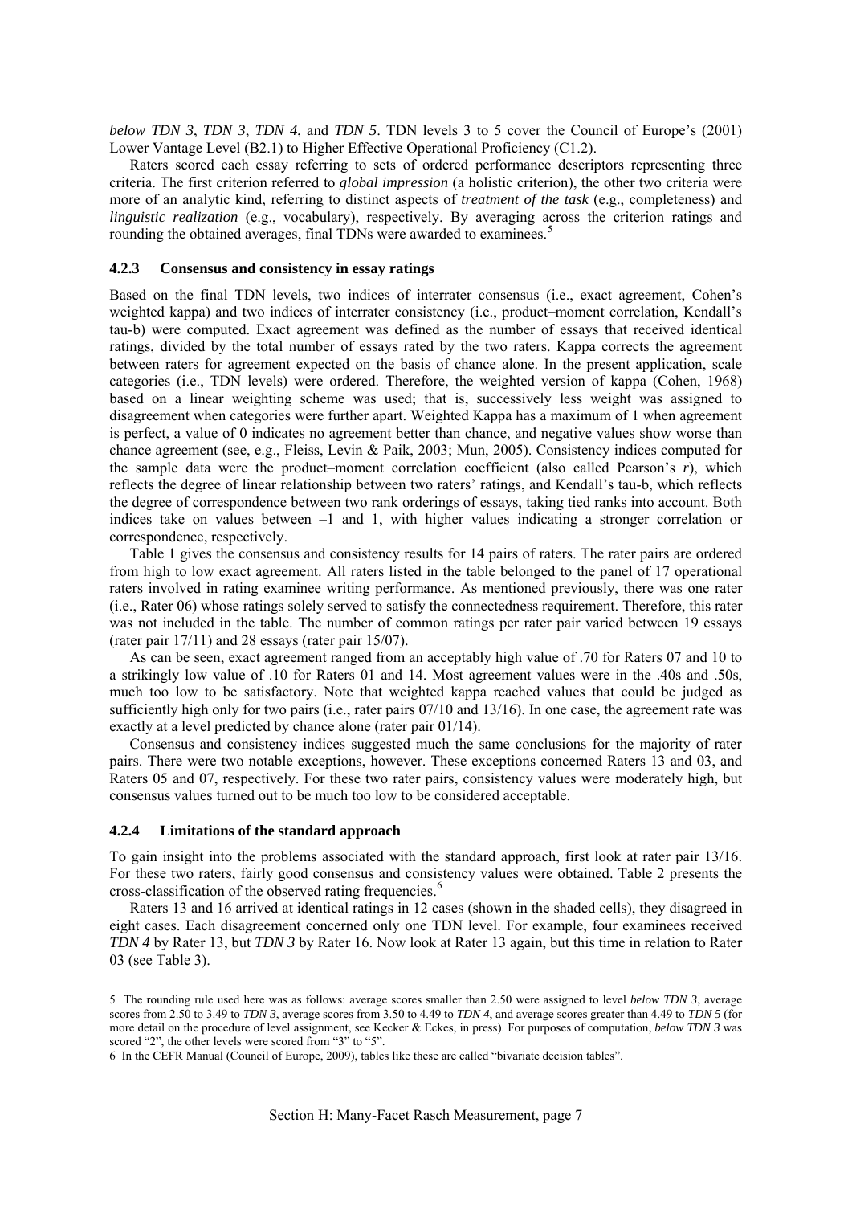*below TDN 3*, *TDN 3*, *TDN 4*, and *TDN 5*. TDN levels 3 to 5 cover the Council of Europe's (2001) Lower Vantage Level (B2.1) to Higher Effective Operational Proficiency (C1.2).

Raters scored each essay referring to sets of ordered performance descriptors representing three criteria. The first criterion referred to *global impression* (a holistic criterion), the other two criteria were more of an analytic kind, referring to distinct aspects of *treatment of the task* (e.g., completeness) and *linguistic realization* (e.g., vocabulary), respectively. By averaging across the criterion ratings and rounding the obtained averages, final TDNs were awarded to examinees.[5]

### 4.2.3 Consensus and consistency in essay ratings

Based on the final TDN levels, two indices of interrater consensus (i.e., exact agreement, Cohen's weighted kappa) and two indices of interrater consistency (i.e., product–moment correlation, Kendall's tau-b) were computed. Exact agreement was defined as the number of essays that received identical ratings, divided by the total number of essays rated by the two raters. Kappa corrects the agreement between raters for agreement expected on the basis of chance alone. In the present application, scale categories (i.e., TDN levels) were ordered. Therefore, the weighted version of kappa (Cohen, 1968) based on a linear weighting scheme was used; that is, successively less weight was assigned to disagreement when categories were further apart. Weighted Kappa has a maximum of 1 when agreement is perfect, a value of 0 indicates no agreement better than chance, and negative values show worse than chance agreement (see, e.g., Fleiss, Levin & Paik, 2003; Mun, 2005). Consistency indices computed for the sample data were the product–moment correlation coefficient (also called Pearson's $r$), which reflects the degree of linear relationship between two raters' ratings, and Kendall's tau-b, which reflects the degree of correspondence between two rank orderings of essays, taking tied ranks into account. Both indices take on values between –1 and 1, with higher values indicating a stronger correlation or correspondence, respectively.

Table 1 gives the consensus and consistency results for 14 pairs of raters. The rater pairs are ordered from high to low exact agreement. All raters listed in the table belonged to the panel of 17 operational raters involved in rating examinee writing performance. As mentioned previously, there was one rater (i.e., Rater 06) whose ratings solely served to satisfy the connectedness requirement. Therefore, this rater was not included in the table. The number of common ratings per rater pair varied between 19 essays (rater pair 17/11) and 28 essays (rater pair 15/07).

As can be seen, exact agreement ranged from an acceptably high value of .70 for Raters 07 and 10 to a strikingly low value of .10 for Raters 01 and 14. Most agreement values were in the .40s and .50s, much too low to be satisfactory. Note that weighted kappa reached values that could be judged as sufficiently high only for two pairs (i.e., rater pairs 07/10 and 13/16). In one case, the agreement rate was exactly at a level predicted by chance alone (rater pair 01/14).

Consensus and consistency indices suggested much the same conclusions for the majority of rater pairs. There were two notable exceptions, however. These exceptions concerned Raters 13 and 03, and Raters 05 and 07, respectively. For these two rater pairs, consistency values were moderately high, but consensus values turned out to be much too low to be considered acceptable.

### 4.2.4 Limitations of the standard approach

To gain insight into the problems associated with the standard approach, first look at rater pair 13/16. For these two raters, fairly good consensus and consistency values were obtained. Table 2 presents the cross-classification of the observed rating frequencies.[6]

Raters 13 and 16 arrived at identical ratings in 12 cases (shown in the shaded cells), they disagreed in eight cases. Each disagreement concerned only one TDN level. For example, four examinees received *TDN 4* by Rater 13, but *TDN 3* by Rater 16. Now look at Rater 13 again, but this time in relation to Rater 03 (see Table 3).

---

5 The rounding rule used here was as follows: average scores smaller than 2.50 were assigned to level *below TDN 3*, average scores from 2.50 to 3.49 to *TDN 3*, average scores from 3.50 to 4.49 to *TDN 4*, and average scores greater than 4.49 to *TDN 5* (for more detail on the procedure of level assignment, see Kecker & Eckes, in press). For purposes of computation, *below TDN 3* was scored "2", the other levels were scored from "3" to "5".

6 In the CEFR Manual (Council of Europe, 2009), tables like these are called "bivariate decision tables".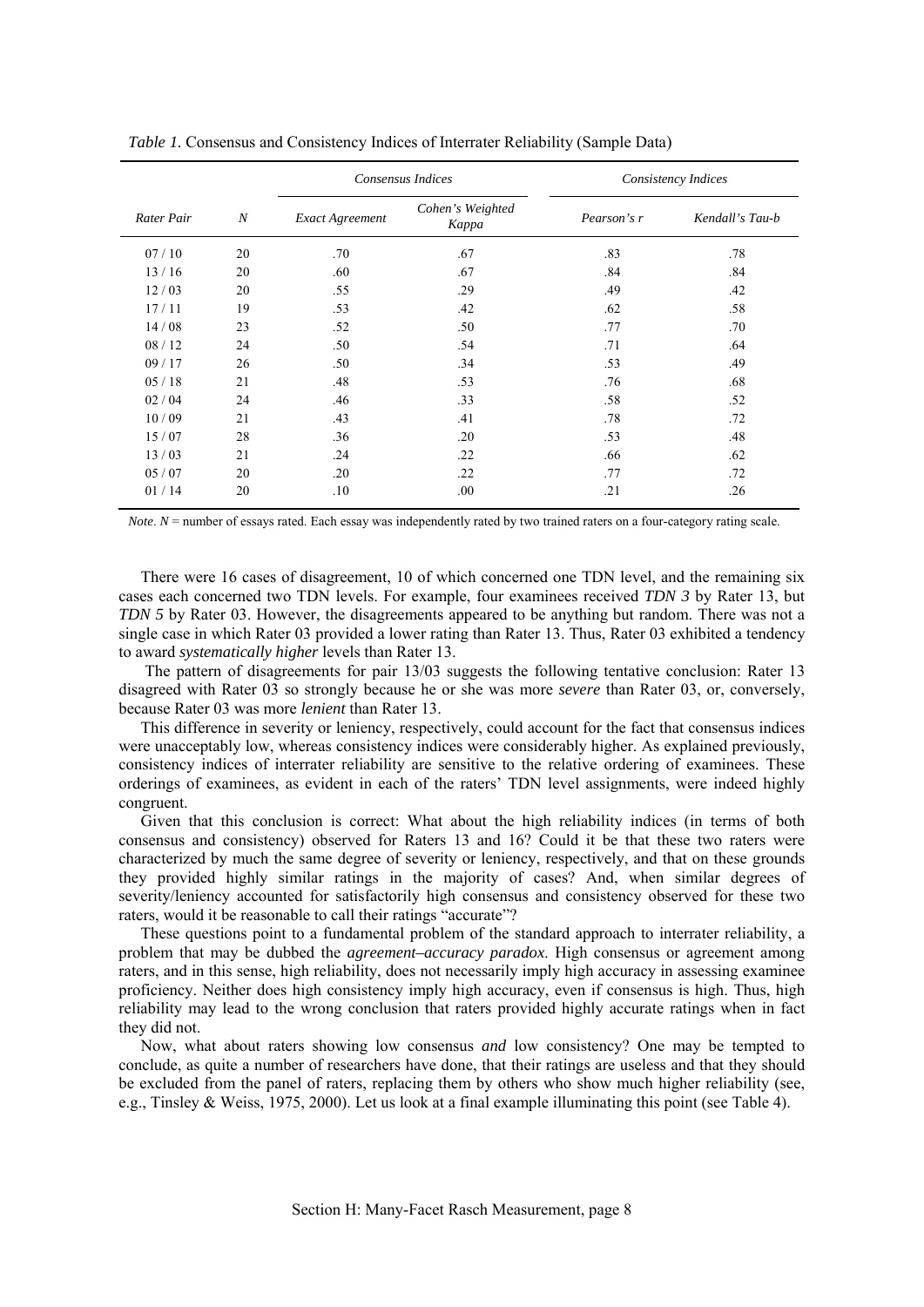*Table 1.* Consensus and Consistency Indices of Interrater Reliability (Sample Data)

| | | *Consensus Indices* | | *Consistency Indices* | |
|---|---|---|---|---|---|
| *Rater Pair* | *N* | *Exact Agreement* | *Cohen's Weighted Kappa* | *Pearson's r* | *Kendall's Tau-b* |
| 07 / 10 | 20 | .70 | .67 | .83 | .78 |
| 13 / 16 | 20 | .60 | .67 | .84 | .84 |
| 12 / 03 | 20 | .55 | .29 | .49 | .42 |
| 17 / 11 | 19 | .53 | .42 | .62 | .58 |
| 14 / 08 | 23 | .52 | .50 | .77 | .70 |
| 08 / 12 | 24 | .50 | .54 | .71 | .64 |
| 09 / 17 | 26 | .50 | .34 | .53 | .49 |
| 05 / 18 | 21 | .48 | .53 | .76 | .68 |
| 02 / 04 | 24 | .46 | .33 | .58 | .52 |
| 10 / 09 | 21 | .43 | .41 | .78 | .72 |
| 15 / 07 | 28 | .36 | .20 | .53 | .48 |
| 13 / 03 | 21 | .24 | .22 | .66 | .62 |
| 05 / 07 | 20 | .20 | .22 | .77 | .72 |
| 01 / 14 | 20 | .10 | .00 | .21 | .26 |

*Note*. *N* = number of essays rated. Each essay was independently rated by two trained raters on a four-category rating scale.

There were 16 cases of disagreement, 10 of which concerned one TDN level, and the remaining six cases each concerned two TDN levels. For example, four examinees received *TDN 3* by Rater 13, but *TDN 5* by Rater 03. However, the disagreements appeared to be anything but random. There was not a single case in which Rater 03 provided a lower rating than Rater 13. Thus, Rater 03 exhibited a tendency to award *systematically higher* levels than Rater 13.

The pattern of disagreements for pair 13/03 suggests the following tentative conclusion: Rater 13 disagreed with Rater 03 so strongly because he or she was more *severe* than Rater 03, or, conversely, because Rater 03 was more *lenient* than Rater 13.

This difference in severity or leniency, respectively, could account for the fact that consensus indices were unacceptably low, whereas consistency indices were considerably higher. As explained previously, consistency indices of interrater reliability are sensitive to the relative ordering of examinees. These orderings of examinees, as evident in each of the raters' TDN level assignments, were indeed highly congruent.

Given that this conclusion is correct: What about the high reliability indices (in terms of both consensus and consistency) observed for Raters 13 and 16? Could it be that these two raters were characterized by much the same degree of severity or leniency, respectively, and that on these grounds they provided highly similar ratings in the majority of cases? And, when similar degrees of severity/leniency accounted for satisfactorily high consensus and consistency observed for these two raters, would it be reasonable to call their ratings "accurate"?

These questions point to a fundamental problem of the standard approach to interrater reliability, a problem that may be dubbed the *agreement–accuracy paradox*. High consensus or agreement among raters, and in this sense, high reliability, does not necessarily imply high accuracy in assessing examinee proficiency. Neither does high consistency imply high accuracy, even if consensus is high. Thus, high reliability may lead to the wrong conclusion that raters provided highly accurate ratings when in fact they did not.

Now, what about raters showing low consensus *and* low consistency? One may be tempted to conclude, as quite a number of researchers have done, that their ratings are useless and that they should be excluded from the panel of raters, replacing them by others who show much higher reliability (see, e.g., Tinsley & Weiss, 1975, 2000). Let us look at a final example illuminating this point (see Table 4).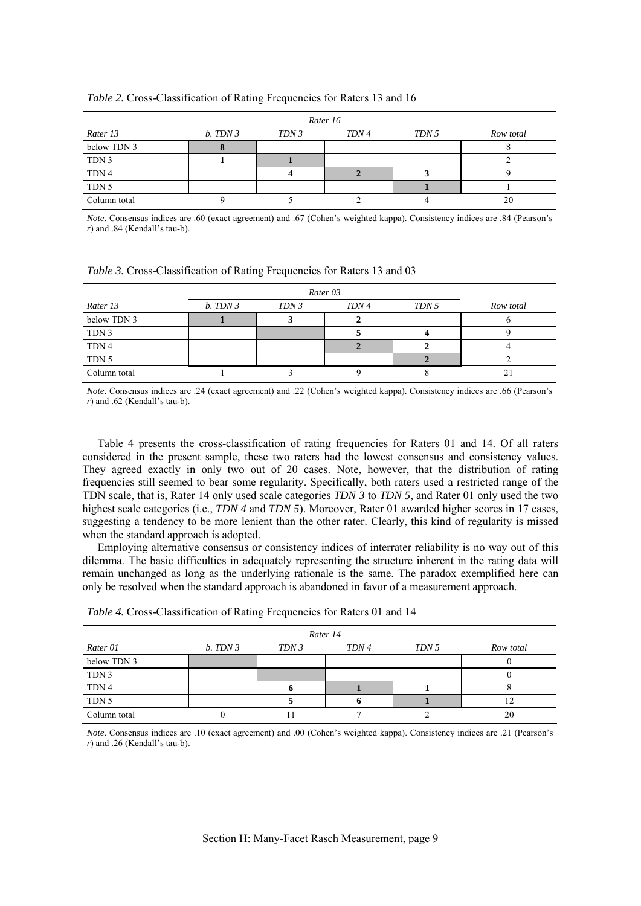*Table 2.* Cross-Classification of Rating Frequencies for Raters 13 and 16

| | *Rater 16* | | | | |
|---|---|---|---|---|---|
| *Rater 13* | *b. TDN 3* | *TDN 3* | *TDN 4* | *TDN 5* | *Row total* |
| below TDN 3 | **8** | | | | 8 |
| TDN 3 | **1** | **1** | | | 2 |
| TDN 4 | | **4** | **2** | **3** | 9 |
| TDN 5 | | | | **1** | 1 |
| Column total | 9 | 5 | 2 | 4 | 20 |

*Note*. Consensus indices are .60 (exact agreement) and .67 (Cohen's weighted kappa). Consistency indices are .84 (Pearson's *r*) and .84 (Kendall's tau-b).

*Table 3.* Cross-Classification of Rating Frequencies for Raters 13 and 03

| | *Rater 03* | | | | |
|---|---|---|---|---|---|
| *Rater 13* | *b. TDN 3* | *TDN 3* | *TDN 4* | *TDN 5* | *Row total* |
| below TDN 3 | **1** | **3** | **2** | | 6 |
| TDN 3 | | | **5** | **4** | 9 |
| TDN 4 | | | **2** | **2** | 4 |
| TDN 5 | | | | **2** | 2 |
| Column total | 1 | 3 | 9 | 8 | 21 |

*Note*. Consensus indices are .24 (exact agreement) and .22 (Cohen's weighted kappa). Consistency indices are .66 (Pearson's *r*) and .62 (Kendall's tau-b).

Table 4 presents the cross-classification of rating frequencies for Raters 01 and 14. Of all raters considered in the present sample, these two raters had the lowest consensus and consistency values. They agreed exactly in only two out of 20 cases. Note, however, that the distribution of rating frequencies still seemed to bear some regularity. Specifically, both raters used a restricted range of the TDN scale, that is, Rater 14 only used scale categories *TDN 3* to *TDN 5*, and Rater 01 only used the two highest scale categories (i.e., *TDN 4* and *TDN 5*). Moreover, Rater 01 awarded higher scores in 17 cases, suggesting a tendency to be more lenient than the other rater. Clearly, this kind of regularity is missed when the standard approach is adopted.

Employing alternative consensus or consistency indices of interrater reliability is no way out of this dilemma. The basic difficulties in adequately representing the structure inherent in the rating data will remain unchanged as long as the underlying rationale is the same. The paradox exemplified here can only be resolved when the standard approach is abandoned in favor of a measurement approach.

*Table 4.* Cross-Classification of Rating Frequencies for Raters 01 and 14

| | *Rater 14* | | | | |
|---|---|---|---|---|---|
| *Rater 01* | *b. TDN 3* | *TDN 3* | *TDN 4* | *TDN 5* | *Row total* |
| below TDN 3 | | | | | 0 |
| TDN 3 | | | | | 0 |
| TDN 4 | | **6** | **1** | **1** | 8 |
| TDN 5 | | **5** | **6** | **1** | 12 |
| Column total | 0 | 11 | 7 | 2 | 20 |

*Note*. Consensus indices are .10 (exact agreement) and .00 (Cohen's weighted kappa). Consistency indices are .21 (Pearson's *r*) and .26 (Kendall's tau-b).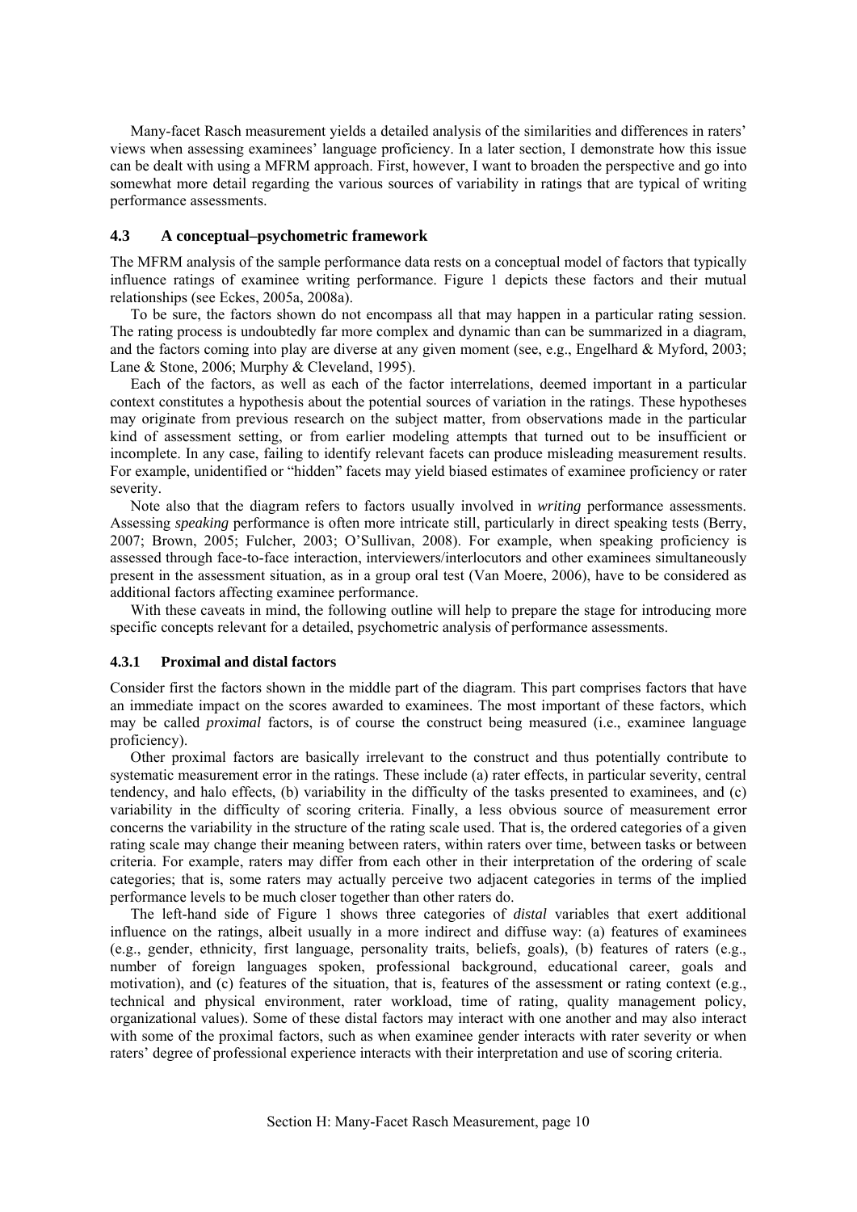Many-facet Rasch measurement yields a detailed analysis of the similarities and differences in raters' views when assessing examinees' language proficiency. In a later section, I demonstrate how this issue can be dealt with using a MFRM approach. First, however, I want to broaden the perspective and go into somewhat more detail regarding the various sources of variability in ratings that are typical of writing performance assessments.

### 4.3 A conceptual–psychometric framework

The MFRM analysis of the sample performance data rests on a conceptual model of factors that typically influence ratings of examinee writing performance. Figure 1 depicts these factors and their mutual relationships (see Eckes, 2005a, 2008a).

To be sure, the factors shown do not encompass all that may happen in a particular rating session. The rating process is undoubtedly far more complex and dynamic than can be summarized in a diagram, and the factors coming into play are diverse at any given moment (see, e.g., Engelhard & Myford, 2003; Lane & Stone, 2006; Murphy & Cleveland, 1995).

Each of the factors, as well as each of the factor interrelations, deemed important in a particular context constitutes a hypothesis about the potential sources of variation in the ratings. These hypotheses may originate from previous research on the subject matter, from observations made in the particular kind of assessment setting, or from earlier modeling attempts that turned out to be insufficient or incomplete. In any case, failing to identify relevant facets can produce misleading measurement results. For example, unidentified or "hidden" facets may yield biased estimates of examinee proficiency or rater severity.

Note also that the diagram refers to factors usually involved in *writing* performance assessments. Assessing *speaking* performance is often more intricate still, particularly in direct speaking tests (Berry, 2007; Brown, 2005; Fulcher, 2003; O'Sullivan, 2008). For example, when speaking proficiency is assessed through face-to-face interaction, interviewers/interlocutors and other examinees simultaneously present in the assessment situation, as in a group oral test (Van Moere, 2006), have to be considered as additional factors affecting examinee performance.

With these caveats in mind, the following outline will help to prepare the stage for introducing more specific concepts relevant for a detailed, psychometric analysis of performance assessments.

#### 4.3.1 Proximal and distal factors

Consider first the factors shown in the middle part of the diagram. This part comprises factors that have an immediate impact on the scores awarded to examinees. The most important of these factors, which may be called *proximal* factors, is of course the construct being measured (i.e., examinee language proficiency).

Other proximal factors are basically irrelevant to the construct and thus potentially contribute to systematic measurement error in the ratings. These include (a) rater effects, in particular severity, central tendency, and halo effects, (b) variability in the difficulty of the tasks presented to examinees, and (c) variability in the difficulty of scoring criteria. Finally, a less obvious source of measurement error concerns the variability in the structure of the rating scale used. That is, the ordered categories of a given rating scale may change their meaning between raters, within raters over time, between tasks or between criteria. For example, raters may differ from each other in their interpretation of the ordering of scale categories; that is, some raters may actually perceive two adjacent categories in terms of the implied performance levels to be much closer together than other raters do.

The left-hand side of Figure 1 shows three categories of *distal* variables that exert additional influence on the ratings, albeit usually in a more indirect and diffuse way: (a) features of examinees (e.g., gender, ethnicity, first language, personality traits, beliefs, goals), (b) features of raters (e.g., number of foreign languages spoken, professional background, educational career, goals and motivation), and (c) features of the situation, that is, features of the assessment or rating context (e.g., technical and physical environment, rater workload, time of rating, quality management policy, organizational values). Some of these distal factors may interact with one another and may also interact with some of the proximal factors, such as when examinee gender interacts with rater severity or when raters' degree of professional experience interacts with their interpretation and use of scoring criteria.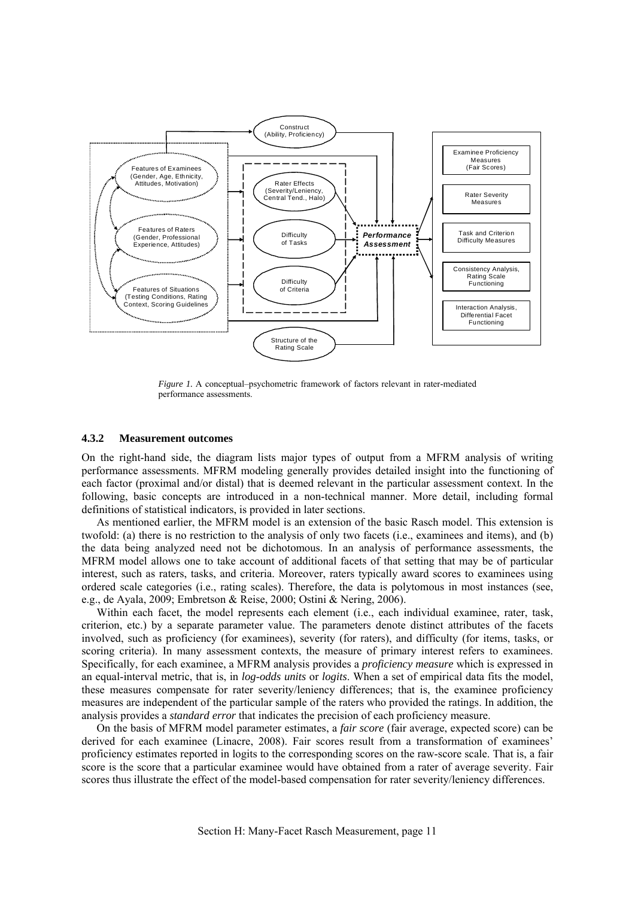*Figure 1.* A conceptual–psychometric framework of factors relevant in rater-mediated performance assessments.

### 4.3.2 Measurement outcomes

On the right-hand side, the diagram lists major types of output from a MFRM analysis of writing performance assessments. MFRM modeling generally provides detailed insight into the functioning of each factor (proximal and/or distal) that is deemed relevant in the particular assessment context. In the following, basic concepts are introduced in a non-technical manner. More detail, including formal definitions of statistical indicators, is provided in later sections.

As mentioned earlier, the MFRM model is an extension of the basic Rasch model. This extension is twofold: (a) there is no restriction to the analysis of only two facets (i.e., examinees and items), and (b) the data being analyzed need not be dichotomous. In an analysis of performance assessments, the MFRM model allows one to take account of additional facets of that setting that may be of particular interest, such as raters, tasks, and criteria. Moreover, raters typically award scores to examinees using ordered scale categories (i.e., rating scales). Therefore, the data is polytomous in most instances (see, e.g., de Ayala, 2009; Embretson & Reise, 2000; Ostini & Nering, 2006).

Within each facet, the model represents each element (i.e., each individual examinee, rater, task, criterion, etc.) by a separate parameter value. The parameters denote distinct attributes of the facets involved, such as proficiency (for examinees), severity (for raters), and difficulty (for items, tasks, or scoring criteria). In many assessment contexts, the measure of primary interest refers to examinees. Specifically, for each examinee, a MFRM analysis provides a *proficiency measure* which is expressed in an equal-interval metric, that is, in *log-odds units* or *logits*. When a set of empirical data fits the model, these measures compensate for rater severity/leniency differences; that is, the examinee proficiency measures are independent of the particular sample of the raters who provided the ratings. In addition, the analysis provides a *standard error* that indicates the precision of each proficiency measure.

On the basis of MFRM model parameter estimates, a *fair score* (fair average, expected score) can be derived for each examinee (Linacre, 2008). Fair scores result from a transformation of examinees' proficiency estimates reported in logits to the corresponding scores on the raw-score scale. That is, a fair score is the score that a particular examinee would have obtained from a rater of average severity. Fair scores thus illustrate the effect of the model-based compensation for rater severity/leniency differences.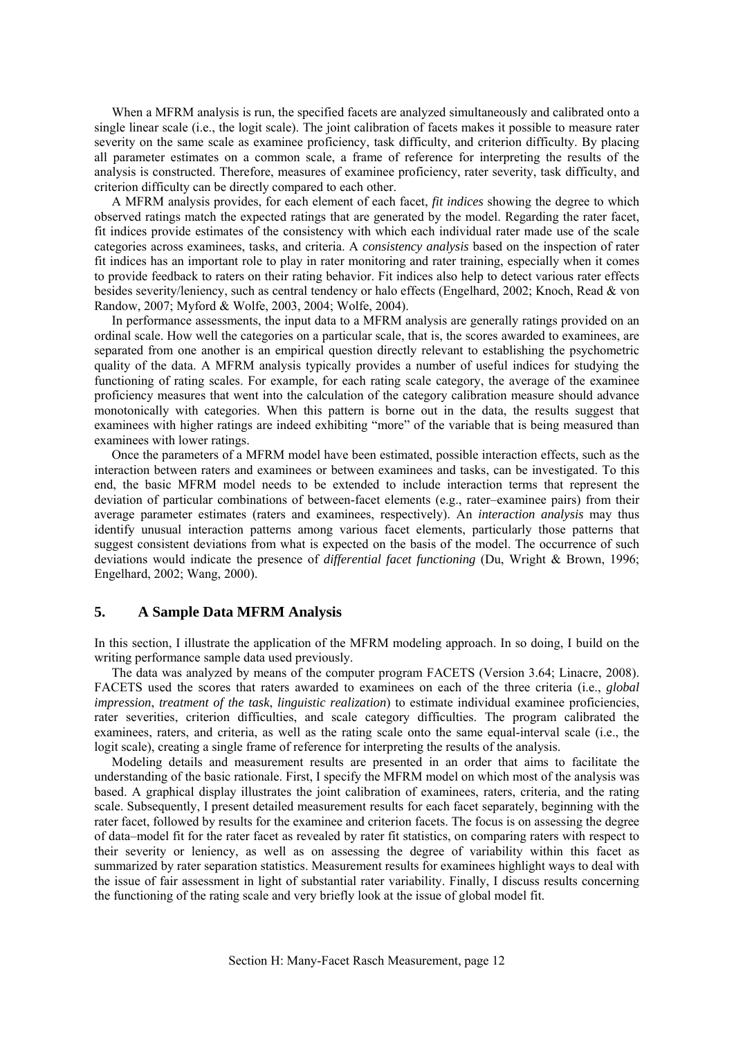When a MFRM analysis is run, the specified facets are analyzed simultaneously and calibrated onto a single linear scale (i.e., the logit scale). The joint calibration of facets makes it possible to measure rater severity on the same scale as examinee proficiency, task difficulty, and criterion difficulty. By placing all parameter estimates on a common scale, a frame of reference for interpreting the results of the analysis is constructed. Therefore, measures of examinee proficiency, rater severity, task difficulty, and criterion difficulty can be directly compared to each other.

A MFRM analysis provides, for each element of each facet, *fit indices* showing the degree to which observed ratings match the expected ratings that are generated by the model. Regarding the rater facet, fit indices provide estimates of the consistency with which each individual rater made use of the scale categories across examinees, tasks, and criteria. A *consistency analysis* based on the inspection of rater fit indices has an important role to play in rater monitoring and rater training, especially when it comes to provide feedback to raters on their rating behavior. Fit indices also help to detect various rater effects besides severity/leniency, such as central tendency or halo effects (Engelhard, 2002; Knoch, Read & von Randow, 2007; Myford & Wolfe, 2003, 2004; Wolfe, 2004).

In performance assessments, the input data to a MFRM analysis are generally ratings provided on an ordinal scale. How well the categories on a particular scale, that is, the scores awarded to examinees, are separated from one another is an empirical question directly relevant to establishing the psychometric quality of the data. A MFRM analysis typically provides a number of useful indices for studying the functioning of rating scales. For example, for each rating scale category, the average of the examinee proficiency measures that went into the calculation of the category calibration measure should advance monotonically with categories. When this pattern is borne out in the data, the results suggest that examinees with higher ratings are indeed exhibiting "more" of the variable that is being measured than examinees with lower ratings.

Once the parameters of a MFRM model have been estimated, possible interaction effects, such as the interaction between raters and examinees or between examinees and tasks, can be investigated. To this end, the basic MFRM model needs to be extended to include interaction terms that represent the deviation of particular combinations of between-facet elements (e.g., rater–examinee pairs) from their average parameter estimates (raters and examinees, respectively). An *interaction analysis* may thus identify unusual interaction patterns among various facet elements, particularly those patterns that suggest consistent deviations from what is expected on the basis of the model. The occurrence of such deviations would indicate the presence of *differential facet functioning* (Du, Wright & Brown, 1996; Engelhard, 2002; Wang, 2000).

## 5. A Sample Data MFRM Analysis

In this section, I illustrate the application of the MFRM modeling approach. In so doing, I build on the writing performance sample data used previously.

The data was analyzed by means of the computer program FACETS (Version 3.64; Linacre, 2008). FACETS used the scores that raters awarded to examinees on each of the three criteria (i.e., *global impression*, *treatment of the task*, *linguistic realization*) to estimate individual examinee proficiencies, rater severities, criterion difficulties, and scale category difficulties. The program calibrated the examinees, raters, and criteria, as well as the rating scale onto the same equal-interval scale (i.e., the logit scale), creating a single frame of reference for interpreting the results of the analysis.

Modeling details and measurement results are presented in an order that aims to facilitate the understanding of the basic rationale. First, I specify the MFRM model on which most of the analysis was based. A graphical display illustrates the joint calibration of examinees, raters, criteria, and the rating scale. Subsequently, I present detailed measurement results for each facet separately, beginning with the rater facet, followed by results for the examinee and criterion facets. The focus is on assessing the degree of data–model fit for the rater facet as revealed by rater fit statistics, on comparing raters with respect to their severity or leniency, as well as on assessing the degree of variability within this facet as summarized by rater separation statistics. Measurement results for examinees highlight ways to deal with the issue of fair assessment in light of substantial rater variability. Finally, I discuss results concerning the functioning of the rating scale and very briefly look at the issue of global model fit.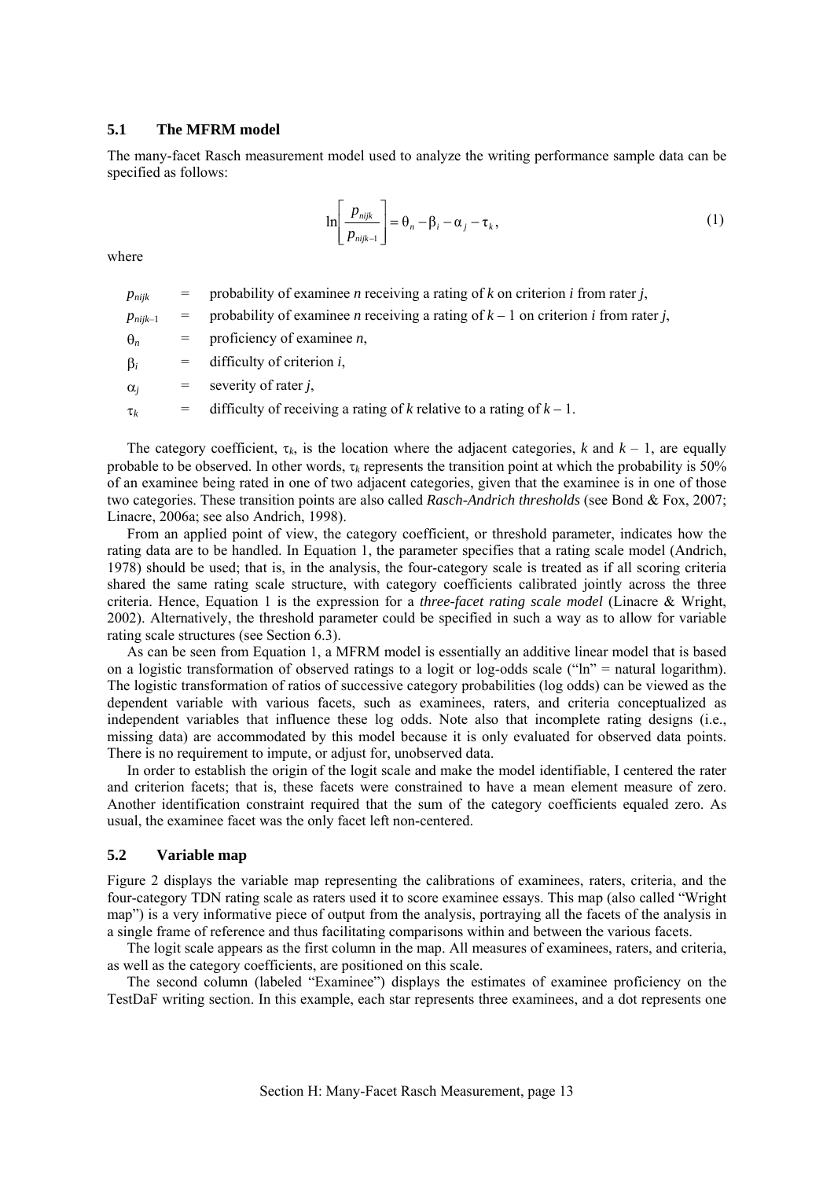### 5.1 The MFRM model

The many-facet Rasch measurement model used to analyze the writing performance sample data can be specified as follows:

$$\ln\left[\frac{p_{nijk}}{p_{nijk-1}}\right] = \theta_n - \beta_i - \alpha_j - \tau_k, \tag{1}$$

where

| | | |
|---|---|---|
| $p_{nijk}$ | = | probability of examinee *n* receiving a rating of *k* on criterion *i* from rater *j*, |
| $p_{nijk-1}$ | = | probability of examinee *n* receiving a rating of $k - 1$ on criterion *i* from rater *j*, |
| $\theta_n$ | = | proficiency of examinee *n*, |
| $\beta_i$ | = | difficulty of criterion *i*, |
| $\alpha_j$ | = | severity of rater *j*, |
| $\tau_k$ | = | difficulty of receiving a rating of *k* relative to a rating of $k - 1$. |

The category coefficient, $\tau_k$, is the location where the adjacent categories, *k* and $k - 1$, are equally probable to be observed. In other words, $\tau_k$ represents the transition point at which the probability is 50% of an examinee being rated in one of two adjacent categories, given that the examinee is in one of those two categories. These transition points are also called *Rasch-Andrich thresholds* (see Bond & Fox, 2007; Linacre, 2006a; see also Andrich, 1998).

From an applied point of view, the category coefficient, or threshold parameter, indicates how the rating data are to be handled. In Equation 1, the parameter specifies that a rating scale model (Andrich, 1978) should be used; that is, in the analysis, the four-category scale is treated as if all scoring criteria shared the same rating scale structure, with category coefficients calibrated jointly across the three criteria. Hence, Equation 1 is the expression for a *three-facet rating scale model* (Linacre & Wright, 2002). Alternatively, the threshold parameter could be specified in such a way as to allow for variable rating scale structures (see Section 6.3).

As can be seen from Equation 1, a MFRM model is essentially an additive linear model that is based on a logistic transformation of observed ratings to a logit or log-odds scale ("ln" = natural logarithm). The logistic transformation of ratios of successive category probabilities (log odds) can be viewed as the dependent variable with various facets, such as examinees, raters, and criteria conceptualized as independent variables that influence these log odds. Note also that incomplete rating designs (i.e., missing data) are accommodated by this model because it is only evaluated for observed data points. There is no requirement to impute, or adjust for, unobserved data.

In order to establish the origin of the logit scale and make the model identifiable, I centered the rater and criterion facets; that is, these facets were constrained to have a mean element measure of zero. Another identification constraint required that the sum of the category coefficients equaled zero. As usual, the examinee facet was the only facet left non-centered.

### 5.2 Variable map

Figure 2 displays the variable map representing the calibrations of examinees, raters, criteria, and the four-category TDN rating scale as raters used it to score examinee essays. This map (also called "Wright map") is a very informative piece of output from the analysis, portraying all the facets of the analysis in a single frame of reference and thus facilitating comparisons within and between the various facets.

The logit scale appears as the first column in the map. All measures of examinees, raters, and criteria, as well as the category coefficients, are positioned on this scale.

The second column (labeled "Examinee") displays the estimates of examinee proficiency on the TestDaF writing section. In this example, each star represents three examinees, and a dot represents one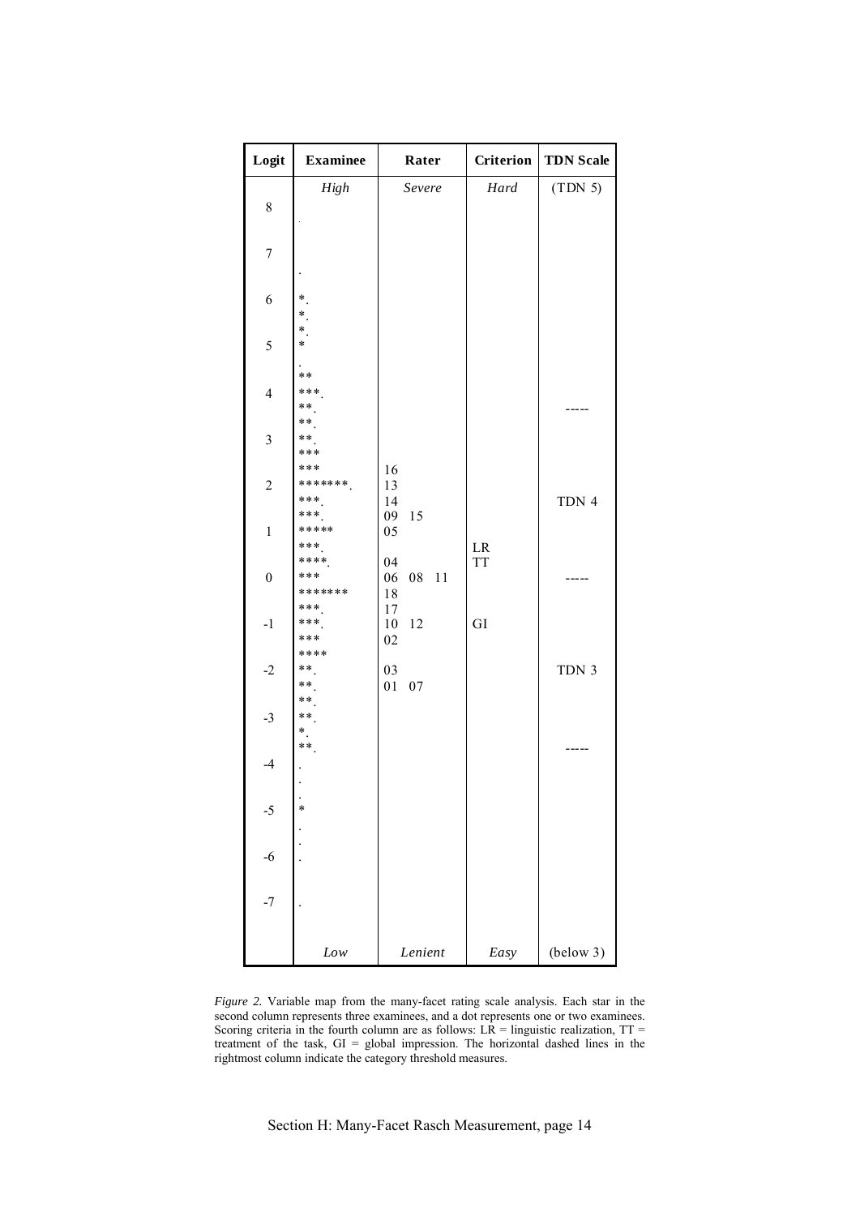| Logit | Examinee | Rater | Criterion | TDN Scale |
|---|---|---|---|---|
| | *High* | *Severe* | *Hard* | (TDN 5) |
| 8 | | | | |
| | . | | | |
| 7 | | | | |
| | . | | | |
| 6 | *. | | | |
| | *. | | | |
| | *. | | | |
| 5 | * | | | |
| | . | | | |
| | ** | | | |
| 4 | ***. | | | |
| | **. | | | ----- |
| | **. | | | |
| 3 | **. | | | |
| | *** | | | |
| | *** | 16 | | |
| 2 | *******. | 13 | | |
| | ***. | 14 | | TDN 4 |
| | ***. | 09 15 | | |
| 1 | ***** | 05 | | |
| | ***. | | LR | |
| | ****. | 04 | TT | |
| 0 | *** | 06 08 11 | | ----- |
| | ******* | 18 | | |
| | ***. | 17 | | |
| -1 | ***. | 10 12 | GI | |
| | *** | 02 | | |
| | **** | | | |
| -2 | **. | 03 | | TDN 3 |
| | **. | 01 07 | | |
| | **. | | | |
| -3 | **. | | | |
| | *. | | | |
| | **. | | | ----- |
| -4 | . | | | |
| | . | | | |
| | . | | | |
| -5 | * | | | |
| | . | | | |
| | . | | | |
| -6 | . | | | |
| -7 | . | | | |
| | *Low* | *Lenient* | *Easy* | (below 3) |

*Figure 2.* Variable map from the many-facet rating scale analysis. Each star in the second column represents three examinees, and a dot represents one or two examinees. Scoring criteria in the fourth column are as follows: LR = linguistic realization, TT = treatment of the task, GI = global impression. The horizontal dashed lines in the rightmost column indicate the category threshold measures.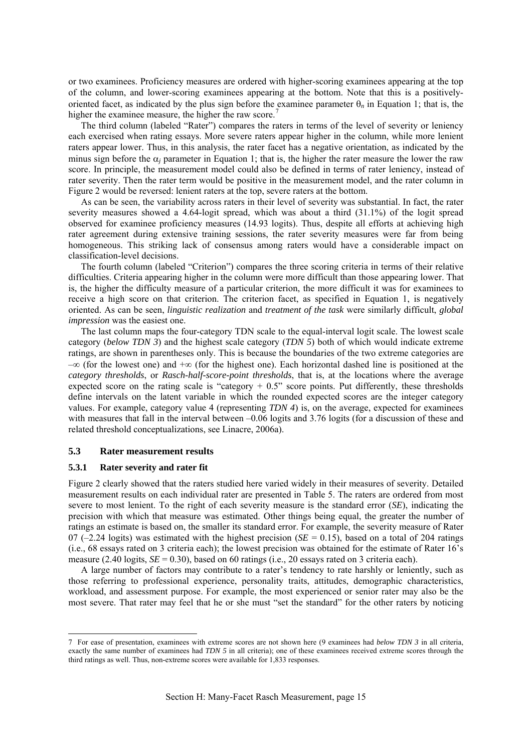or two examinees. Proficiency measures are ordered with higher-scoring examinees appearing at the top of the column, and lower-scoring examinees appearing at the bottom. Note that this is a positively-oriented facet, as indicated by the plus sign before the examinee parameter $\theta_n$ in Equation 1; that is, the higher the examinee measure, the higher the raw score.[7]

The third column (labeled "Rater") compares the raters in terms of the level of severity or leniency each exercised when rating essays. More severe raters appear higher in the column, while more lenient raters appear lower. Thus, in this analysis, the rater facet has a negative orientation, as indicated by the minus sign before the $\alpha_j$ parameter in Equation 1; that is, the higher the rater measure the lower the raw score. In principle, the measurement model could also be defined in terms of rater leniency, instead of rater severity. Then the rater term would be positive in the measurement model, and the rater column in Figure 2 would be reversed: lenient raters at the top, severe raters at the bottom.

As can be seen, the variability across raters in their level of severity was substantial. In fact, the rater severity measures showed a 4.64-logit spread, which was about a third (31.1%) of the logit spread observed for examinee proficiency measures (14.93 logits). Thus, despite all efforts at achieving high rater agreement during extensive training sessions, the rater severity measures were far from being homogeneous. This striking lack of consensus among raters would have a considerable impact on classification-level decisions.

The fourth column (labeled "Criterion") compares the three scoring criteria in terms of their relative difficulties. Criteria appearing higher in the column were more difficult than those appearing lower. That is, the higher the difficulty measure of a particular criterion, the more difficult it was for examinees to receive a high score on that criterion. The criterion facet, as specified in Equation 1, is negatively oriented. As can be seen, *linguistic realization* and *treatment of the task* were similarly difficult, *global impression* was the easiest one.

The last column maps the four-category TDN scale to the equal-interval logit scale. The lowest scale category (*below TDN 3*) and the highest scale category (*TDN 5*) both of which would indicate extreme ratings, are shown in parentheses only. This is because the boundaries of the two extreme categories are $-\infty$ (for the lowest one) and $+\infty$ (for the highest one). Each horizontal dashed line is positioned at the *category thresholds*, or *Rasch-half-score-point thresholds*, that is, at the locations where the average expected score on the rating scale is "category + 0.5" score points. Put differently, these thresholds define intervals on the latent variable in which the rounded expected scores are the integer category values. For example, category value 4 (representing *TDN 4*) is, on the average, expected for examinees with measures that fall in the interval between –0.06 logits and 3.76 logits (for a discussion of these and related threshold conceptualizations, see Linacre, 2006a).

### 5.3 Rater measurement results

#### 5.3.1 Rater severity and rater fit

Figure 2 clearly showed that the raters studied here varied widely in their measures of severity. Detailed measurement results on each individual rater are presented in Table 5. The raters are ordered from most severe to most lenient. To the right of each severity measure is the standard error (*SE*), indicating the precision with which that measure was estimated. Other things being equal, the greater the number of ratings an estimate is based on, the smaller its standard error. For example, the severity measure of Rater 07 (–2.24 logits) was estimated with the highest precision (*SE* = 0.15), based on a total of 204 ratings (i.e., 68 essays rated on 3 criteria each); the lowest precision was obtained for the estimate of Rater 16's measure (2.40 logits, *SE* = 0.30), based on 60 ratings (i.e., 20 essays rated on 3 criteria each).

A large number of factors may contribute to a rater's tendency to rate harshly or leniently, such as those referring to professional experience, personality traits, attitudes, demographic characteristics, workload, and assessment purpose. For example, the most experienced or senior rater may also be the most severe. That rater may feel that he or she must "set the standard" for the other raters by noticing

---

[7] For ease of presentation, examinees with extreme scores are not shown here (9 examinees had *below TDN 3* in all criteria, exactly the same number of examinees had *TDN 5* in all criteria); one of these examinees received extreme scores through the third ratings as well. Thus, non-extreme scores were available for 1,833 responses.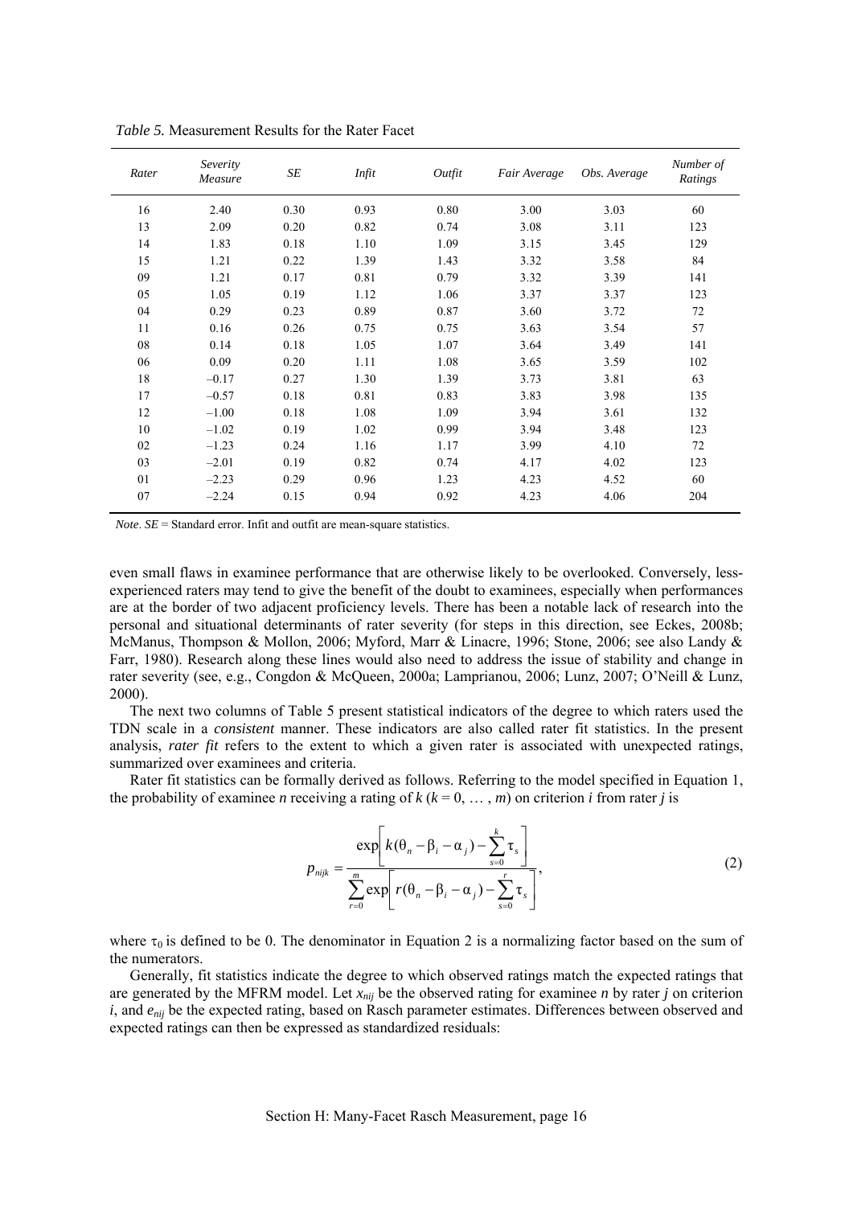*Table 5.* Measurement Results for the Rater Facet

| *Rater* | *Severity Measure* | *SE* | *Infit* | *Outfit* | *Fair Average* | *Obs. Average* | *Number of Ratings* |
|---|---|---|---|---|---|---|---|
| 16 | 2.40 | 0.30 | 0.93 | 0.80 | 3.00 | 3.03 | 60 |
| 13 | 2.09 | 0.20 | 0.82 | 0.74 | 3.08 | 3.11 | 123 |
| 14 | 1.83 | 0.18 | 1.10 | 1.09 | 3.15 | 3.45 | 129 |
| 15 | 1.21 | 0.22 | 1.39 | 1.43 | 3.32 | 3.58 | 84 |
| 09 | 1.21 | 0.17 | 0.81 | 0.79 | 3.32 | 3.39 | 141 |
| 05 | 1.05 | 0.19 | 1.12 | 1.06 | 3.37 | 3.37 | 123 |
| 04 | 0.29 | 0.23 | 0.89 | 0.87 | 3.60 | 3.72 | 72 |
| 11 | 0.16 | 0.26 | 0.75 | 0.75 | 3.63 | 3.54 | 57 |
| 08 | 0.14 | 0.18 | 1.05 | 1.07 | 3.64 | 3.49 | 141 |
| 06 | 0.09 | 0.20 | 1.11 | 1.08 | 3.65 | 3.59 | 102 |
| 18 | –0.17 | 0.27 | 1.30 | 1.39 | 3.73 | 3.81 | 63 |
| 17 | –0.57 | 0.18 | 0.81 | 0.83 | 3.83 | 3.98 | 135 |
| 12 | –1.00 | 0.18 | 1.08 | 1.09 | 3.94 | 3.61 | 132 |
| 10 | –1.02 | 0.19 | 1.02 | 0.99 | 3.94 | 3.48 | 123 |
| 02 | –1.23 | 0.24 | 1.16 | 1.17 | 3.99 | 4.10 | 72 |
| 03 | –2.01 | 0.19 | 0.82 | 0.74 | 4.17 | 4.02 | 123 |
| 01 | –2.23 | 0.29 | 0.96 | 1.23 | 4.23 | 4.52 | 60 |
| 07 | –2.24 | 0.15 | 0.94 | 0.92 | 4.23 | 4.06 | 204 |

*Note*. *SE* = Standard error. Infit and outfit are mean-square statistics.

even small flaws in examinee performance that are otherwise likely to be overlooked. Conversely, less-experienced raters may tend to give the benefit of the doubt to examinees, especially when performances are at the border of two adjacent proficiency levels. There has been a notable lack of research into the personal and situational determinants of rater severity (for steps in this direction, see Eckes, 2008b; McManus, Thompson & Mollon, 2006; Myford, Marr & Linacre, 1996; Stone, 2006; see also Landy & Farr, 1980). Research along these lines would also need to address the issue of stability and change in rater severity (see, e.g., Congdon & McQueen, 2000a; Lamprianou, 2006; Lunz, 2007; O'Neill & Lunz, 2000).

The next two columns of Table 5 present statistical indicators of the degree to which raters used the TDN scale in a *consistent* manner. These indicators are also called rater fit statistics. In the present analysis, *rater fit* refers to the extent to which a given rater is associated with unexpected ratings, summarized over examinees and criteria.

Rater fit statistics can be formally derived as follows. Referring to the model specified in Equation 1, the probability of examinee $n$ receiving a rating of $k$ ($k = 0, \ldots, m$) on criterion $i$ from rater $j$ is

$$p_{nijk} = \frac{\exp\left[k(\theta_n - \beta_i - \alpha_j) - \sum_{s=0}^{k} \tau_s\right]}{\sum_{r=0}^{m} \exp\left[r(\theta_n - \beta_i - \alpha_j) - \sum_{s=0}^{r} \tau_s\right]}, \tag{2}$$

where $\tau_0$ is defined to be 0. The denominator in Equation 2 is a normalizing factor based on the sum of the numerators.

Generally, fit statistics indicate the degree to which observed ratings match the expected ratings that are generated by the MFRM model. Let $x_{nij}$ be the observed rating for examinee $n$ by rater $j$ on criterion $i$, and $e_{nij}$ be the expected rating, based on Rasch parameter estimates. Differences between observed and expected ratings can then be expressed as standardized residuals: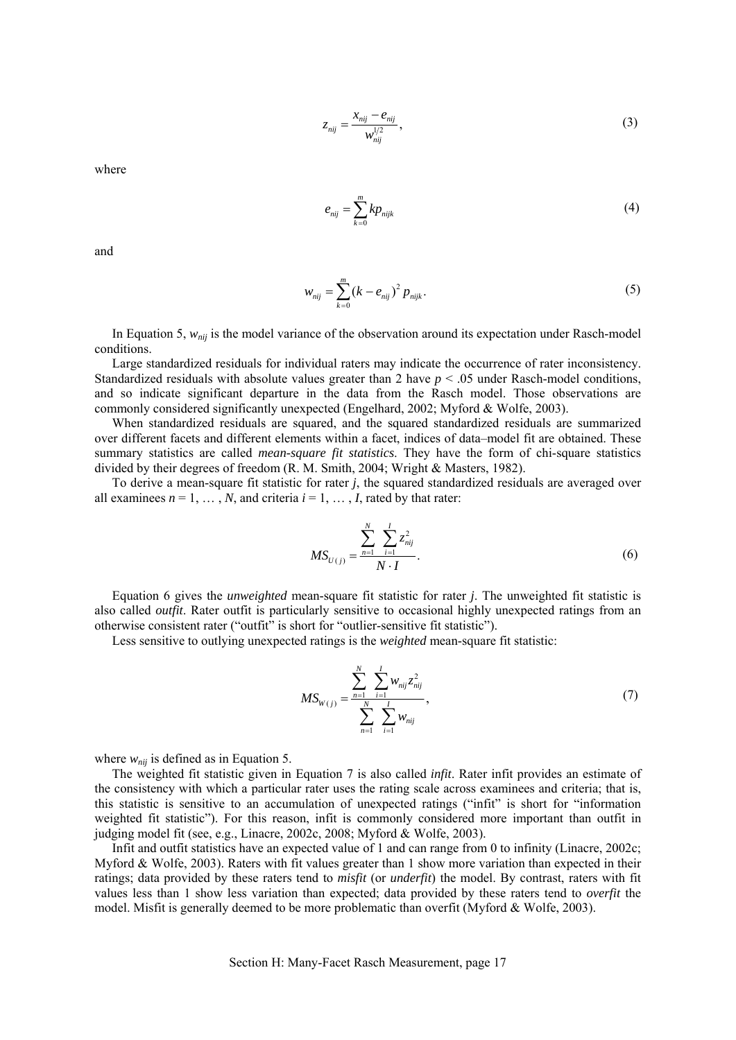$$z_{nij} = \frac{x_{nij} - e_{nij}}{w_{nij}^{1/2}}, \tag{3}$$

where

$$e_{nij} = \sum_{k=0}^{m} k p_{nijk} \tag{4}$$

and

$$w_{nij} = \sum_{k=0}^{m} (k - e_{nij})^2 \, p_{nijk}. \tag{5}$$

In Equation 5, $w_{nij}$ is the model variance of the observation around its expectation under Rasch-model conditions.

Large standardized residuals for individual raters may indicate the occurrence of rater inconsistency. Standardized residuals with absolute values greater than 2 have $p < .05$ under Rasch-model conditions, and so indicate significant departure in the data from the Rasch model. Those observations are commonly considered significantly unexpected (Engelhard, 2002; Myford & Wolfe, 2003).

When standardized residuals are squared, and the squared standardized residuals are summarized over different facets and different elements within a facet, indices of data–model fit are obtained. These summary statistics are called *mean-square fit statistics*. They have the form of chi-square statistics divided by their degrees of freedom (R. M. Smith, 2004; Wright & Masters, 1982).

To derive a mean-square fit statistic for rater *j*, the squared standardized residuals are averaged over all examinees $n = 1, \ldots, N$, and criteria $i = 1, \ldots, I$, rated by that rater:

$$MS_{U(j)} = \frac{\sum_{n=1}^{N} \sum_{i=1}^{I} z_{nij}^2}{N \cdot I}. \tag{6}$$

Equation 6 gives the *unweighted* mean-square fit statistic for rater *j*. The unweighted fit statistic is also called *outfit*. Rater outfit is particularly sensitive to occasional highly unexpected ratings from an otherwise consistent rater ("outfit" is short for "outlier-sensitive fit statistic").

Less sensitive to outlying unexpected ratings is the *weighted* mean-square fit statistic:

$$MS_{W(j)} = \frac{\sum_{n=1}^{N} \sum_{i=1}^{I} w_{nij} z_{nij}^2}{\sum_{n=1}^{N} \sum_{i=1}^{I} w_{nij}}, \tag{7}$$

where $w_{nij}$ is defined as in Equation 5.

The weighted fit statistic given in Equation 7 is also called *infit*. Rater infit provides an estimate of the consistency with which a particular rater uses the rating scale across examinees and criteria; that is, this statistic is sensitive to an accumulation of unexpected ratings ("infit" is short for "information weighted fit statistic"). For this reason, infit is commonly considered more important than outfit in judging model fit (see, e.g., Linacre, 2002c, 2008; Myford & Wolfe, 2003).

Infit and outfit statistics have an expected value of 1 and can range from 0 to infinity (Linacre, 2002c; Myford & Wolfe, 2003). Raters with fit values greater than 1 show more variation than expected in their ratings; data provided by these raters tend to *misfit* (or *underfit*) the model. By contrast, raters with fit values less than 1 show less variation than expected; data provided by these raters tend to *overfit* the model. Misfit is generally deemed to be more problematic than overfit (Myford & Wolfe, 2003).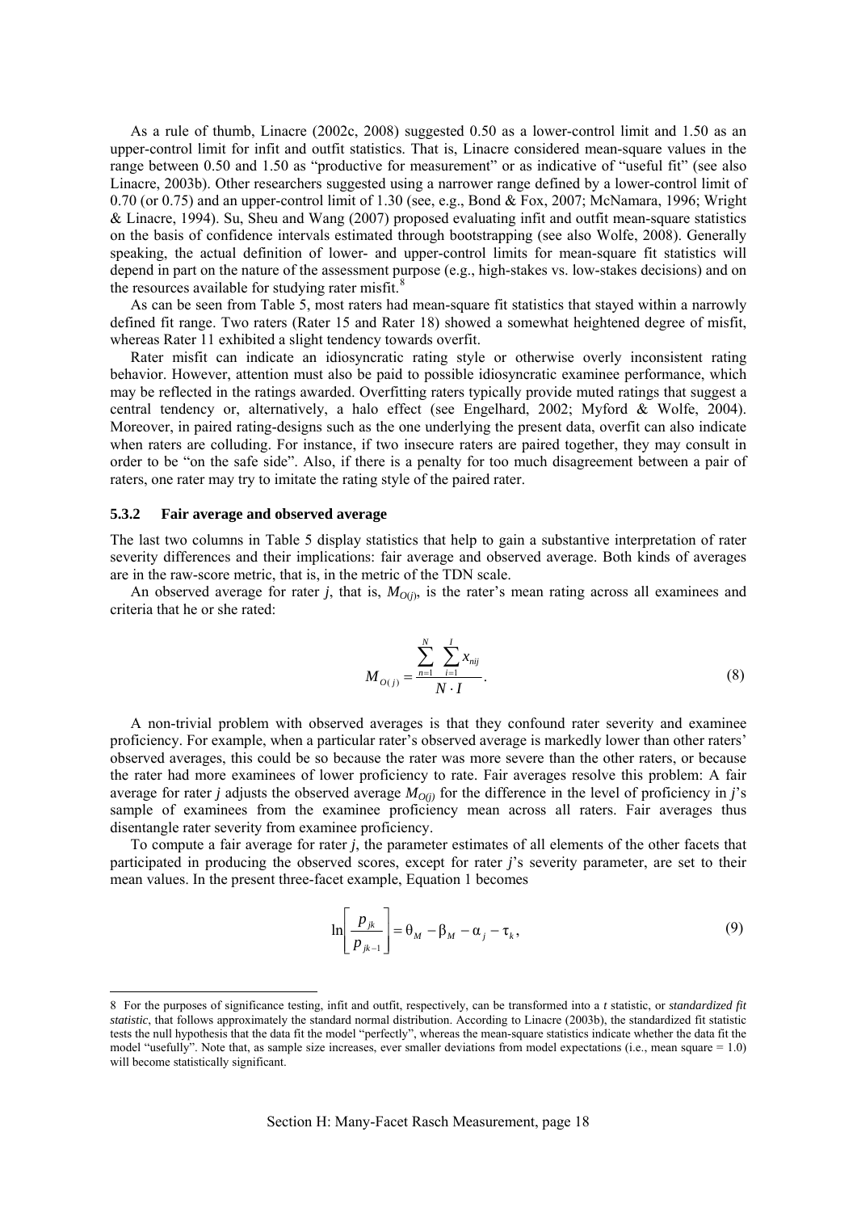As a rule of thumb, Linacre (2002c, 2008) suggested 0.50 as a lower-control limit and 1.50 as an upper-control limit for infit and outfit statistics. That is, Linacre considered mean-square values in the range between 0.50 and 1.50 as "productive for measurement" or as indicative of "useful fit" (see also Linacre, 2003b). Other researchers suggested using a narrower range defined by a lower-control limit of 0.70 (or 0.75) and an upper-control limit of 1.30 (see, e.g., Bond & Fox, 2007; McNamara, 1996; Wright & Linacre, 1994). Su, Sheu and Wang (2007) proposed evaluating infit and outfit mean-square statistics on the basis of confidence intervals estimated through bootstrapping (see also Wolfe, 2008). Generally speaking, the actual definition of lower- and upper-control limits for mean-square fit statistics will depend in part on the nature of the assessment purpose (e.g., high-stakes vs. low-stakes decisions) and on the resources available for studying rater misfit.[8]

As can be seen from Table 5, most raters had mean-square fit statistics that stayed within a narrowly defined fit range. Two raters (Rater 15 and Rater 18) showed a somewhat heightened degree of misfit, whereas Rater 11 exhibited a slight tendency towards overfit.

Rater misfit can indicate an idiosyncratic rating style or otherwise overly inconsistent rating behavior. However, attention must also be paid to possible idiosyncratic examinee performance, which may be reflected in the ratings awarded. Overfitting raters typically provide muted ratings that suggest a central tendency or, alternatively, a halo effect (see Engelhard, 2002; Myford & Wolfe, 2004). Moreover, in paired rating-designs such as the one underlying the present data, overfit can also indicate when raters are colluding. For instance, if two insecure raters are paired together, they may consult in order to be "on the safe side". Also, if there is a penalty for too much disagreement between a pair of raters, one rater may try to imitate the rating style of the paired rater.

### 5.3.2 Fair average and observed average

The last two columns in Table 5 display statistics that help to gain a substantive interpretation of rater severity differences and their implications: fair average and observed average. Both kinds of averages are in the raw-score metric, that is, in the metric of the TDN scale.

An observed average for rater *j*, that is, $M_{O(j)}$, is the rater's mean rating across all examinees and criteria that he or she rated:

$$M_{O(j)} = \frac{\sum_{n=1}^{N} \sum_{i=1}^{I} x_{nij}}{N \cdot I}. \tag{8}$$

A non-trivial problem with observed averages is that they confound rater severity and examinee proficiency. For example, when a particular rater's observed average is markedly lower than other raters' observed averages, this could be so because the rater was more severe than the other raters, or because the rater had more examinees of lower proficiency to rate. Fair averages resolve this problem: A fair average for rater *j* adjusts the observed average $M_{O(j)}$ for the difference in the level of proficiency in *j*'s sample of examinees from the examinee proficiency mean across all raters. Fair averages thus disentangle rater severity from examinee proficiency.

To compute a fair average for rater *j*, the parameter estimates of all elements of the other facets that participated in producing the observed scores, except for rater *j*'s severity parameter, are set to their mean values. In the present three-facet example, Equation 1 becomes

$$\ln\left[\frac{p_{jk}}{p_{jk-1}}\right] = \theta_M - \beta_M - \alpha_j - \tau_k, \tag{9}$$

8 For the purposes of significance testing, infit and outfit, respectively, can be transformed into a *t* statistic, or *standardized fit statistic*, that follows approximately the standard normal distribution. According to Linacre (2003b), the standardized fit statistic tests the null hypothesis that the data fit the model "perfectly", whereas the mean-square statistics indicate whether the data fit the model "usefully". Note that, as sample size increases, ever smaller deviations from model expectations (i.e., mean square = 1.0) will become statistically significant.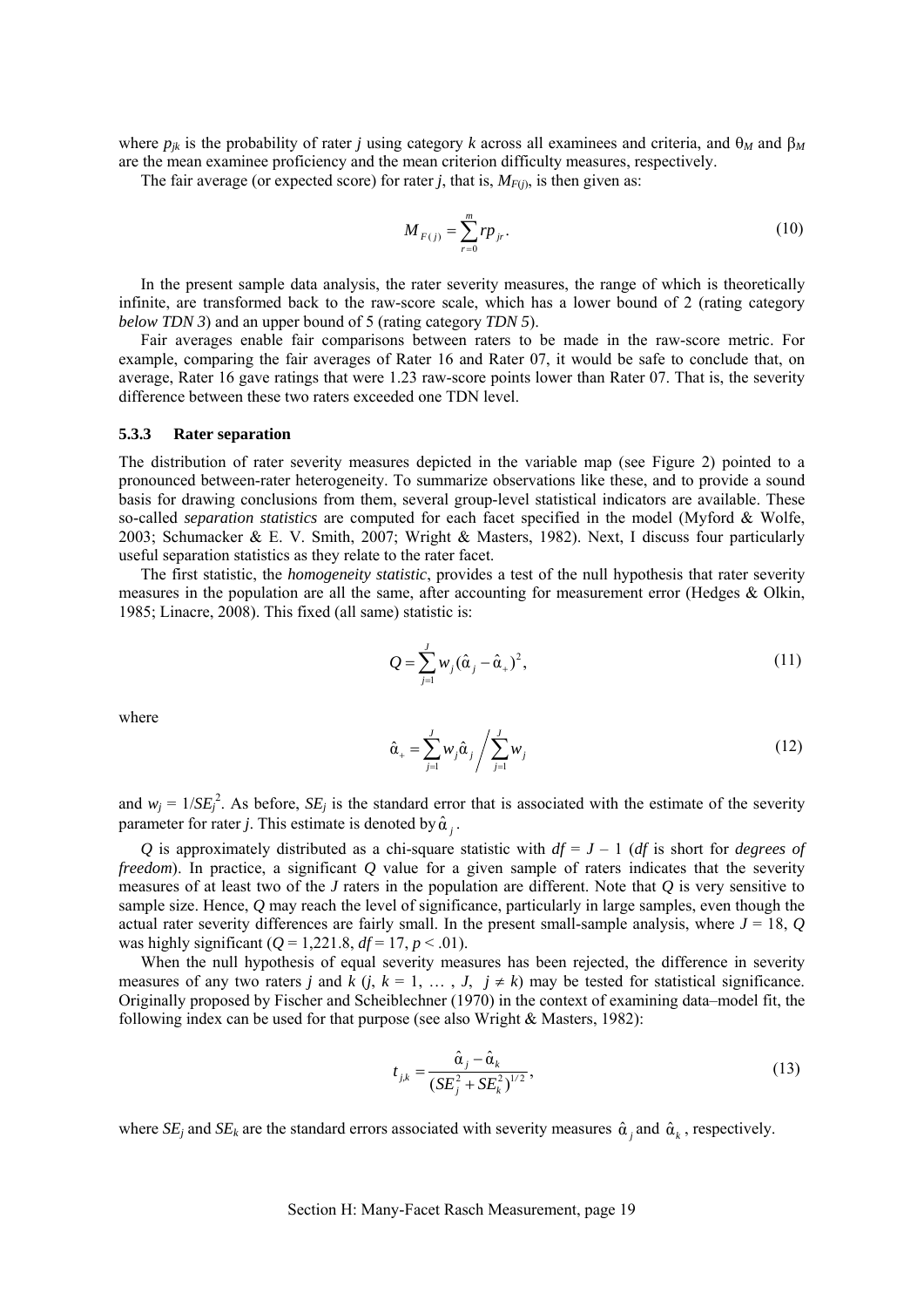where $p_{jk}$ is the probability of rater $j$ using category $k$ across all examinees and criteria, and $\theta_M$ and $\beta_M$ are the mean examinee proficiency and the mean criterion difficulty measures, respectively.

The fair average (or expected score) for rater $j$, that is, $M_{F(j)}$, is then given as:

$$M_{F(j)} = \sum_{r=0}^{m} r p_{jr}. \tag{10}$$

In the present sample data analysis, the rater severity measures, the range of which is theoretically infinite, are transformed back to the raw-score scale, which has a lower bound of 2 (rating category *below TDN 3*) and an upper bound of 5 (rating category *TDN 5*).

Fair averages enable fair comparisons between raters to be made in the raw-score metric. For example, comparing the fair averages of Rater 16 and Rater 07, it would be safe to conclude that, on average, Rater 16 gave ratings that were 1.23 raw-score points lower than Rater 07. That is, the severity difference between these two raters exceeded one TDN level.

### 5.3.3 Rater separation

The distribution of rater severity measures depicted in the variable map (see Figure 2) pointed to a pronounced between-rater heterogeneity. To summarize observations like these, and to provide a sound basis for drawing conclusions from them, several group-level statistical indicators are available. These so-called *separation statistics* are computed for each facet specified in the model (Myford & Wolfe, 2003; Schumacker & E. V. Smith, 2007; Wright & Masters, 1982). Next, I discuss four particularly useful separation statistics as they relate to the rater facet.

The first statistic, the *homogeneity statistic*, provides a test of the null hypothesis that rater severity measures in the population are all the same, after accounting for measurement error (Hedges & Olkin, 1985; Linacre, 2008). This fixed (all same) statistic is:

$$Q = \sum_{j=1}^{J} w_j (\hat{\alpha}_j - \hat{\alpha}_+)^2, \tag{11}$$

where

$$\hat{\alpha}_+ = \sum_{j=1}^{J} w_j \hat{\alpha}_j \bigg/ \sum_{j=1}^{J} w_j \tag{12}$$

and $w_j = 1/SE_j^2$. As before, $SE_j$ is the standard error that is associated with the estimate of the severity parameter for rater $j$. This estimate is denoted by $\hat{\alpha}_j$.

$Q$ is approximately distributed as a chi-square statistic with $df = J - 1$ (*df* is short for *degrees of freedom*). In practice, a significant $Q$ value for a given sample of raters indicates that the severity measures of at least two of the $J$ raters in the population are different. Note that $Q$ is very sensitive to sample size. Hence, $Q$ may reach the level of significance, particularly in large samples, even though the actual rater severity differences are fairly small. In the present small-sample analysis, where $J = 18$, $Q$ was highly significant ($Q = 1{,}221.8$, $df = 17$, $p < .01$).

When the null hypothesis of equal severity measures has been rejected, the difference in severity measures of any two raters $j$ and $k$ ($j, k = 1, \ldots, J, \; j \neq k$) may be tested for statistical significance. Originally proposed by Fischer and Scheiblechner (1970) in the context of examining data–model fit, the following index can be used for that purpose (see also Wright & Masters, 1982):

$$t_{j,k} = \frac{\hat{\alpha}_j - \hat{\alpha}_k}{(SE_j^2 + SE_k^2)^{1/2}}, \tag{13}$$

where $SE_j$ and $SE_k$ are the standard errors associated with severity measures $\hat{\alpha}_j$ and $\hat{\alpha}_k$, respectively.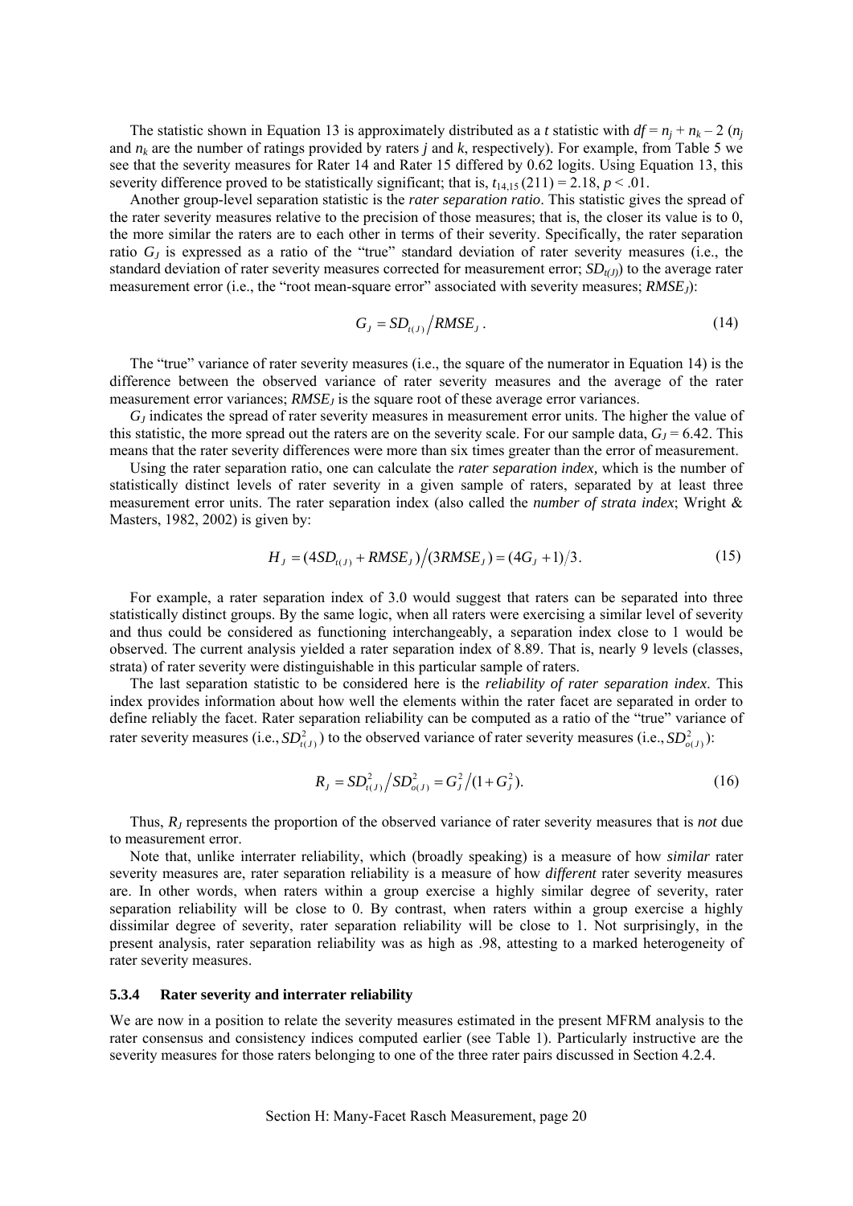The statistic shown in Equation 13 is approximately distributed as a *t* statistic with $df = n_j + n_k - 2$ ($n_j$ and $n_k$ are the number of ratings provided by raters *j* and *k*, respectively). For example, from Table 5 we see that the severity measures for Rater 14 and Rater 15 differed by 0.62 logits. Using Equation 13, this severity difference proved to be statistically significant; that is, $t_{14,15}\,(211) = 2.18$, $p < .01$.

Another group-level separation statistic is the *rater separation ratio*. This statistic gives the spread of the rater severity measures relative to the precision of those measures; that is, the closer its value is to 0, the more similar the raters are to each other in terms of their severity. Specifically, the rater separation ratio $G_J$ is expressed as a ratio of the "true" standard deviation of rater severity measures (i.e., the standard deviation of rater severity measures corrected for measurement error; $SD_{t(J)}$) to the average rater measurement error (i.e., the "root mean-square error" associated with severity measures; $RMSE_J$):

$$G_J = SD_{t(J)} \big/ RMSE_J \,. \tag{14}$$

The "true" variance of rater severity measures (i.e., the square of the numerator in Equation 14) is the difference between the observed variance of rater severity measures and the average of the rater measurement error variances; $RMSE_J$ is the square root of these average error variances.

$G_J$ indicates the spread of rater severity measures in measurement error units. The higher the value of this statistic, the more spread out the raters are on the severity scale. For our sample data, $G_J = 6.42$. This means that the rater severity differences were more than six times greater than the error of measurement.

Using the rater separation ratio, one can calculate the *rater separation index,* which is the number of statistically distinct levels of rater severity in a given sample of raters, separated by at least three measurement error units. The rater separation index (also called the *number of strata index*; Wright & Masters, 1982, 2002) is given by:

$$H_J = (4SD_{t(J)} + RMSE_J) \big/ (3RMSE_J) = (4G_J + 1) \big/ 3. \tag{15}$$

For example, a rater separation index of 3.0 would suggest that raters can be separated into three statistically distinct groups. By the same logic, when all raters were exercising a similar level of severity and thus could be considered as functioning interchangeably, a separation index close to 1 would be observed. The current analysis yielded a rater separation index of 8.89. That is, nearly 9 levels (classes, strata) of rater severity were distinguishable in this particular sample of raters.

The last separation statistic to be considered here is the *reliability of rater separation index*. This index provides information about how well the elements within the rater facet are separated in order to define reliably the facet. Rater separation reliability can be computed as a ratio of the "true" variance of rater severity measures (i.e., $SD^2_{t(J)}$) to the observed variance of rater severity measures (i.e., $SD^2_{o(J)}$):

$$R_J = SD^2_{t(J)} \big/ SD^2_{o(J)} = G_J^2 \big/ (1 + G_J^2). \tag{16}$$

Thus, $R_J$ represents the proportion of the observed variance of rater severity measures that is *not* due to measurement error.

Note that, unlike interrater reliability, which (broadly speaking) is a measure of how *similar* rater severity measures are, rater separation reliability is a measure of how *different* rater severity measures are. In other words, when raters within a group exercise a highly similar degree of severity, rater separation reliability will be close to 0. By contrast, when raters within a group exercise a highly dissimilar degree of severity, rater separation reliability will be close to 1. Not surprisingly, in the present analysis, rater separation reliability was as high as .98, attesting to a marked heterogeneity of rater severity measures.

#### 5.3.4 Rater severity and interrater reliability

We are now in a position to relate the severity measures estimated in the present MFRM analysis to the rater consensus and consistency indices computed earlier (see Table 1). Particularly instructive are the severity measures for those raters belonging to one of the three rater pairs discussed in Section 4.2.4.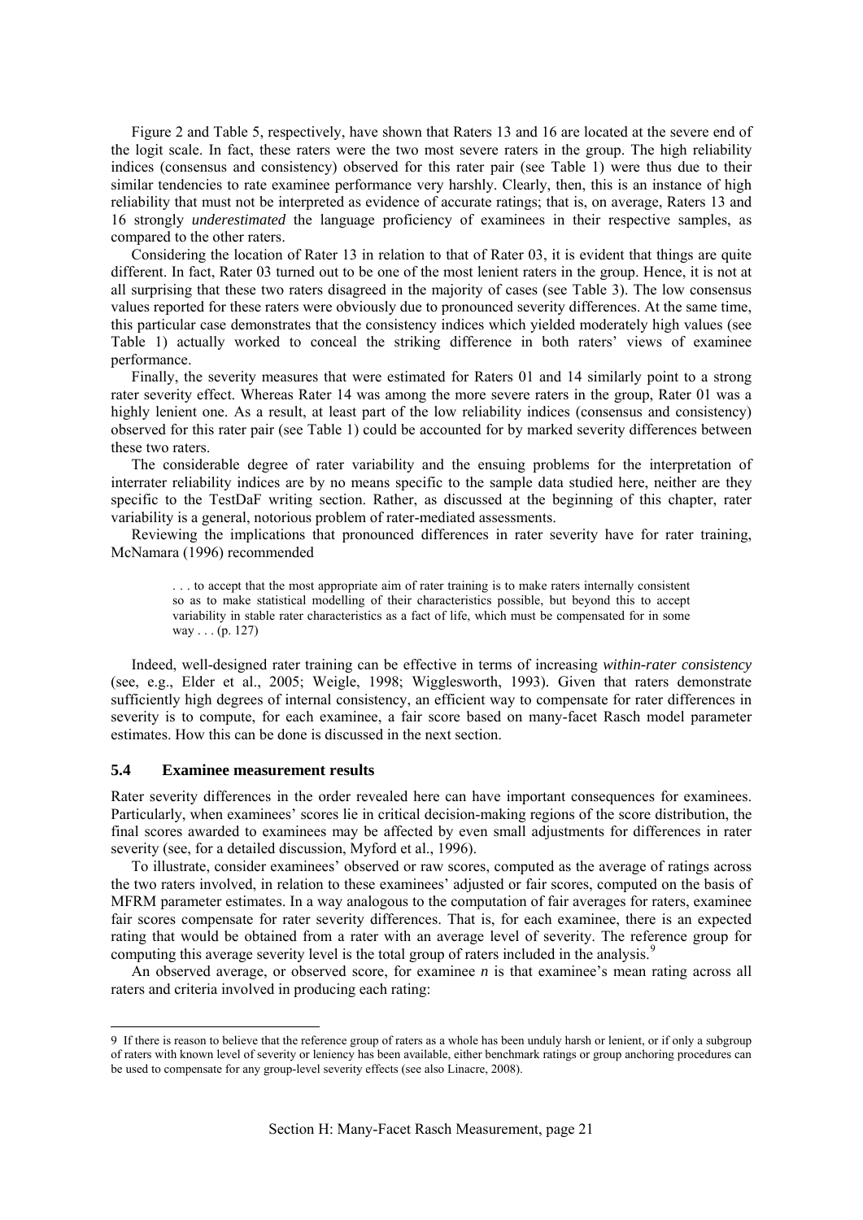Figure 2 and Table 5, respectively, have shown that Raters 13 and 16 are located at the severe end of the logit scale. In fact, these raters were the two most severe raters in the group. The high reliability indices (consensus and consistency) observed for this rater pair (see Table 1) were thus due to their similar tendencies to rate examinee performance very harshly. Clearly, then, this is an instance of high reliability that must not be interpreted as evidence of accurate ratings; that is, on average, Raters 13 and 16 strongly *underestimated* the language proficiency of examinees in their respective samples, as compared to the other raters.

Considering the location of Rater 13 in relation to that of Rater 03, it is evident that things are quite different. In fact, Rater 03 turned out to be one of the most lenient raters in the group. Hence, it is not at all surprising that these two raters disagreed in the majority of cases (see Table 3). The low consensus values reported for these raters were obviously due to pronounced severity differences. At the same time, this particular case demonstrates that the consistency indices which yielded moderately high values (see Table 1) actually worked to conceal the striking difference in both raters' views of examinee performance.

Finally, the severity measures that were estimated for Raters 01 and 14 similarly point to a strong rater severity effect. Whereas Rater 14 was among the more severe raters in the group, Rater 01 was a highly lenient one. As a result, at least part of the low reliability indices (consensus and consistency) observed for this rater pair (see Table 1) could be accounted for by marked severity differences between these two raters.

The considerable degree of rater variability and the ensuing problems for the interpretation of interrater reliability indices are by no means specific to the sample data studied here, neither are they specific to the TestDaF writing section. Rather, as discussed at the beginning of this chapter, rater variability is a general, notorious problem of rater-mediated assessments.

Reviewing the implications that pronounced differences in rater severity have for rater training, McNamara (1996) recommended

> . . . to accept that the most appropriate aim of rater training is to make raters internally consistent so as to make statistical modelling of their characteristics possible, but beyond this to accept variability in stable rater characteristics as a fact of life, which must be compensated for in some way . . . (p. 127)

Indeed, well-designed rater training can be effective in terms of increasing *within-rater consistency* (see, e.g., Elder et al., 2005; Weigle, 1998; Wigglesworth, 1993). Given that raters demonstrate sufficiently high degrees of internal consistency, an efficient way to compensate for rater differences in severity is to compute, for each examinee, a fair score based on many-facet Rasch model parameter estimates. How this can be done is discussed in the next section.

### 5.4 Examinee measurement results

Rater severity differences in the order revealed here can have important consequences for examinees. Particularly, when examinees' scores lie in critical decision-making regions of the score distribution, the final scores awarded to examinees may be affected by even small adjustments for differences in rater severity (see, for a detailed discussion, Myford et al., 1996).

To illustrate, consider examinees' observed or raw scores, computed as the average of ratings across the two raters involved, in relation to these examinees' adjusted or fair scores, computed on the basis of MFRM parameter estimates. In a way analogous to the computation of fair averages for raters, examinee fair scores compensate for rater severity differences. That is, for each examinee, there is an expected rating that would be obtained from a rater with an average level of severity. The reference group for computing this average severity level is the total group of raters included in the analysis.[9]

An observed average, or observed score, for examinee $n$ is that examinee's mean rating across all raters and criteria involved in producing each rating:

[9] If there is reason to believe that the reference group of raters as a whole has been unduly harsh or lenient, or if only a subgroup of raters with known level of severity or leniency has been available, either benchmark ratings or group anchoring procedures can be used to compensate for any group-level severity effects (see also Linacre, 2008).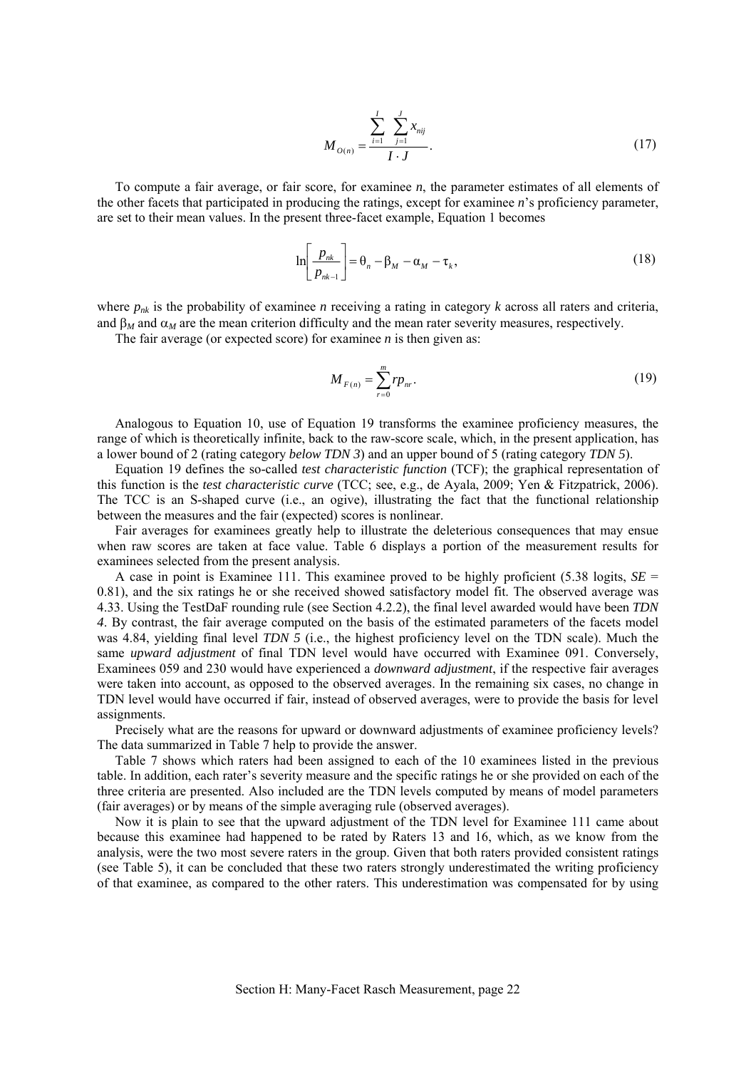$$M_{O(n)} = \frac{\sum_{i=1}^{I} \sum_{j=1}^{J} x_{nij}}{I \cdot J}. \tag{17}$$

To compute a fair average, or fair score, for examinee *n*, the parameter estimates of all elements of the other facets that participated in producing the ratings, except for examinee *n*'s proficiency parameter, are set to their mean values. In the present three-facet example, Equation 1 becomes

$$\ln\left[\frac{p_{nk}}{p_{nk-1}}\right] = \theta_n - \beta_M - \alpha_M - \tau_k, \tag{18}$$

where $p_{nk}$ is the probability of examinee *n* receiving a rating in category *k* across all raters and criteria, and $\beta_M$ and $\alpha_M$ are the mean criterion difficulty and the mean rater severity measures, respectively.

The fair average (or expected score) for examinee *n* is then given as:

$$M_{F(n)} = \sum_{r=0}^{m} r p_{nr}. \tag{19}$$

Analogous to Equation 10, use of Equation 19 transforms the examinee proficiency measures, the range of which is theoretically infinite, back to the raw-score scale, which, in the present application, has a lower bound of 2 (rating category *below TDN 3*) and an upper bound of 5 (rating category *TDN 5*).

Equation 19 defines the so-called *test characteristic function* (TCF); the graphical representation of this function is the *test characteristic curve* (TCC; see, e.g., de Ayala, 2009; Yen & Fitzpatrick, 2006). The TCC is an S-shaped curve (i.e., an ogive), illustrating the fact that the functional relationship between the measures and the fair (expected) scores is nonlinear.

Fair averages for examinees greatly help to illustrate the deleterious consequences that may ensue when raw scores are taken at face value. Table 6 displays a portion of the measurement results for examinees selected from the present analysis.

A case in point is Examinee 111. This examinee proved to be highly proficient (5.38 logits, $SE$ = 0.81), and the six ratings he or she received showed satisfactory model fit. The observed average was 4.33. Using the TestDaF rounding rule (see Section 4.2.2), the final level awarded would have been *TDN 4*. By contrast, the fair average computed on the basis of the estimated parameters of the facets model was 4.84, yielding final level *TDN 5* (i.e., the highest proficiency level on the TDN scale). Much the same *upward adjustment* of final TDN level would have occurred with Examinee 091. Conversely, Examinees 059 and 230 would have experienced a *downward adjustment*, if the respective fair averages were taken into account, as opposed to the observed averages. In the remaining six cases, no change in TDN level would have occurred if fair, instead of observed averages, were to provide the basis for level assignments.

Precisely what are the reasons for upward or downward adjustments of examinee proficiency levels? The data summarized in Table 7 help to provide the answer.

Table 7 shows which raters had been assigned to each of the 10 examinees listed in the previous table. In addition, each rater's severity measure and the specific ratings he or she provided on each of the three criteria are presented. Also included are the TDN levels computed by means of model parameters (fair averages) or by means of the simple averaging rule (observed averages).

Now it is plain to see that the upward adjustment of the TDN level for Examinee 111 came about because this examinee had happened to be rated by Raters 13 and 16, which, as we know from the analysis, were the two most severe raters in the group. Given that both raters provided consistent ratings (see Table 5), it can be concluded that these two raters strongly underestimated the writing proficiency of that examinee, as compared to the other raters. This underestimation was compensated for by using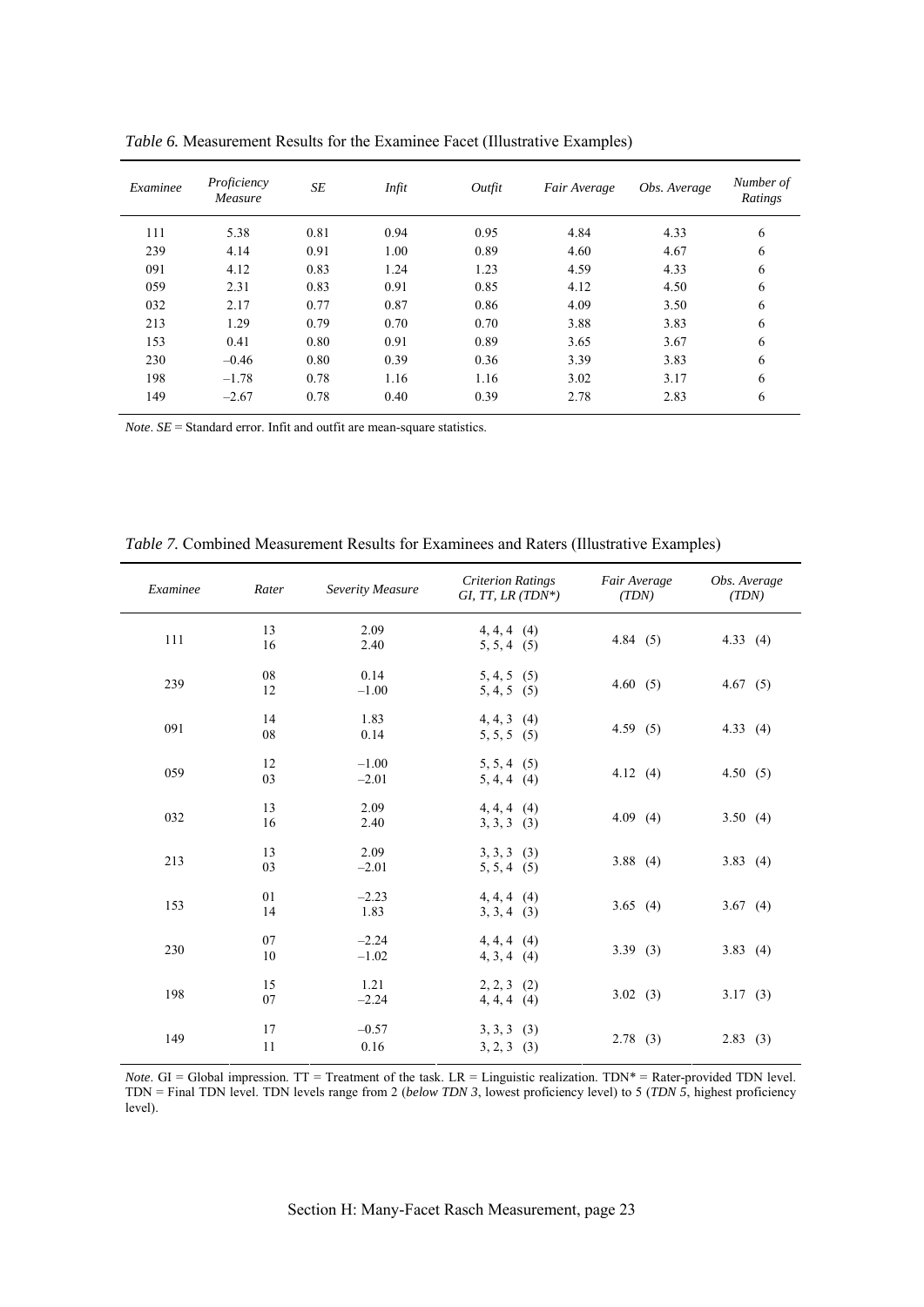*Table 6.* Measurement Results for the Examinee Facet (Illustrative Examples)

| *Examinee* | *Proficiency Measure* | *SE* | *Infit* | *Outfit* | *Fair Average* | *Obs. Average* | *Number of Ratings* |
|---|---|---|---|---|---|---|---|
| 111 | 5.38 | 0.81 | 0.94 | 0.95 | 4.84 | 4.33 | 6 |
| 239 | 4.14 | 0.91 | 1.00 | 0.89 | 4.60 | 4.67 | 6 |
| 091 | 4.12 | 0.83 | 1.24 | 1.23 | 4.59 | 4.33 | 6 |
| 059 | 2.31 | 0.83 | 0.91 | 0.85 | 4.12 | 4.50 | 6 |
| 032 | 2.17 | 0.77 | 0.87 | 0.86 | 4.09 | 3.50 | 6 |
| 213 | 1.29 | 0.79 | 0.70 | 0.70 | 3.88 | 3.83 | 6 |
| 153 | 0.41 | 0.80 | 0.91 | 0.89 | 3.65 | 3.67 | 6 |
| 230 | –0.46 | 0.80 | 0.39 | 0.36 | 3.39 | 3.83 | 6 |
| 198 | –1.78 | 0.78 | 1.16 | 1.16 | 3.02 | 3.17 | 6 |
| 149 | –2.67 | 0.78 | 0.40 | 0.39 | 2.78 | 2.83 | 6 |

*Note*. *SE* = Standard error. Infit and outfit are mean-square statistics.

*Table 7.* Combined Measurement Results for Examinees and Raters (Illustrative Examples)

| *Examinee* | *Rater* | *Severity Measure* | *Criterion Ratings GI, TT, LR (TDN\*)* | *Fair Average (TDN)* | *Obs. Average (TDN)* |
|---|---|---|---|---|---|
| 111 | 13 | 2.09 | 4, 4, 4 (4) | 4.84 (5) | 4.33 (4) |
| | 16 | 2.40 | 5, 5, 4 (5) | | |
| 239 | 08 | 0.14 | 5, 4, 5 (5) | 4.60 (5) | 4.67 (5) |
| | 12 | –1.00 | 5, 4, 5 (5) | | |
| 091 | 14 | 1.83 | 4, 4, 3 (4) | 4.59 (5) | 4.33 (4) |
| | 08 | 0.14 | 5, 5, 5 (5) | | |
| 059 | 12 | –1.00 | 5, 5, 4 (5) | 4.12 (4) | 4.50 (5) |
| | 03 | –2.01 | 5, 4, 4 (4) | | |
| 032 | 13 | 2.09 | 4, 4, 4 (4) | 4.09 (4) | 3.50 (4) |
| | 16 | 2.40 | 3, 3, 3 (3) | | |
| 213 | 13 | 2.09 | 3, 3, 3 (3) | 3.88 (4) | 3.83 (4) |
| | 03 | –2.01 | 5, 5, 4 (5) | | |
| 153 | 01 | –2.23 | 4, 4, 4 (4) | 3.65 (4) | 3.67 (4) |
| | 14 | 1.83 | 3, 3, 4 (3) | | |
| 230 | 07 | –2.24 | 4, 4, 4 (4) | 3.39 (3) | 3.83 (4) |
| | 10 | –1.02 | 4, 3, 4 (4) | | |
| 198 | 15 | 1.21 | 2, 2, 3 (2) | 3.02 (3) | 3.17 (3) |
| | 07 | –2.24 | 4, 4, 4 (4) | | |
| 149 | 17 | –0.57 | 3, 3, 3 (3) | 2.78 (3) | 2.83 (3) |
| | 11 | 0.16 | 3, 2, 3 (3) | | |

*Note*. GI = Global impression. TT = Treatment of the task. LR = Linguistic realization. TDN* = Rater-provided TDN level. TDN = Final TDN level. TDN levels range from 2 (*below TDN 3*, lowest proficiency level) to 5 (*TDN 5*, highest proficiency level).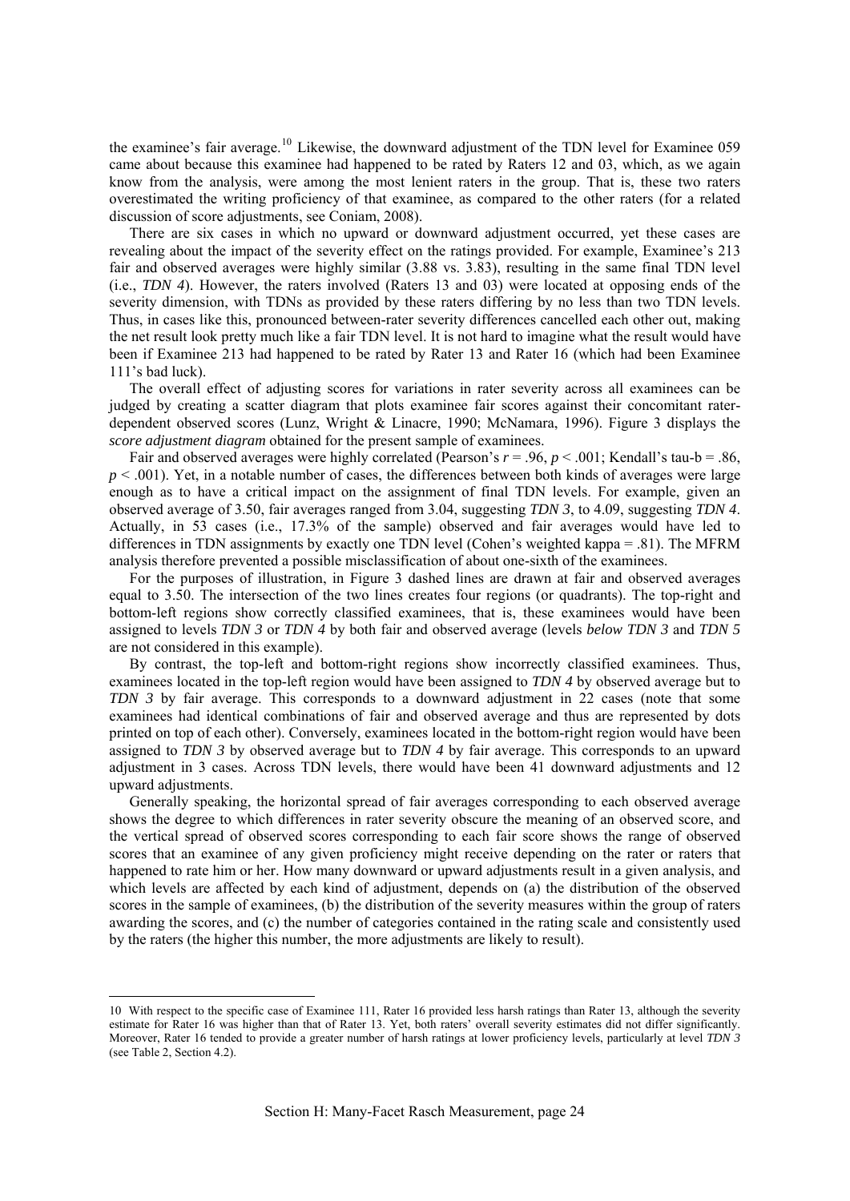the examinee's fair average.[10] Likewise, the downward adjustment of the TDN level for Examinee 059 came about because this examinee had happened to be rated by Raters 12 and 03, which, as we again know from the analysis, were among the most lenient raters in the group. That is, these two raters overestimated the writing proficiency of that examinee, as compared to the other raters (for a related discussion of score adjustments, see Coniam, 2008).

There are six cases in which no upward or downward adjustment occurred, yet these cases are revealing about the impact of the severity effect on the ratings provided. For example, Examinee's 213 fair and observed averages were highly similar (3.88 vs. 3.83), resulting in the same final TDN level (i.e., *TDN 4*). However, the raters involved (Raters 13 and 03) were located at opposing ends of the severity dimension, with TDNs as provided by these raters differing by no less than two TDN levels. Thus, in cases like this, pronounced between-rater severity differences cancelled each other out, making the net result look pretty much like a fair TDN level. It is not hard to imagine what the result would have been if Examinee 213 had happened to be rated by Rater 13 and Rater 16 (which had been Examinee 111's bad luck).

The overall effect of adjusting scores for variations in rater severity across all examinees can be judged by creating a scatter diagram that plots examinee fair scores against their concomitant rater-dependent observed scores (Lunz, Wright & Linacre, 1990; McNamara, 1996). Figure 3 displays the *score adjustment diagram* obtained for the present sample of examinees.

Fair and observed averages were highly correlated (Pearson's $r = .96$, $p < .001$; Kendall's tau-b = .86, $p < .001$). Yet, in a notable number of cases, the differences between both kinds of averages were large enough as to have a critical impact on the assignment of final TDN levels. For example, given an observed average of 3.50, fair averages ranged from 3.04, suggesting *TDN 3*, to 4.09, suggesting *TDN 4*. Actually, in 53 cases (i.e., 17.3% of the sample) observed and fair averages would have led to differences in TDN assignments by exactly one TDN level (Cohen's weighted kappa = .81). The MFRM analysis therefore prevented a possible misclassification of about one-sixth of the examinees.

For the purposes of illustration, in Figure 3 dashed lines are drawn at fair and observed averages equal to 3.50. The intersection of the two lines creates four regions (or quadrants). The top-right and bottom-left regions show correctly classified examinees, that is, these examinees would have been assigned to levels *TDN 3* or *TDN 4* by both fair and observed average (levels *below TDN 3* and *TDN 5* are not considered in this example).

By contrast, the top-left and bottom-right regions show incorrectly classified examinees. Thus, examinees located in the top-left region would have been assigned to *TDN 4* by observed average but to *TDN 3* by fair average. This corresponds to a downward adjustment in 22 cases (note that some examinees had identical combinations of fair and observed average and thus are represented by dots printed on top of each other). Conversely, examinees located in the bottom-right region would have been assigned to *TDN 3* by observed average but to *TDN 4* by fair average. This corresponds to an upward adjustment in 3 cases. Across TDN levels, there would have been 41 downward adjustments and 12 upward adjustments.

Generally speaking, the horizontal spread of fair averages corresponding to each observed average shows the degree to which differences in rater severity obscure the meaning of an observed score, and the vertical spread of observed scores corresponding to each fair score shows the range of observed scores that an examinee of any given proficiency might receive depending on the rater or raters that happened to rate him or her. How many downward or upward adjustments result in a given analysis, and which levels are affected by each kind of adjustment, depends on (a) the distribution of the observed scores in the sample of examinees, (b) the distribution of the severity measures within the group of raters awarding the scores, and (c) the number of categories contained in the rating scale and consistently used by the raters (the higher this number, the more adjustments are likely to result).

---

10 With respect to the specific case of Examinee 111, Rater 16 provided less harsh ratings than Rater 13, although the severity estimate for Rater 16 was higher than that of Rater 13. Yet, both raters' overall severity estimates did not differ significantly. Moreover, Rater 16 tended to provide a greater number of harsh ratings at lower proficiency levels, particularly at level *TDN 3* (see Table 2, Section 4.2).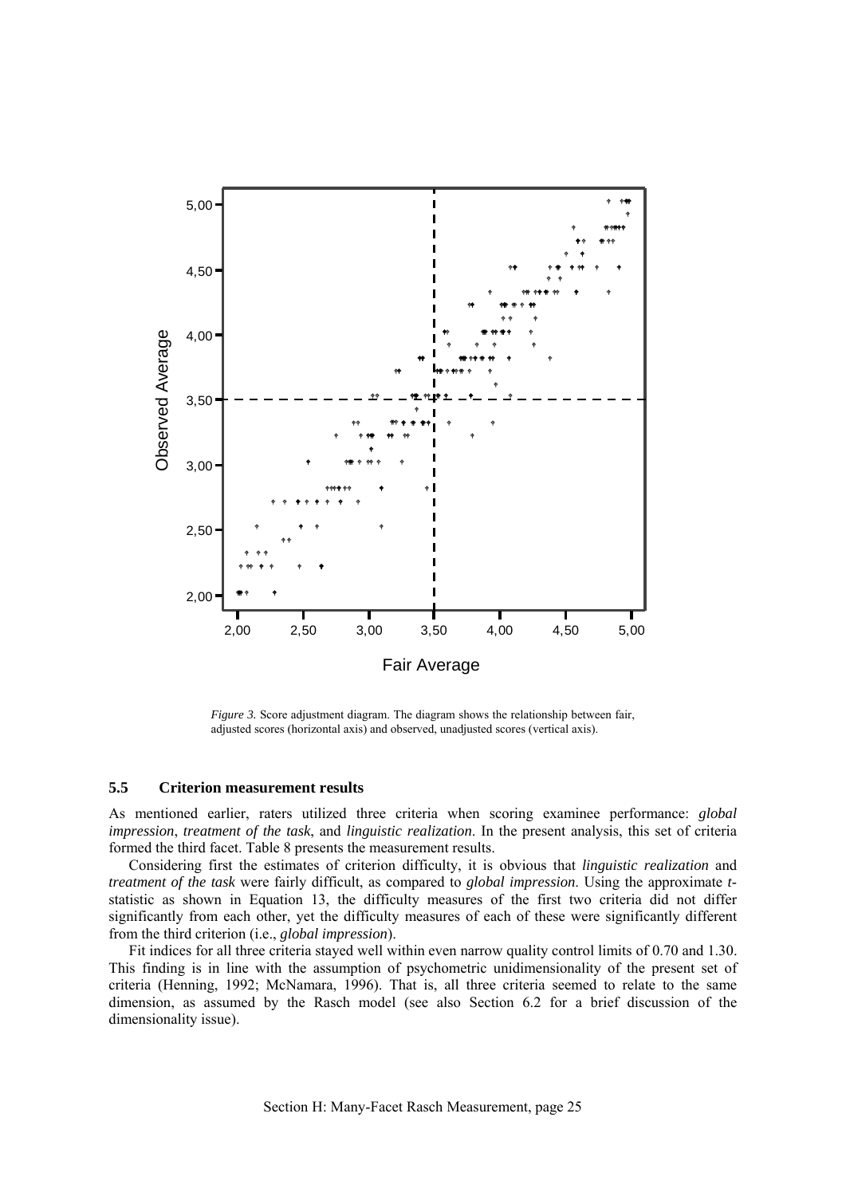*Figure 3.* Score adjustment diagram. The diagram shows the relationship between fair, adjusted scores (horizontal axis) and observed, unadjusted scores (vertical axis).

### 5.5 Criterion measurement results

As mentioned earlier, raters utilized three criteria when scoring examinee performance: *global impression*, *treatment of the task*, and *linguistic realization*. In the present analysis, this set of criteria formed the third facet. Table 8 presents the measurement results.

Considering first the estimates of criterion difficulty, it is obvious that *linguistic realization* and *treatment of the task* were fairly difficult, as compared to *global impression*. Using the approximate *t*-statistic as shown in Equation 13, the difficulty measures of the first two criteria did not differ significantly from each other, yet the difficulty measures of each of these were significantly different from the third criterion (i.e., *global impression*).

Fit indices for all three criteria stayed well within even narrow quality control limits of 0.70 and 1.30. This finding is in line with the assumption of psychometric unidimensionality of the present set of criteria (Henning, 1992; McNamara, 1996). That is, all three criteria seemed to relate to the same dimension, as assumed by the Rasch model (see also Section 6.2 for a brief discussion of the dimensionality issue).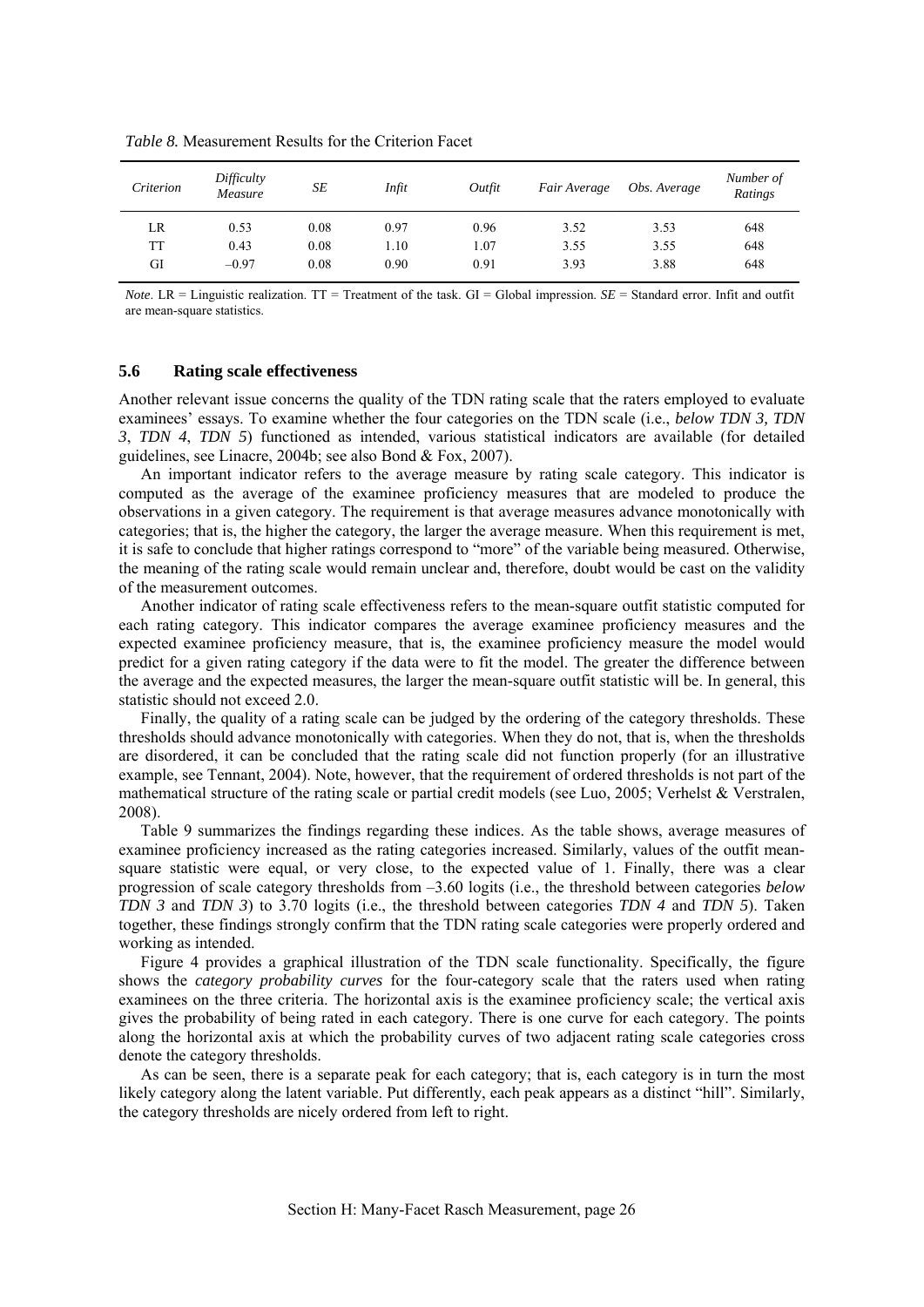*Table 8.* Measurement Results for the Criterion Facet

| *Criterion* | *Difficulty Measure* | *SE* | *Infit* | *Outfit* | *Fair Average* | *Obs. Average* | *Number of Ratings* |
|---|---|---|---|---|---|---|---|
| LR | 0.53 | 0.08 | 0.97 | 0.96 | 3.52 | 3.53 | 648 |
| TT | 0.43 | 0.08 | 1.10 | 1.07 | 3.55 | 3.55 | 648 |
| GI | –0.97 | 0.08 | 0.90 | 0.91 | 3.93 | 3.88 | 648 |

*Note*. LR = Linguistic realization. TT = Treatment of the task. GI = Global impression. *SE* = Standard error. Infit and outfit are mean-square statistics.

### 5.6 Rating scale effectiveness

Another relevant issue concerns the quality of the TDN rating scale that the raters employed to evaluate examinees' essays. To examine whether the four categories on the TDN scale (i.e., *below TDN 3, TDN 3*, *TDN 4*, *TDN 5*) functioned as intended, various statistical indicators are available (for detailed guidelines, see Linacre, 2004b; see also Bond & Fox, 2007).

An important indicator refers to the average measure by rating scale category. This indicator is computed as the average of the examinee proficiency measures that are modeled to produce the observations in a given category. The requirement is that average measures advance monotonically with categories; that is, the higher the category, the larger the average measure. When this requirement is met, it is safe to conclude that higher ratings correspond to "more" of the variable being measured. Otherwise, the meaning of the rating scale would remain unclear and, therefore, doubt would be cast on the validity of the measurement outcomes.

Another indicator of rating scale effectiveness refers to the mean-square outfit statistic computed for each rating category. This indicator compares the average examinee proficiency measures and the expected examinee proficiency measure, that is, the examinee proficiency measure the model would predict for a given rating category if the data were to fit the model. The greater the difference between the average and the expected measures, the larger the mean-square outfit statistic will be. In general, this statistic should not exceed 2.0.

Finally, the quality of a rating scale can be judged by the ordering of the category thresholds. These thresholds should advance monotonically with categories. When they do not, that is, when the thresholds are disordered, it can be concluded that the rating scale did not function properly (for an illustrative example, see Tennant, 2004). Note, however, that the requirement of ordered thresholds is not part of the mathematical structure of the rating scale or partial credit models (see Luo, 2005; Verhelst & Verstralen, 2008).

Table 9 summarizes the findings regarding these indices. As the table shows, average measures of examinee proficiency increased as the rating categories increased. Similarly, values of the outfit mean-square statistic were equal, or very close, to the expected value of 1. Finally, there was a clear progression of scale category thresholds from –3.60 logits (i.e., the threshold between categories *below TDN 3* and *TDN 3*) to 3.70 logits (i.e., the threshold between categories *TDN 4* and *TDN 5*). Taken together, these findings strongly confirm that the TDN rating scale categories were properly ordered and working as intended.

Figure 4 provides a graphical illustration of the TDN scale functionality. Specifically, the figure shows the *category probability curves* for the four-category scale that the raters used when rating examinees on the three criteria. The horizontal axis is the examinee proficiency scale; the vertical axis gives the probability of being rated in each category. There is one curve for each category. The points along the horizontal axis at which the probability curves of two adjacent rating scale categories cross denote the category thresholds.

As can be seen, there is a separate peak for each category; that is, each category is in turn the most likely category along the latent variable. Put differently, each peak appears as a distinct "hill". Similarly, the category thresholds are nicely ordered from left to right.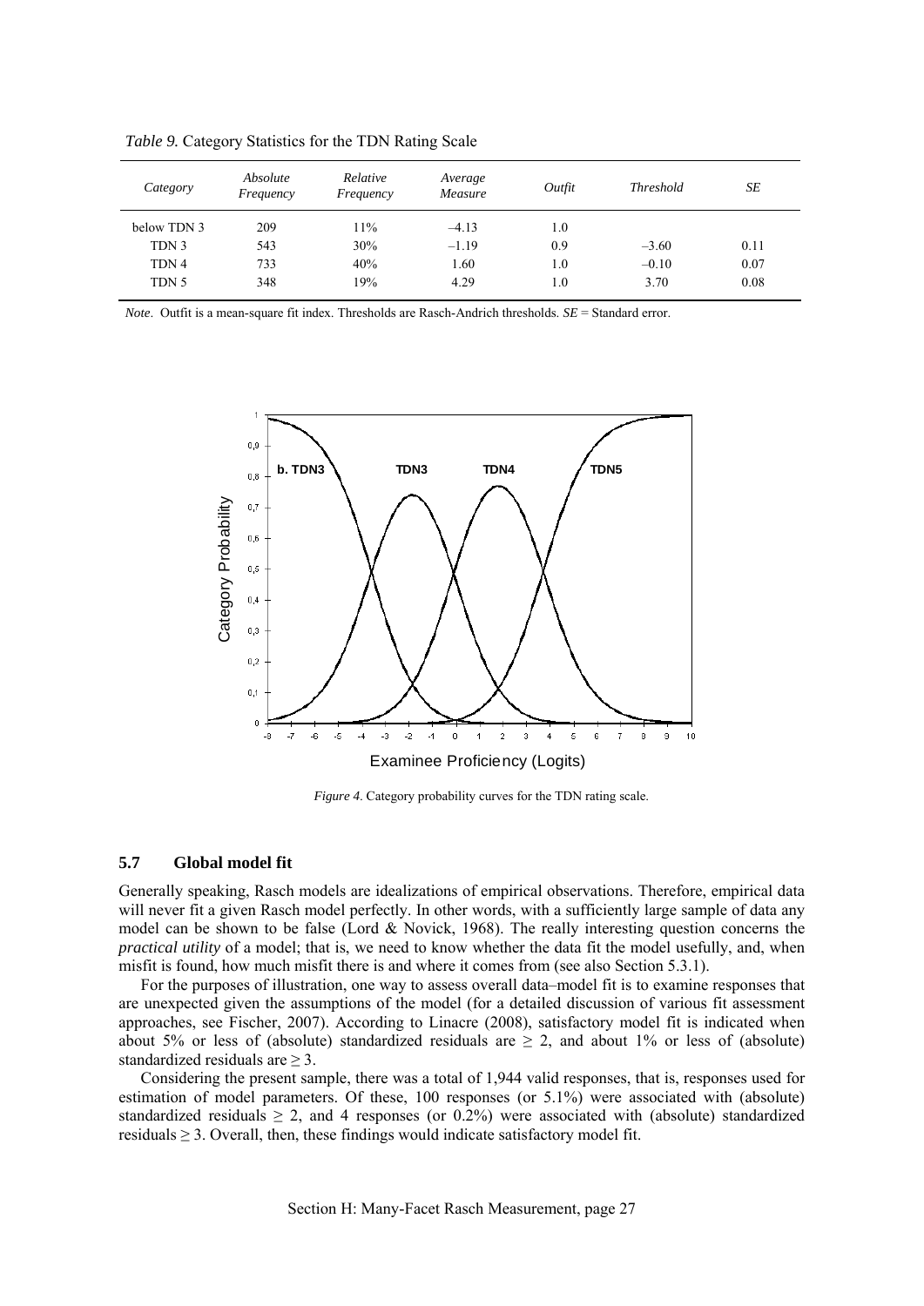*Table 9.* Category Statistics for the TDN Rating Scale

| *Category* | *Absolute Frequency* | *Relative Frequency* | *Average Measure* | *Outfit* | *Threshold* | *SE* |
|---|---|---|---|---|---|---|
| below TDN 3 | 209 | 11% | –4.13 | 1.0 | | |
| TDN 3 | 543 | 30% | –1.19 | 0.9 | –3.60 | 0.11 |
| TDN 4 | 733 | 40% | 1.60 | 1.0 | –0.10 | 0.07 |
| TDN 5 | 348 | 19% | 4.29 | 1.0 | 3.70 | 0.08 |

*Note*. Outfit is a mean-square fit index. Thresholds are Rasch-Andrich thresholds. *SE* = Standard error.

*Figure 4*. Category probability curves for the TDN rating scale.

### 5.7 Global model fit

Generally speaking, Rasch models are idealizations of empirical observations. Therefore, empirical data will never fit a given Rasch model perfectly. In other words, with a sufficiently large sample of data any model can be shown to be false (Lord & Novick, 1968). The really interesting question concerns the *practical utility* of a model; that is, we need to know whether the data fit the model usefully, and, when misfit is found, how much misfit there is and where it comes from (see also Section 5.3.1).

For the purposes of illustration, one way to assess overall data–model fit is to examine responses that are unexpected given the assumptions of the model (for a detailed discussion of various fit assessment approaches, see Fischer, 2007). According to Linacre (2008), satisfactory model fit is indicated when about 5% or less of (absolute) standardized residuals are $\geq 2$, and about 1% or less of (absolute) standardized residuals are $\geq 3$.

Considering the present sample, there was a total of 1,944 valid responses, that is, responses used for estimation of model parameters. Of these, 100 responses (or 5.1%) were associated with (absolute) standardized residuals $\geq 2$, and 4 responses (or 0.2%) were associated with (absolute) standardized residuals $\geq 3$. Overall, then, these findings would indicate satisfactory model fit.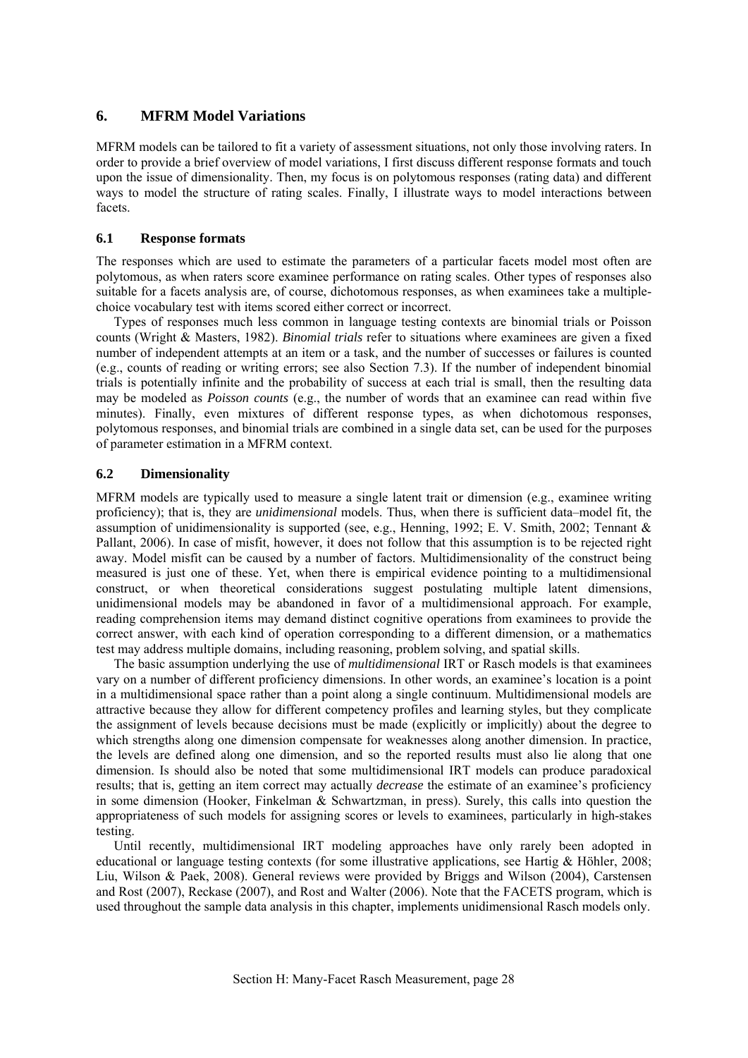## 6. MFRM Model Variations

MFRM models can be tailored to fit a variety of assessment situations, not only those involving raters. In order to provide a brief overview of model variations, I first discuss different response formats and touch upon the issue of dimensionality. Then, my focus is on polytomous responses (rating data) and different ways to model the structure of rating scales. Finally, I illustrate ways to model interactions between facets.

### 6.1 Response formats

The responses which are used to estimate the parameters of a particular facets model most often are polytomous, as when raters score examinee performance on rating scales. Other types of responses also suitable for a facets analysis are, of course, dichotomous responses, as when examinees take a multiple-choice vocabulary test with items scored either correct or incorrect.

Types of responses much less common in language testing contexts are binomial trials or Poisson counts (Wright & Masters, 1982). *Binomial trials* refer to situations where examinees are given a fixed number of independent attempts at an item or a task, and the number of successes or failures is counted (e.g., counts of reading or writing errors; see also Section 7.3). If the number of independent binomial trials is potentially infinite and the probability of success at each trial is small, then the resulting data may be modeled as *Poisson counts* (e.g., the number of words that an examinee can read within five minutes). Finally, even mixtures of different response types, as when dichotomous responses, polytomous responses, and binomial trials are combined in a single data set, can be used for the purposes of parameter estimation in a MFRM context.

### 6.2 Dimensionality

MFRM models are typically used to measure a single latent trait or dimension (e.g., examinee writing proficiency); that is, they are *unidimensional* models. Thus, when there is sufficient data–model fit, the assumption of unidimensionality is supported (see, e.g., Henning, 1992; E. V. Smith, 2002; Tennant & Pallant, 2006). In case of misfit, however, it does not follow that this assumption is to be rejected right away. Model misfit can be caused by a number of factors. Multidimensionality of the construct being measured is just one of these. Yet, when there is empirical evidence pointing to a multidimensional construct, or when theoretical considerations suggest postulating multiple latent dimensions, unidimensional models may be abandoned in favor of a multidimensional approach. For example, reading comprehension items may demand distinct cognitive operations from examinees to provide the correct answer, with each kind of operation corresponding to a different dimension, or a mathematics test may address multiple domains, including reasoning, problem solving, and spatial skills.

The basic assumption underlying the use of *multidimensional* IRT or Rasch models is that examinees vary on a number of different proficiency dimensions. In other words, an examinee's location is a point in a multidimensional space rather than a point along a single continuum. Multidimensional models are attractive because they allow for different competency profiles and learning styles, but they complicate the assignment of levels because decisions must be made (explicitly or implicitly) about the degree to which strengths along one dimension compensate for weaknesses along another dimension. In practice, the levels are defined along one dimension, and so the reported results must also lie along that one dimension. Is should also be noted that some multidimensional IRT models can produce paradoxical results; that is, getting an item correct may actually *decrease* the estimate of an examinee's proficiency in some dimension (Hooker, Finkelman & Schwartzman, in press). Surely, this calls into question the appropriateness of such models for assigning scores or levels to examinees, particularly in high-stakes testing.

Until recently, multidimensional IRT modeling approaches have only rarely been adopted in educational or language testing contexts (for some illustrative applications, see Hartig & Höhler, 2008; Liu, Wilson & Paek, 2008). General reviews were provided by Briggs and Wilson (2004), Carstensen and Rost (2007), Reckase (2007), and Rost and Walter (2006). Note that the FACETS program, which is used throughout the sample data analysis in this chapter, implements unidimensional Rasch models only.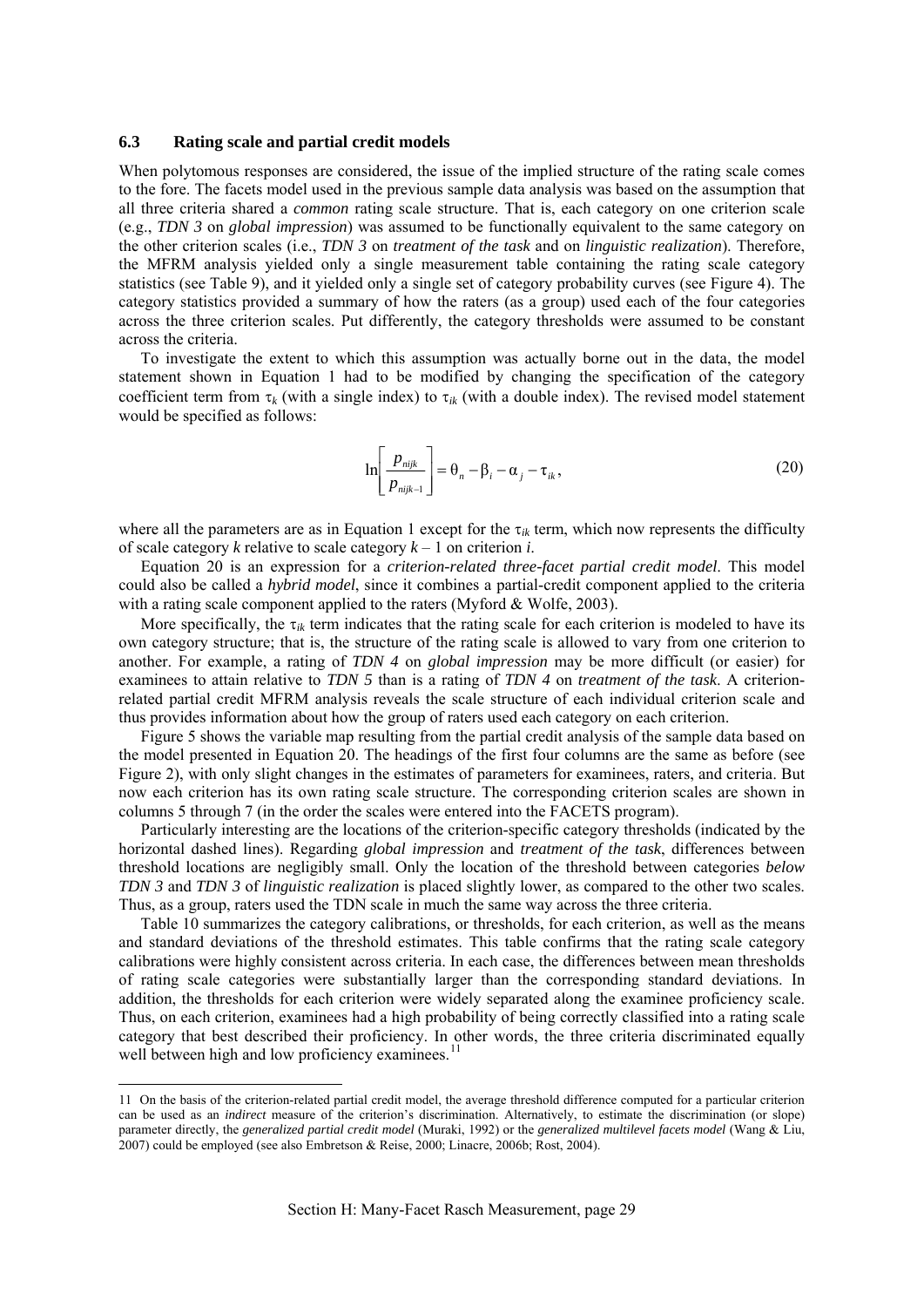### 6.3 Rating scale and partial credit models

When polytomous responses are considered, the issue of the implied structure of the rating scale comes to the fore. The facets model used in the previous sample data analysis was based on the assumption that all three criteria shared a *common* rating scale structure. That is, each category on one criterion scale (e.g., *TDN 3* on *global impression*) was assumed to be functionally equivalent to the same category on the other criterion scales (i.e., *TDN 3* on *treatment of the task* and on *linguistic realization*). Therefore, the MFRM analysis yielded only a single measurement table containing the rating scale category statistics (see Table 9), and it yielded only a single set of category probability curves (see Figure 4). The category statistics provided a summary of how the raters (as a group) used each of the four categories across the three criterion scales. Put differently, the category thresholds were assumed to be constant across the criteria.

To investigate the extent to which this assumption was actually borne out in the data, the model statement shown in Equation 1 had to be modified by changing the specification of the category coefficient term from $\tau_k$ (with a single index) to $\tau_{ik}$ (with a double index). The revised model statement would be specified as follows:

$$\ln\left[\frac{p_{nijk}}{p_{nijk-1}}\right] = \theta_n - \beta_i - \alpha_j - \tau_{ik}, \tag{20}$$

where all the parameters are as in Equation 1 except for the $\tau_{ik}$ term, which now represents the difficulty of scale category $k$ relative to scale category $k - 1$ on criterion $i$.

Equation 20 is an expression for a *criterion-related three-facet partial credit model*. This model could also be called a *hybrid model*, since it combines a partial-credit component applied to the criteria with a rating scale component applied to the raters (Myford & Wolfe, 2003).

More specifically, the $\tau_{ik}$ term indicates that the rating scale for each criterion is modeled to have its own category structure; that is, the structure of the rating scale is allowed to vary from one criterion to another. For example, a rating of *TDN 4* on *global impression* may be more difficult (or easier) for examinees to attain relative to *TDN 5* than is a rating of *TDN 4* on *treatment of the task*. A criterion-related partial credit MFRM analysis reveals the scale structure of each individual criterion scale and thus provides information about how the group of raters used each category on each criterion.

Figure 5 shows the variable map resulting from the partial credit analysis of the sample data based on the model presented in Equation 20. The headings of the first four columns are the same as before (see Figure 2), with only slight changes in the estimates of parameters for examinees, raters, and criteria. But now each criterion has its own rating scale structure. The corresponding criterion scales are shown in columns 5 through 7 (in the order the scales were entered into the FACETS program).

Particularly interesting are the locations of the criterion-specific category thresholds (indicated by the horizontal dashed lines). Regarding *global impression* and *treatment of the task*, differences between threshold locations are negligibly small. Only the location of the threshold between categories *below TDN 3* and *TDN 3* of *linguistic realization* is placed slightly lower, as compared to the other two scales. Thus, as a group, raters used the TDN scale in much the same way across the three criteria.

Table 10 summarizes the category calibrations, or thresholds, for each criterion, as well as the means and standard deviations of the threshold estimates. This table confirms that the rating scale category calibrations were highly consistent across criteria. In each case, the differences between mean thresholds of rating scale categories were substantially larger than the corresponding standard deviations. In addition, the thresholds for each criterion were widely separated along the examinee proficiency scale. Thus, on each criterion, examinees had a high probability of being correctly classified into a rating scale category that best described their proficiency. In other words, the three criteria discriminated equally well between high and low proficiency examinees.[11]

---

[11] On the basis of the criterion-related partial credit model, the average threshold difference computed for a particular criterion can be used as an *indirect* measure of the criterion's discrimination. Alternatively, to estimate the discrimination (or slope) parameter directly, the *generalized partial credit model* (Muraki, 1992) or the *generalized multilevel facets model* (Wang & Liu, 2007) could be employed (see also Embretson & Reise, 2000; Linacre, 2006b; Rost, 2004).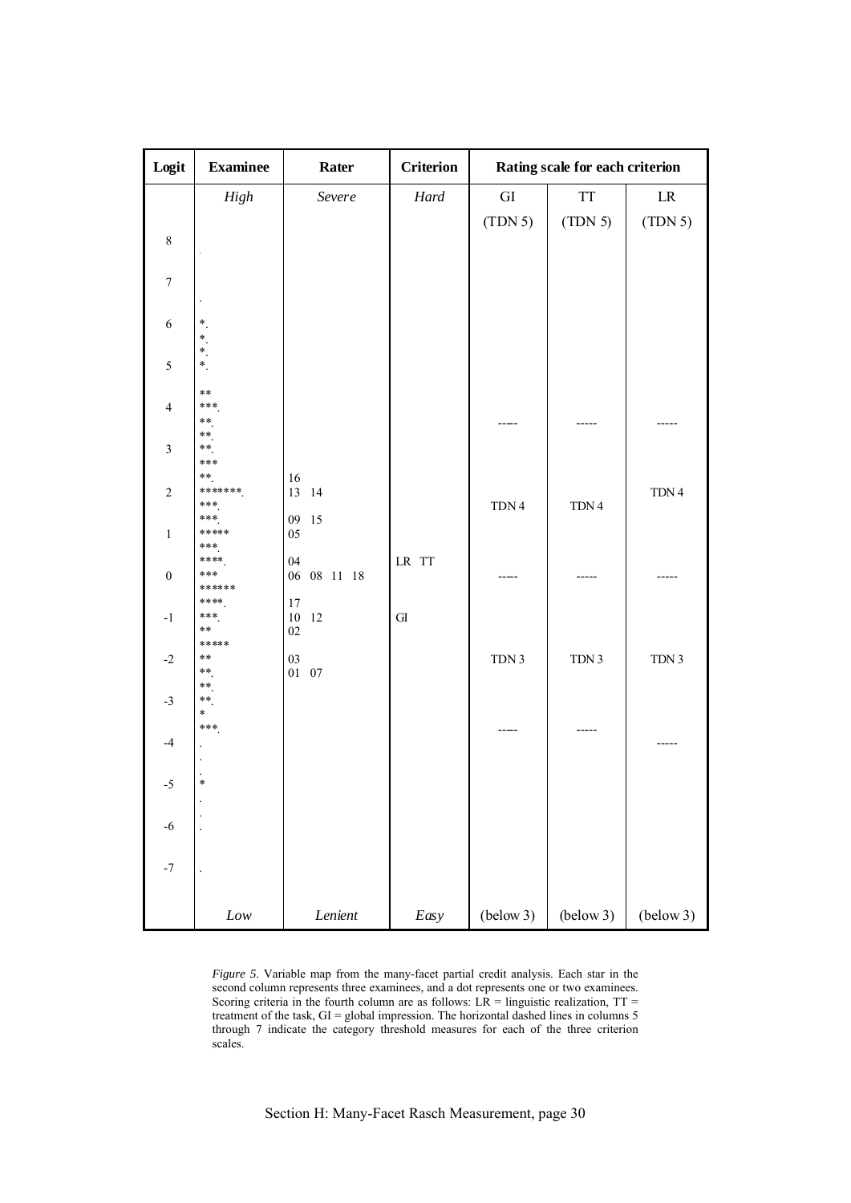| Logit | Examinee | Rater | Criterion | Rating scale for each criterion | | |
|---|---|---|---|---|---|---|
| | *High* | *Severe* | *Hard* | GI | TT | LR |
| | | | | (TDN 5) | (TDN 5) | (TDN 5) |
| 8 | . | | | | | |
| 7 | . | | | | | |
| 6 | *. | | | | | |
| | *. | | | | | |
| | *. | | | | | |
| 5 | *. | | | | | |
| | ** | | | | | |
| 4 | ***. | | | | | |
| | **. | | | ----- | ----- | ----- |
| | **. | | | | | |
| 3 | **. | | | | | |
| | *** | | | | | |
| | **. | 16 | | | | |
| 2 | *******. | 13 14 | | | | TDN 4 |
| | ***. | | | TDN 4 | TDN 4 | |
| | ***. | 09 15 | | | | |
| 1 | ***** | 05 | | | | |
| | ***. | | | | | |
| | ****. | 04 | LR TT | | | |
| 0 | *** | 06 08 11 18 | | ----- | ----- | ----- |
| | ****** | | | | | |
| | ****. | 17 | | | | |
| -1 | ***. | 10 12 | GI | | | |
| | ** | 02 | | | | |
| | ***** | | | | | |
| -2 | ** | 03 | | TDN 3 | TDN 3 | TDN 3 |
| | **. | 01 07 | | | | |
| | **. | | | | | |
| -3 | **. | | | | | |
| | * | | | | | |
| | ***. | | | ----- | ----- | |
| -4 | . | | | | | ----- |
| | . | | | | | |
| | . | | | | | |
| -5 | * | | | | | |
| | . | | | | | |
| | . | | | | | |
| -6 | . | | | | | |
| -7 | . | | | | | |
| | *Low* | *Lenient* | *Easy* | (below 3) | (below 3) | (below 3) |

*Figure 5*. Variable map from the many-facet partial credit analysis. Each star in the second column represents three examinees, and a dot represents one or two examinees. Scoring criteria in the fourth column are as follows: LR = linguistic realization, TT = treatment of the task, GI = global impression. The horizontal dashed lines in columns 5 through 7 indicate the category threshold measures for each of the three criterion scales.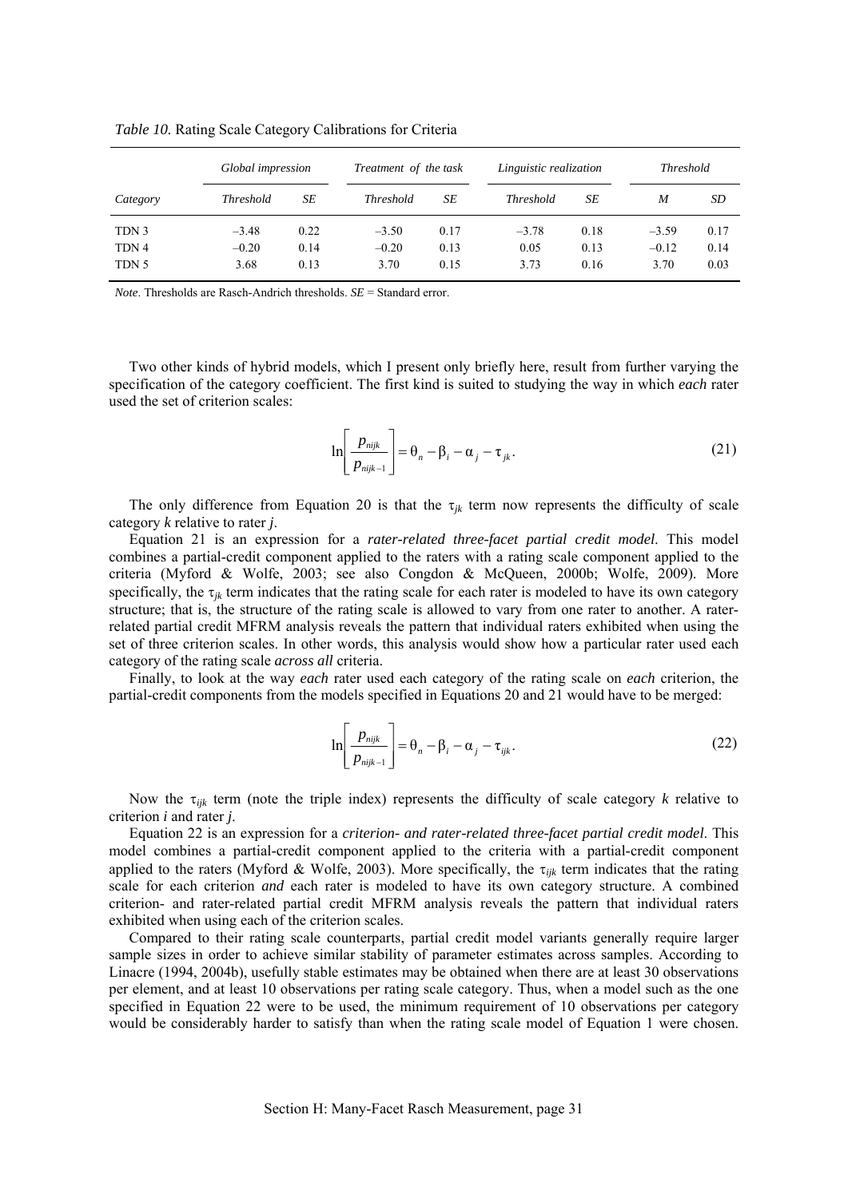*Table 10.* Rating Scale Category Calibrations for Criteria

| | Global impression | | Treatment of the task | | Linguistic realization | | Threshold | |
|---|---|---|---|---|---|---|---|---|
| *Category* | *Threshold* | *SE* | *Threshold* | *SE* | *Threshold* | *SE* | *M* | *SD* |
| TDN 3 | –3.48 | 0.22 | –3.50 | 0.17 | –3.78 | 0.18 | –3.59 | 0.17 |
| TDN 4 | –0.20 | 0.14 | –0.20 | 0.13 | 0.05 | 0.13 | –0.12 | 0.14 |
| TDN 5 | 3.68 | 0.13 | 3.70 | 0.15 | 3.73 | 0.16 | 3.70 | 0.03 |

*Note*. Thresholds are Rasch-Andrich thresholds. *SE* = Standard error.

Two other kinds of hybrid models, which I present only briefly here, result from further varying the specification of the category coefficient. The first kind is suited to studying the way in which *each* rater used the set of criterion scales:

$$\ln\left[\frac{p_{nijk}}{p_{nijk-1}}\right] = \theta_n - \beta_i - \alpha_j - \tau_{jk}. \tag{21}$$

The only difference from Equation 20 is that the $\tau_{jk}$ term now represents the difficulty of scale category *k* relative to rater *j*.

Equation 21 is an expression for a *rater-related three-facet partial credit model*. This model combines a partial-credit component applied to the raters with a rating scale component applied to the criteria (Myford & Wolfe, 2003; see also Congdon & McQueen, 2000b; Wolfe, 2009). More specifically, the $\tau_{jk}$ term indicates that the rating scale for each rater is modeled to have its own category structure; that is, the structure of the rating scale is allowed to vary from one rater to another. A rater-related partial credit MFRM analysis reveals the pattern that individual raters exhibited when using the set of three criterion scales. In other words, this analysis would show how a particular rater used each category of the rating scale *across all* criteria.

Finally, to look at the way *each* rater used each category of the rating scale on *each* criterion, the partial-credit components from the models specified in Equations 20 and 21 would have to be merged:

$$\ln\left[\frac{p_{nijk}}{p_{nijk-1}}\right] = \theta_n - \beta_i - \alpha_j - \tau_{ijk}. \tag{22}$$

Now the $\tau_{ijk}$ term (note the triple index) represents the difficulty of scale category *k* relative to criterion *i* and rater *j*.

Equation 22 is an expression for a *criterion- and rater-related three-facet partial credit model*. This model combines a partial-credit component applied to the criteria with a partial-credit component applied to the raters (Myford & Wolfe, 2003). More specifically, the $\tau_{ijk}$ term indicates that the rating scale for each criterion *and* each rater is modeled to have its own category structure. A combined criterion- and rater-related partial credit MFRM analysis reveals the pattern that individual raters exhibited when using each of the criterion scales.

Compared to their rating scale counterparts, partial credit model variants generally require larger sample sizes in order to achieve similar stability of parameter estimates across samples. According to Linacre (1994, 2004b), usefully stable estimates may be obtained when there are at least 30 observations per element, and at least 10 observations per rating scale category. Thus, when a model such as the one specified in Equation 22 were to be used, the minimum requirement of 10 observations per category would be considerably harder to satisfy than when the rating scale model of Equation 1 were chosen.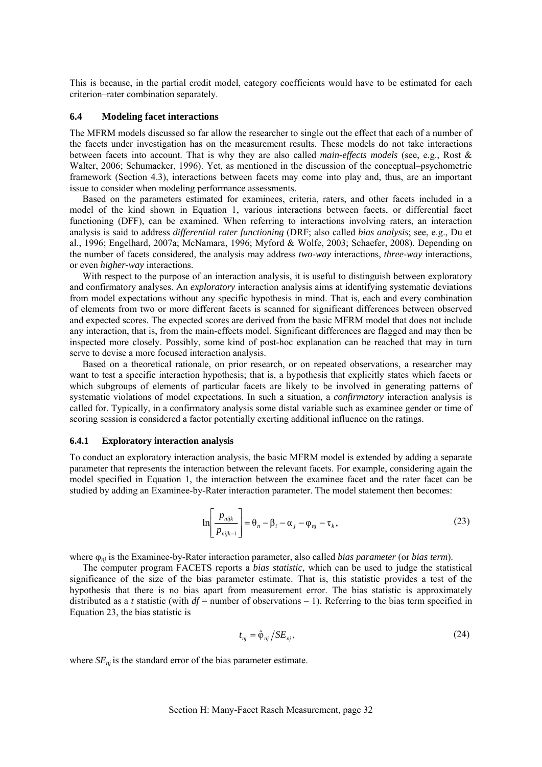This is because, in the partial credit model, category coefficients would have to be estimated for each criterion–rater combination separately.

### 6.4 Modeling facet interactions

The MFRM models discussed so far allow the researcher to single out the effect that each of a number of the facets under investigation has on the measurement results. These models do not take interactions between facets into account. That is why they are also called *main-effects models* (see, e.g., Rost & Walter, 2006; Schumacker, 1996). Yet, as mentioned in the discussion of the conceptual–psychometric framework (Section 4.3), interactions between facets may come into play and, thus, are an important issue to consider when modeling performance assessments.

Based on the parameters estimated for examinees, criteria, raters, and other facets included in a model of the kind shown in Equation 1, various interactions between facets, or differential facet functioning (DFF), can be examined. When referring to interactions involving raters, an interaction analysis is said to address *differential rater functioning* (DRF; also called *bias analysis*; see, e.g., Du et al., 1996; Engelhard, 2007a; McNamara, 1996; Myford & Wolfe, 2003; Schaefer, 2008). Depending on the number of facets considered, the analysis may address *two-way* interactions, *three-way* interactions, or even *higher-way* interactions.

With respect to the purpose of an interaction analysis, it is useful to distinguish between exploratory and confirmatory analyses. An *exploratory* interaction analysis aims at identifying systematic deviations from model expectations without any specific hypothesis in mind. That is, each and every combination of elements from two or more different facets is scanned for significant differences between observed and expected scores. The expected scores are derived from the basic MFRM model that does not include any interaction, that is, from the main-effects model. Significant differences are flagged and may then be inspected more closely. Possibly, some kind of post-hoc explanation can be reached that may in turn serve to devise a more focused interaction analysis.

Based on a theoretical rationale, on prior research, or on repeated observations, a researcher may want to test a specific interaction hypothesis; that is, a hypothesis that explicitly states which facets or which subgroups of elements of particular facets are likely to be involved in generating patterns of systematic violations of model expectations. In such a situation, a *confirmatory* interaction analysis is called for. Typically, in a confirmatory analysis some distal variable such as examinee gender or time of scoring session is considered a factor potentially exerting additional influence on the ratings.

#### 6.4.1 Exploratory interaction analysis

To conduct an exploratory interaction analysis, the basic MFRM model is extended by adding a separate parameter that represents the interaction between the relevant facets. For example, considering again the model specified in Equation 1, the interaction between the examinee facet and the rater facet can be studied by adding an Examinee-by-Rater interaction parameter. The model statement then becomes:

$$\ln\left[\frac{p_{nijk}}{p_{nijk-1}}\right] = \theta_n - \beta_i - \alpha_j - \varphi_{nj} - \tau_k, \tag{23}$$

where $\varphi_{nj}$ is the Examinee-by-Rater interaction parameter, also called *bias parameter* (or *bias term*).

The computer program FACETS reports a *bias statistic*, which can be used to judge the statistical significance of the size of the bias parameter estimate. That is, this statistic provides a test of the hypothesis that there is no bias apart from measurement error. The bias statistic is approximately distributed as a *t* statistic (with $df$ = number of observations – 1). Referring to the bias term specified in Equation 23, the bias statistic is

$$t_{nj} = \hat{\varphi}_{nj} / SE_{nj}, \tag{24}$$

where $SE_{nj}$ is the standard error of the bias parameter estimate.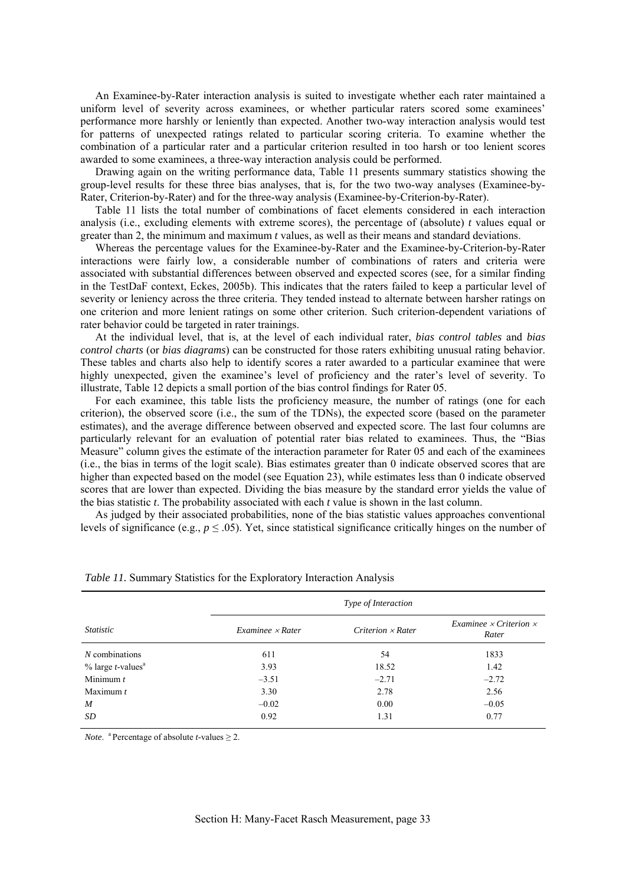An Examinee-by-Rater interaction analysis is suited to investigate whether each rater maintained a uniform level of severity across examinees, or whether particular raters scored some examinees' performance more harshly or leniently than expected. Another two-way interaction analysis would test for patterns of unexpected ratings related to particular scoring criteria. To examine whether the combination of a particular rater and a particular criterion resulted in too harsh or too lenient scores awarded to some examinees, a three-way interaction analysis could be performed.

Drawing again on the writing performance data, Table 11 presents summary statistics showing the group-level results for these three bias analyses, that is, for the two two-way analyses (Examinee-by-Rater, Criterion-by-Rater) and for the three-way analysis (Examinee-by-Criterion-by-Rater).

Table 11 lists the total number of combinations of facet elements considered in each interaction analysis (i.e., excluding elements with extreme scores), the percentage of (absolute) $t$ values equal or greater than 2, the minimum and maximum $t$ values, as well as their means and standard deviations.

Whereas the percentage values for the Examinee-by-Rater and the Examinee-by-Criterion-by-Rater interactions were fairly low, a considerable number of combinations of raters and criteria were associated with substantial differences between observed and expected scores (see, for a similar finding in the TestDaF context, Eckes, 2005b). This indicates that the raters failed to keep a particular level of severity or leniency across the three criteria. They tended instead to alternate between harsher ratings on one criterion and more lenient ratings on some other criterion. Such criterion-dependent variations of rater behavior could be targeted in rater trainings.

At the individual level, that is, at the level of each individual rater, *bias control tables* and *bias control charts* (or *bias diagrams*) can be constructed for those raters exhibiting unusual rating behavior. These tables and charts also help to identify scores a rater awarded to a particular examinee that were highly unexpected, given the examinee's level of proficiency and the rater's level of severity. To illustrate, Table 12 depicts a small portion of the bias control findings for Rater 05.

For each examinee, this table lists the proficiency measure, the number of ratings (one for each criterion), the observed score (i.e., the sum of the TDNs), the expected score (based on the parameter estimates), and the average difference between observed and expected score. The last four columns are particularly relevant for an evaluation of potential rater bias related to examinees. Thus, the "Bias Measure" column gives the estimate of the interaction parameter for Rater 05 and each of the examinees (i.e., the bias in terms of the logit scale). Bias estimates greater than 0 indicate observed scores that are higher than expected based on the model (see Equation 23), while estimates less than 0 indicate observed scores that are lower than expected. Dividing the bias measure by the standard error yields the value of the bias statistic $t$. The probability associated with each $t$ value is shown in the last column.

As judged by their associated probabilities, none of the bias statistic values approaches conventional levels of significance (e.g., $p \leq .05$). Yet, since statistical significance critically hinges on the number of

*Table 11.* Summary Statistics for the Exploratory Interaction Analysis

| | *Type of Interaction* | | |
|---|---|---|---|
| *Statistic* | *Examinee × Rater* | *Criterion × Rater* | *Examinee × Criterion × Rater* |
| $N$ combinations | 611 | 54 | 1833 |
| % large $t$-values[a] | 3.93 | 18.52 | 1.42 |
| Minimum $t$ | –3.51 | –2.71 | –2.72 |
| Maximum $t$ | 3.30 | 2.78 | 2.56 |
| $M$ | –0.02 | 0.00 | –0.05 |
| $SD$ | 0.92 | 1.31 | 0.77 |

*Note*. [a] Percentage of absolute $t$-values $\geq 2$.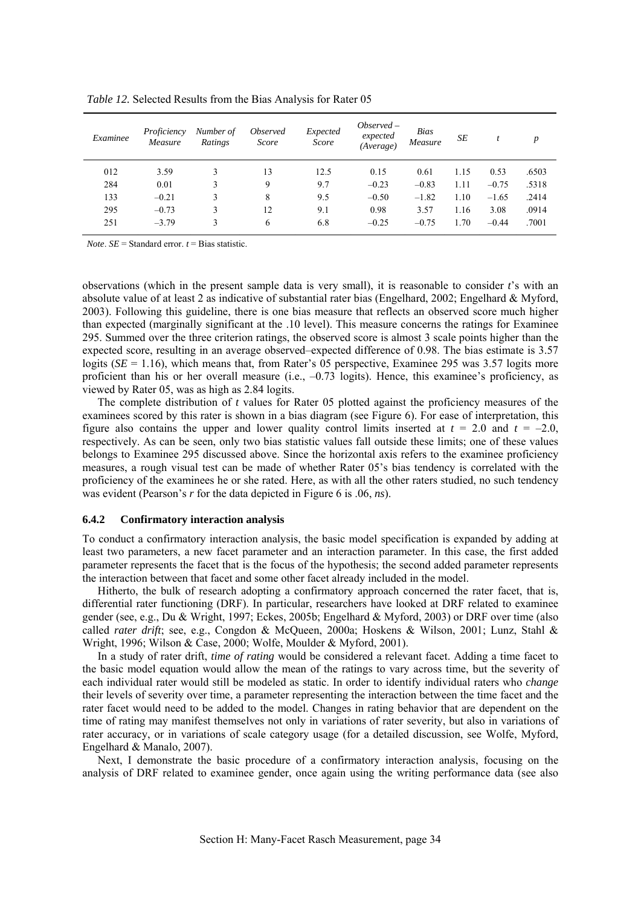*Table 12.* Selected Results from the Bias Analysis for Rater 05

| *Examinee* | *Proficiency Measure* | *Number of Ratings* | *Observed Score* | *Expected Score* | *Observed – expected (Average)* | *Bias Measure* | *SE* | *t* | *p* |
|---|---|---|---|---|---|---|---|---|---|
| 012 | 3.59 | 3 | 13 | 12.5 | 0.15 | 0.61 | 1.15 | 0.53 | .6503 |
| 284 | 0.01 | 3 | 9 | 9.7 | –0.23 | –0.83 | 1.11 | –0.75 | .5318 |
| 133 | –0.21 | 3 | 8 | 9.5 | –0.50 | –1.82 | 1.10 | –1.65 | .2414 |
| 295 | –0.73 | 3 | 12 | 9.1 | 0.98 | 3.57 | 1.16 | 3.08 | .0914 |
| 251 | –3.79 | 3 | 6 | 6.8 | –0.25 | –0.75 | 1.70 | –0.44 | .7001 |

*Note*. *SE* = Standard error. *t* = Bias statistic.

observations (which in the present sample data is very small), it is reasonable to consider *t*'s with an absolute value of at least 2 as indicative of substantial rater bias (Engelhard, 2002; Engelhard & Myford, 2003). Following this guideline, there is one bias measure that reflects an observed score much higher than expected (marginally significant at the .10 level). This measure concerns the ratings for Examinee 295. Summed over the three criterion ratings, the observed score is almost 3 scale points higher than the expected score, resulting in an average observed–expected difference of 0.98. The bias estimate is 3.57 logits (*SE* = 1.16), which means that, from Rater's 05 perspective, Examinee 295 was 3.57 logits more proficient than his or her overall measure (i.e., –0.73 logits). Hence, this examinee's proficiency, as viewed by Rater 05, was as high as 2.84 logits.

The complete distribution of *t* values for Rater 05 plotted against the proficiency measures of the examinees scored by this rater is shown in a bias diagram (see Figure 6). For ease of interpretation, this figure also contains the upper and lower quality control limits inserted at $t = 2.0$ and $t = -2.0$, respectively. As can be seen, only two bias statistic values fall outside these limits; one of these values belongs to Examinee 295 discussed above. Since the horizontal axis refers to the examinee proficiency measures, a rough visual test can be made of whether Rater 05's bias tendency is correlated with the proficiency of the examinees he or she rated. Here, as with all the other raters studied, no such tendency was evident (Pearson's *r* for the data depicted in Figure 6 is .06, *ns*).

### 6.4.2 Confirmatory interaction analysis

To conduct a confirmatory interaction analysis, the basic model specification is expanded by adding at least two parameters, a new facet parameter and an interaction parameter. In this case, the first added parameter represents the facet that is the focus of the hypothesis; the second added parameter represents the interaction between that facet and some other facet already included in the model.

Hitherto, the bulk of research adopting a confirmatory approach concerned the rater facet, that is, differential rater functioning (DRF). In particular, researchers have looked at DRF related to examinee gender (see, e.g., Du & Wright, 1997; Eckes, 2005b; Engelhard & Myford, 2003) or DRF over time (also called *rater drift*; see, e.g., Congdon & McQueen, 2000a; Hoskens & Wilson, 2001; Lunz, Stahl & Wright, 1996; Wilson & Case, 2000; Wolfe, Moulder & Myford, 2001).

In a study of rater drift, *time of rating* would be considered a relevant facet. Adding a time facet to the basic model equation would allow the mean of the ratings to vary across time, but the severity of each individual rater would still be modeled as static. In order to identify individual raters who *change* their levels of severity over time, a parameter representing the interaction between the time facet and the rater facet would need to be added to the model. Changes in rating behavior that are dependent on the time of rating may manifest themselves not only in variations of rater severity, but also in variations of rater accuracy, or in variations of scale category usage (for a detailed discussion, see Wolfe, Myford, Engelhard & Manalo, 2007).

Next, I demonstrate the basic procedure of a confirmatory interaction analysis, focusing on the analysis of DRF related to examinee gender, once again using the writing performance data (see also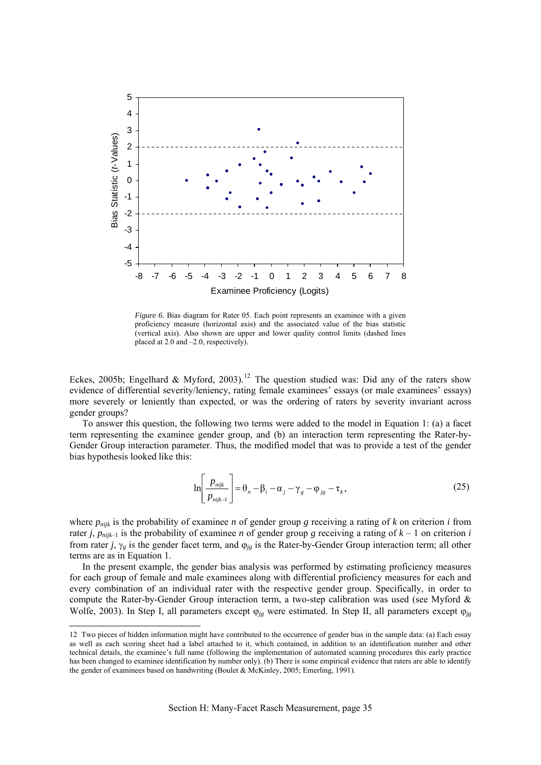*Figure 6.* Bias diagram for Rater 05. Each point represents an examinee with a given proficiency measure (horizontal axis) and the associated value of the bias statistic (vertical axis). Also shown are upper and lower quality control limits (dashed lines placed at 2.0 and –2.0, respectively).

Eckes, 2005b; Engelhard & Myford, 2003).[12] The question studied was: Did any of the raters show evidence of differential severity/leniency, rating female examinees' essays (or male examinees' essays) more severely or leniently than expected, or was the ordering of raters by severity invariant across gender groups?

To answer this question, the following two terms were added to the model in Equation 1: (a) a facet term representing the examinee gender group, and (b) an interaction term representing the Rater-by-Gender Group interaction parameter. Thus, the modified model that was to provide a test of the gender bias hypothesis looked like this:

$$\ln\left[\frac{p_{nijk}}{p_{nijk-1}}\right] = \theta_n - \beta_i - \alpha_j - \gamma_g - \varphi_{jg} - \tau_k, \tag{25}$$

where $p_{nijk}$ is the probability of examinee $n$ of gender group $g$ receiving a rating of $k$ on criterion $i$ from rater $j$, $p_{nijk-1}$ is the probability of examinee $n$ of gender group $g$ receiving a rating of $k - 1$ on criterion $i$ from rater $j$, $\gamma_g$ is the gender facet term, and $\varphi_{jg}$ is the Rater-by-Gender Group interaction term; all other terms are as in Equation 1.

In the present example, the gender bias analysis was performed by estimating proficiency measures for each group of female and male examinees along with differential proficiency measures for each and every combination of an individual rater with the respective gender group. Specifically, in order to compute the Rater-by-Gender Group interaction term, a two-step calibration was used (see Myford & Wolfe, 2003). In Step I, all parameters except $\varphi_{jg}$ were estimated. In Step II, all parameters except $\varphi_{jg}$

12 Two pieces of hidden information might have contributed to the occurrence of gender bias in the sample data: (a) Each essay as well as each scoring sheet had a label attached to it, which contained, in addition to an identification number and other technical details, the examinee's full name (following the implementation of automated scanning procedures this early practice has been changed to examinee identification by number only). (b) There is some empirical evidence that raters are able to identify the gender of examinees based on handwriting (Boulet & McKinley, 2005; Emerling, 1991).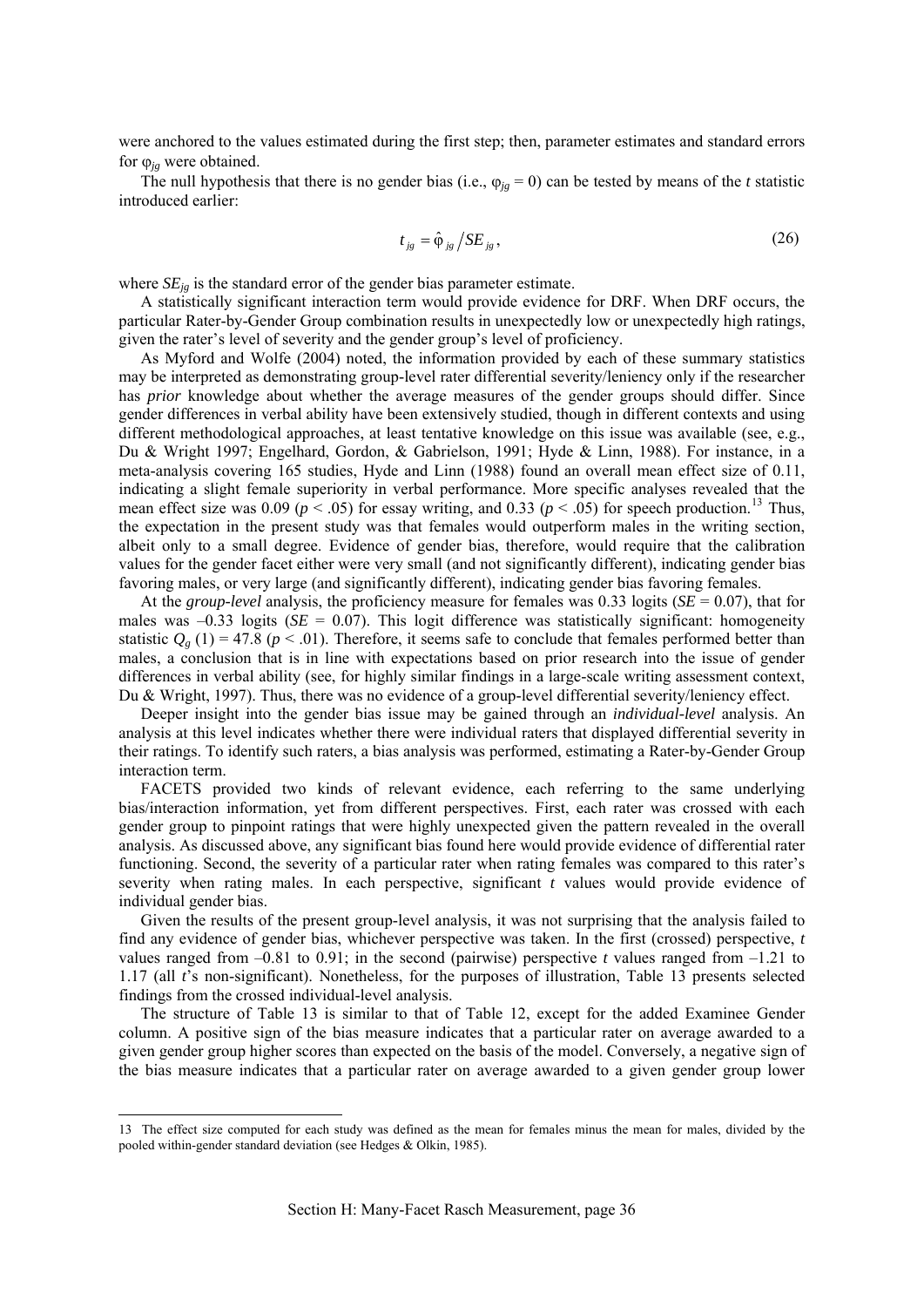were anchored to the values estimated during the first step; then, parameter estimates and standard errors for $\varphi_{jg}$ were obtained.

The null hypothesis that there is no gender bias (i.e., $\varphi_{jg} = 0$) can be tested by means of the *t* statistic introduced earlier:

$$t_{jg} = \hat{\varphi}_{jg} / SE_{jg}, \tag{26}$$

where $SE_{jg}$ is the standard error of the gender bias parameter estimate.

A statistically significant interaction term would provide evidence for DRF. When DRF occurs, the particular Rater-by-Gender Group combination results in unexpectedly low or unexpectedly high ratings, given the rater's level of severity and the gender group's level of proficiency.

As Myford and Wolfe (2004) noted, the information provided by each of these summary statistics may be interpreted as demonstrating group-level rater differential severity/leniency only if the researcher has *prior* knowledge about whether the average measures of the gender groups should differ. Since gender differences in verbal ability have been extensively studied, though in different contexts and using different methodological approaches, at least tentative knowledge on this issue was available (see, e.g., Du & Wright 1997; Engelhard, Gordon, & Gabrielson, 1991; Hyde & Linn, 1988). For instance, in a meta-analysis covering 165 studies, Hyde and Linn (1988) found an overall mean effect size of 0.11, indicating a slight female superiority in verbal performance. More specific analyses revealed that the mean effect size was 0.09 ($p < .05$) for essay writing, and 0.33 ($p < .05$) for speech production.[13] Thus, the expectation in the present study was that females would outperform males in the writing section, albeit only to a small degree. Evidence of gender bias, therefore, would require that the calibration values for the gender facet either were very small (and not significantly different), indicating gender bias favoring males, or very large (and significantly different), indicating gender bias favoring females.

At the *group-level* analysis, the proficiency measure for females was 0.33 logits ($SE$ = 0.07), that for males was –0.33 logits ($SE$ = 0.07). This logit difference was statistically significant: homogeneity statistic $Q_g$ (1) = 47.8 ($p < .01$). Therefore, it seems safe to conclude that females performed better than males, a conclusion that is in line with expectations based on prior research into the issue of gender differences in verbal ability (see, for highly similar findings in a large-scale writing assessment context, Du & Wright, 1997). Thus, there was no evidence of a group-level differential severity/leniency effect.

Deeper insight into the gender bias issue may be gained through an *individual-level* analysis. An analysis at this level indicates whether there were individual raters that displayed differential severity in their ratings. To identify such raters, a bias analysis was performed, estimating a Rater-by-Gender Group interaction term.

FACETS provided two kinds of relevant evidence, each referring to the same underlying bias/interaction information, yet from different perspectives. First, each rater was crossed with each gender group to pinpoint ratings that were highly unexpected given the pattern revealed in the overall analysis. As discussed above, any significant bias found here would provide evidence of differential rater functioning. Second, the severity of a particular rater when rating females was compared to this rater's severity when rating males. In each perspective, significant *t* values would provide evidence of individual gender bias.

Given the results of the present group-level analysis, it was not surprising that the analysis failed to find any evidence of gender bias, whichever perspective was taken. In the first (crossed) perspective, *t* values ranged from –0.81 to 0.91; in the second (pairwise) perspective *t* values ranged from –1.21 to 1.17 (all *t*'s non-significant). Nonetheless, for the purposes of illustration, Table 13 presents selected findings from the crossed individual-level analysis.

The structure of Table 13 is similar to that of Table 12, except for the added Examinee Gender column. A positive sign of the bias measure indicates that a particular rater on average awarded to a given gender group higher scores than expected on the basis of the model. Conversely, a negative sign of the bias measure indicates that a particular rater on average awarded to a given gender group lower

---

13 The effect size computed for each study was defined as the mean for females minus the mean for males, divided by the pooled within-gender standard deviation (see Hedges & Olkin, 1985).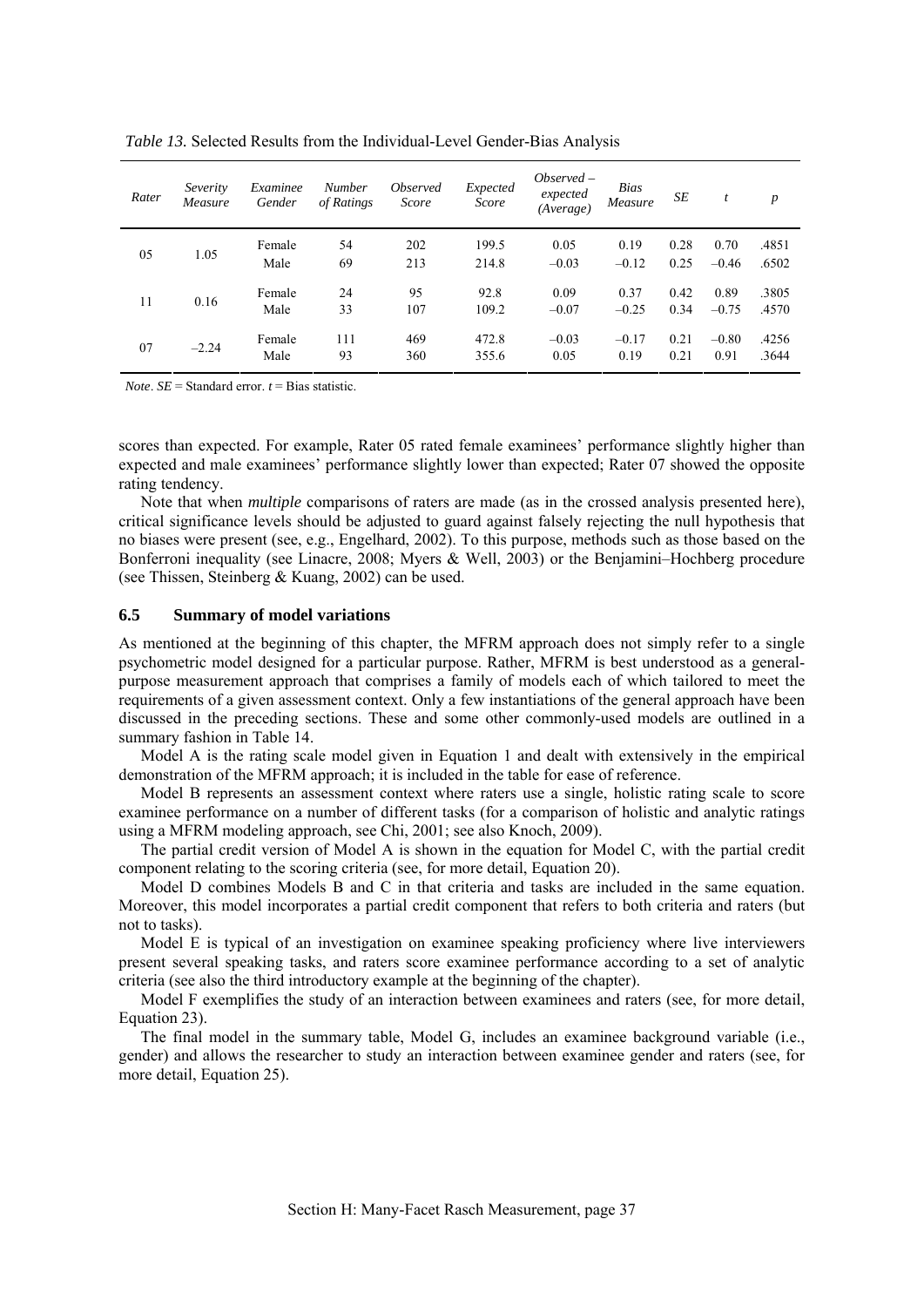*Table 13.* Selected Results from the Individual-Level Gender-Bias Analysis

| *Rater* | *Severity Measure* | *Examinee Gender* | *Number of Ratings* | *Observed Score* | *Expected Score* | *Observed – expected (Average)* | *Bias Measure* | *SE* | *t* | *p* |
|---|---|---|---|---|---|---|---|---|---|---|
| 05 | 1.05 | Female | 54 | 202 | 199.5 | 0.05 | 0.19 | 0.28 | 0.70 | .4851 |
| | | Male | 69 | 213 | 214.8 | –0.03 | –0.12 | 0.25 | –0.46 | .6502 |
| 11 | 0.16 | Female | 24 | 95 | 92.8 | 0.09 | 0.37 | 0.42 | 0.89 | .3805 |
| | | Male | 33 | 107 | 109.2 | –0.07 | –0.25 | 0.34 | –0.75 | .4570 |
| 07 | –2.24 | Female | 111 | 469 | 472.8 | –0.03 | –0.17 | 0.21 | –0.80 | .4256 |
| | | Male | 93 | 360 | 355.6 | 0.05 | 0.19 | 0.21 | 0.91 | .3644 |

*Note*. *SE* = Standard error. *t* = Bias statistic.

scores than expected. For example, Rater 05 rated female examinees' performance slightly higher than expected and male examinees' performance slightly lower than expected; Rater 07 showed the opposite rating tendency.

Note that when *multiple* comparisons of raters are made (as in the crossed analysis presented here), critical significance levels should be adjusted to guard against falsely rejecting the null hypothesis that no biases were present (see, e.g., Engelhard, 2002). To this purpose, methods such as those based on the Bonferroni inequality (see Linacre, 2008; Myers & Well, 2003) or the Benjamini–Hochberg procedure (see Thissen, Steinberg & Kuang, 2002) can be used.

### 6.5 Summary of model variations

As mentioned at the beginning of this chapter, the MFRM approach does not simply refer to a single psychometric model designed for a particular purpose. Rather, MFRM is best understood as a general-purpose measurement approach that comprises a family of models each of which tailored to meet the requirements of a given assessment context. Only a few instantiations of the general approach have been discussed in the preceding sections. These and some other commonly-used models are outlined in a summary fashion in Table 14.

Model A is the rating scale model given in Equation 1 and dealt with extensively in the empirical demonstration of the MFRM approach; it is included in the table for ease of reference.

Model B represents an assessment context where raters use a single, holistic rating scale to score examinee performance on a number of different tasks (for a comparison of holistic and analytic ratings using a MFRM modeling approach, see Chi, 2001; see also Knoch, 2009).

The partial credit version of Model A is shown in the equation for Model C, with the partial credit component relating to the scoring criteria (see, for more detail, Equation 20).

Model D combines Models B and C in that criteria and tasks are included in the same equation. Moreover, this model incorporates a partial credit component that refers to both criteria and raters (but not to tasks).

Model E is typical of an investigation on examinee speaking proficiency where live interviewers present several speaking tasks, and raters score examinee performance according to a set of analytic criteria (see also the third introductory example at the beginning of the chapter).

Model F exemplifies the study of an interaction between examinees and raters (see, for more detail, Equation 23).

The final model in the summary table, Model G, includes an examinee background variable (i.e., gender) and allows the researcher to study an interaction between examinee gender and raters (see, for more detail, Equation 25).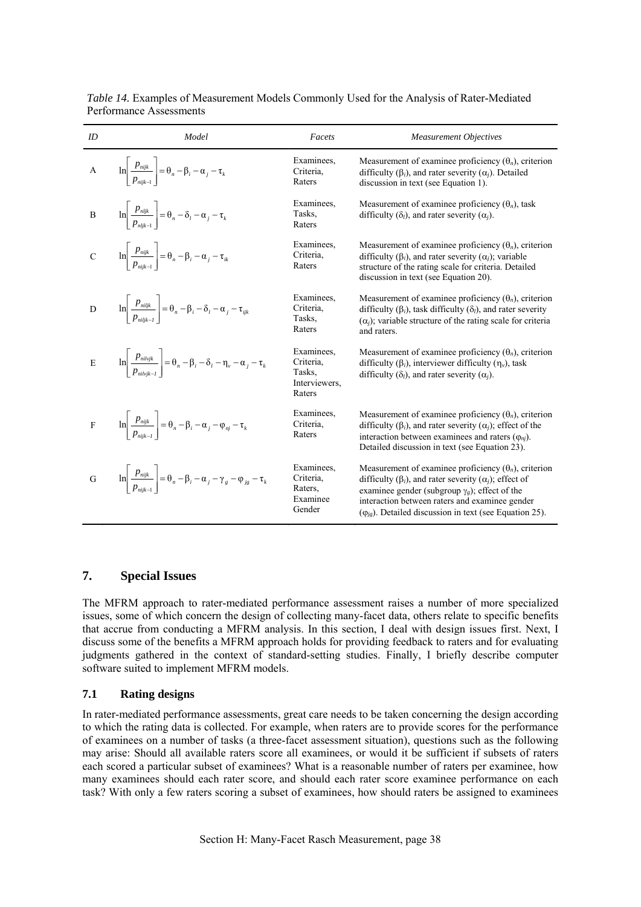*Table 14.* Examples of Measurement Models Commonly Used for the Analysis of Rater-Mediated Performance Assessments

| *ID* | *Model* | *Facets* | *Measurement Objectives* |
|---|---|---|---|
| A | $\ln\left[\frac{p_{nijk}}{p_{nijk-1}}\right] = \theta_n - \beta_i - \alpha_j - \tau_k$ | Examinees, Criteria, Raters | Measurement of examinee proficiency ($\theta_n$), criterion difficulty ($\beta_i$), and rater severity ($\alpha_j$). Detailed discussion in text (see Equation 1). |
| B | $\ln\left[\frac{p_{nljk}}{p_{nljk-1}}\right] = \theta_n - \delta_l - \alpha_j - \tau_k$ | Examinees, Tasks, Raters | Measurement of examinee proficiency ($\theta_n$), task difficulty ($\delta_l$), and rater severity ($\alpha_j$). |
| C | $\ln\left[\frac{p_{nijk}}{p_{nijk-1}}\right] = \theta_n - \beta_i - \alpha_j - \tau_{ik}$ | Examinees, Criteria, Raters | Measurement of examinee proficiency ($\theta_n$), criterion difficulty ($\beta_i$), and rater severity ($\alpha_j$); variable structure of the rating scale for criteria. Detailed discussion in text (see Equation 20). |
| D | $\ln\left[\frac{p_{niljk}}{p_{niljk-1}}\right] = \theta_n - \beta_i - \delta_l - \alpha_j - \tau_{ijk}$ | Examinees, Criteria, Tasks, Raters | Measurement of examinee proficiency ($\theta_n$), criterion difficulty ($\beta_i$), task difficulty ($\delta_l$), and rater severity ($\alpha_j$); variable structure of the rating scale for criteria and raters. |
| E | $\ln\left[\frac{p_{nilvjk}}{p_{nilvjk-1}}\right] = \theta_n - \beta_i - \delta_l - \eta_v - \alpha_j - \tau_k$ | Examinees, Criteria, Tasks, Interviewers, Raters | Measurement of examinee proficiency ($\theta_n$), criterion difficulty ($\beta_i$), interviewer difficulty ($\eta_v$), task difficulty ($\delta_l$), and rater severity ($\alpha_j$). |
| F | $\ln\left[\frac{p_{nijk}}{p_{nijk-1}}\right] = \theta_n - \beta_i - \alpha_j - \varphi_{nj} - \tau_k$ | Examinees, Criteria, Raters | Measurement of examinee proficiency ($\theta_n$), criterion difficulty ($\beta_i$), and rater severity ($\alpha_j$); effect of the interaction between examinees and raters ($\varphi_{nj}$). Detailed discussion in text (see Equation 23). |
| G | $\ln\left[\frac{p_{nijk}}{p_{nijk-1}}\right] = \theta_n - \beta_i - \alpha_j - \gamma_g - \varphi_{jg} - \tau_k$ | Examinees, Criteria, Raters, Examinee Gender | Measurement of examinee proficiency ($\theta_n$), criterion difficulty ($\beta_i$), and rater severity ($\alpha_j$); effect of examinee gender (subgroup $\gamma_g$); effect of the interaction between raters and examinee gender ($\varphi_{jg}$). Detailed discussion in text (see Equation 25). |

## 7. Special Issues

The MFRM approach to rater-mediated performance assessment raises a number of more specialized issues, some of which concern the design of collecting many-facet data, others relate to specific benefits that accrue from conducting a MFRM analysis. In this section, I deal with design issues first. Next, I discuss some of the benefits a MFRM approach holds for providing feedback to raters and for evaluating judgments gathered in the context of standard-setting studies. Finally, I briefly describe computer software suited to implement MFRM models.

### 7.1 Rating designs

In rater-mediated performance assessments, great care needs to be taken concerning the design according to which the rating data is collected. For example, when raters are to provide scores for the performance of examinees on a number of tasks (a three-facet assessment situation), questions such as the following may arise: Should all available raters score all examinees, or would it be sufficient if subsets of raters each scored a particular subset of examinees? What is a reasonable number of raters per examinee, how many examinees should each rater score, and should each rater score examinee performance on each task? With only a few raters scoring a subset of examinees, how should raters be assigned to examinees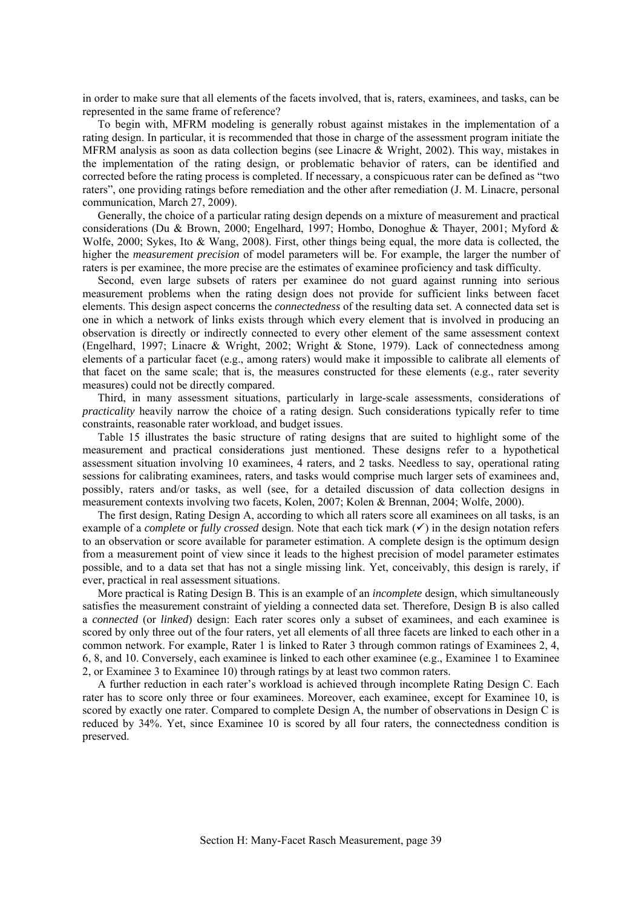in order to make sure that all elements of the facets involved, that is, raters, examinees, and tasks, can be represented in the same frame of reference?

To begin with, MFRM modeling is generally robust against mistakes in the implementation of a rating design. In particular, it is recommended that those in charge of the assessment program initiate the MFRM analysis as soon as data collection begins (see Linacre & Wright, 2002). This way, mistakes in the implementation of the rating design, or problematic behavior of raters, can be identified and corrected before the rating process is completed. If necessary, a conspicuous rater can be defined as "two raters", one providing ratings before remediation and the other after remediation (J. M. Linacre, personal communication, March 27, 2009).

Generally, the choice of a particular rating design depends on a mixture of measurement and practical considerations (Du & Brown, 2000; Engelhard, 1997; Hombo, Donoghue & Thayer, 2001; Myford & Wolfe, 2000; Sykes, Ito & Wang, 2008). First, other things being equal, the more data is collected, the higher the *measurement precision* of model parameters will be. For example, the larger the number of raters is per examinee, the more precise are the estimates of examinee proficiency and task difficulty.

Second, even large subsets of raters per examinee do not guard against running into serious measurement problems when the rating design does not provide for sufficient links between facet elements. This design aspect concerns the *connectedness* of the resulting data set. A connected data set is one in which a network of links exists through which every element that is involved in producing an observation is directly or indirectly connected to every other element of the same assessment context (Engelhard, 1997; Linacre & Wright, 2002; Wright & Stone, 1979). Lack of connectedness among elements of a particular facet (e.g., among raters) would make it impossible to calibrate all elements of that facet on the same scale; that is, the measures constructed for these elements (e.g., rater severity measures) could not be directly compared.

Third, in many assessment situations, particularly in large-scale assessments, considerations of *practicality* heavily narrow the choice of a rating design. Such considerations typically refer to time constraints, reasonable rater workload, and budget issues.

Table 15 illustrates the basic structure of rating designs that are suited to highlight some of the measurement and practical considerations just mentioned. These designs refer to a hypothetical assessment situation involving 10 examinees, 4 raters, and 2 tasks. Needless to say, operational rating sessions for calibrating examinees, raters, and tasks would comprise much larger sets of examinees and, possibly, raters and/or tasks, as well (see, for a detailed discussion of data collection designs in measurement contexts involving two facets, Kolen, 2007; Kolen & Brennan, 2004; Wolfe, 2000).

The first design, Rating Design A, according to which all raters score all examinees on all tasks, is an example of a *complete* or *fully crossed* design. Note that each tick mark (✓) in the design notation refers to an observation or score available for parameter estimation. A complete design is the optimum design from a measurement point of view since it leads to the highest precision of model parameter estimates possible, and to a data set that has not a single missing link. Yet, conceivably, this design is rarely, if ever, practical in real assessment situations.

More practical is Rating Design B. This is an example of an *incomplete* design, which simultaneously satisfies the measurement constraint of yielding a connected data set. Therefore, Design B is also called a *connected* (or *linked*) design: Each rater scores only a subset of examinees, and each examinee is scored by only three out of the four raters, yet all elements of all three facets are linked to each other in a common network. For example, Rater 1 is linked to Rater 3 through common ratings of Examinees 2, 4, 6, 8, and 10. Conversely, each examinee is linked to each other examinee (e.g., Examinee 1 to Examinee 2, or Examinee 3 to Examinee 10) through ratings by at least two common raters.

A further reduction in each rater's workload is achieved through incomplete Rating Design C. Each rater has to score only three or four examinees. Moreover, each examinee, except for Examinee 10, is scored by exactly one rater. Compared to complete Design A, the number of observations in Design C is reduced by 34%. Yet, since Examinee 10 is scored by all four raters, the connectedness condition is preserved.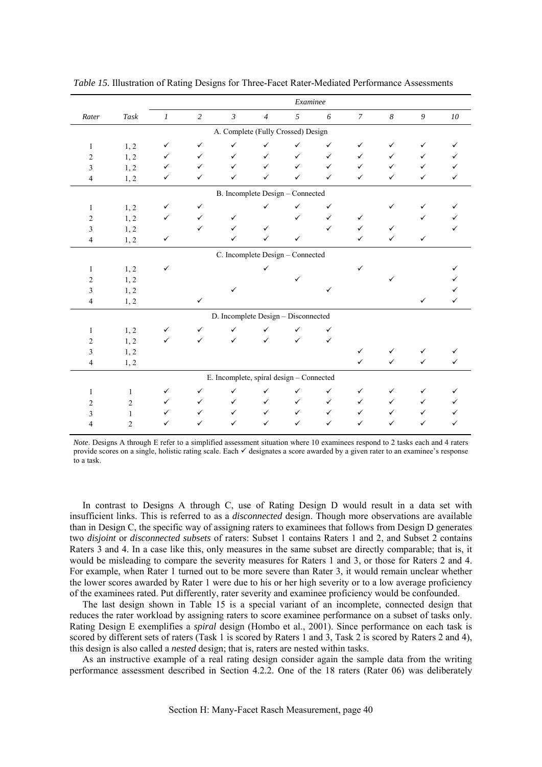*Table 15.* Illustration of Rating Designs for Three-Facet Rater-Mediated Performance Assessments

| *Rater* | *Task* | *Examinee* | | | | | | | | | |
|---|---|---|---|---|---|---|---|---|---|---|---|
| | | *1* | *2* | *3* | *4* | *5* | *6* | *7* | *8* | *9* | *10* |
| A. Complete (Fully Crossed) Design | | | | | | | | | | | |
| 1 | 1, 2 | ✓ | ✓ | ✓ | ✓ | ✓ | ✓ | ✓ | ✓ | ✓ | ✓ |
| 2 | 1, 2 | ✓ | ✓ | ✓ | ✓ | ✓ | ✓ | ✓ | ✓ | ✓ | ✓ |
| 3 | 1, 2 | ✓ | ✓ | ✓ | ✓ | ✓ | ✓ | ✓ | ✓ | ✓ | ✓ |
| 4 | 1, 2 | ✓ | ✓ | ✓ | ✓ | ✓ | ✓ | ✓ | ✓ | ✓ | ✓ |
| B. Incomplete Design – Connected | | | | | | | | | | | |
| 1 | 1, 2 | ✓ | ✓ | | ✓ | ✓ | ✓ | | ✓ | ✓ | ✓ |
| 2 | 1, 2 | ✓ | ✓ | ✓ | | ✓ | ✓ | ✓ | | ✓ | ✓ |
| 3 | 1, 2 | | ✓ | ✓ | ✓ | | ✓ | ✓ | ✓ | | ✓ |
| 4 | 1, 2 | ✓ | | ✓ | ✓ | ✓ | | ✓ | ✓ | ✓ | |
| C. Incomplete Design – Connected | | | | | | | | | | | |
| 1 | 1, 2 | ✓ | | | ✓ | | | ✓ | | | ✓ |
| 2 | 1, 2 | | | | | ✓ | | | ✓ | | ✓ |
| 3 | 1, 2 | | | ✓ | | | ✓ | | | | ✓ |
| 4 | 1, 2 | | ✓ | | | | | | | ✓ | ✓ |
| D. Incomplete Design – Disconnected | | | | | | | | | | | |
| 1 | 1, 2 | ✓ | ✓ | ✓ | ✓ | ✓ | ✓ | | | | |
| 2 | 1, 2 | ✓ | ✓ | ✓ | ✓ | ✓ | ✓ | | | | |
| 3 | 1, 2 | | | | | | | ✓ | ✓ | ✓ | ✓ |
| 4 | 1, 2 | | | | | | | ✓ | ✓ | ✓ | ✓ |
| E. Incomplete, spiral design – Connected | | | | | | | | | | | |
| 1 | 1 | ✓ | ✓ | ✓ | ✓ | ✓ | ✓ | ✓ | ✓ | ✓ | ✓ |
| 2 | 2 | ✓ | ✓ | ✓ | ✓ | ✓ | ✓ | ✓ | ✓ | ✓ | ✓ |
| 3 | 1 | ✓ | ✓ | ✓ | ✓ | ✓ | ✓ | ✓ | ✓ | ✓ | ✓ |
| 4 | 2 | ✓ | ✓ | ✓ | ✓ | ✓ | ✓ | ✓ | ✓ | ✓ | ✓ |

*Note*. Designs A through E refer to a simplified assessment situation where 10 examinees respond to 2 tasks each and 4 raters provide scores on a single, holistic rating scale. Each ✓ designates a score awarded by a given rater to an examinee's response to a task.

In contrast to Designs A through C, use of Rating Design D would result in a data set with insufficient links. This is referred to as a *disconnected* design. Though more observations are available than in Design C, the specific way of assigning raters to examinees that follows from Design D generates two *disjoint* or *disconnected subsets* of raters: Subset 1 contains Raters 1 and 2, and Subset 2 contains Raters 3 and 4. In a case like this, only measures in the same subset are directly comparable; that is, it would be misleading to compare the severity measures for Raters 1 and 3, or those for Raters 2 and 4. For example, when Rater 1 turned out to be more severe than Rater 3, it would remain unclear whether the lower scores awarded by Rater 1 were due to his or her high severity or to a low average proficiency of the examinees rated. Put differently, rater severity and examinee proficiency would be confounded.

The last design shown in Table 15 is a special variant of an incomplete, connected design that reduces the rater workload by assigning raters to score examinee performance on a subset of tasks only. Rating Design E exemplifies a *spiral* design (Hombo et al., 2001). Since performance on each task is scored by different sets of raters (Task 1 is scored by Raters 1 and 3, Task 2 is scored by Raters 2 and 4), this design is also called a *nested* design; that is, raters are nested within tasks.

As an instructive example of a real rating design consider again the sample data from the writing performance assessment described in Section 4.2.2. One of the 18 raters (Rater 06) was deliberately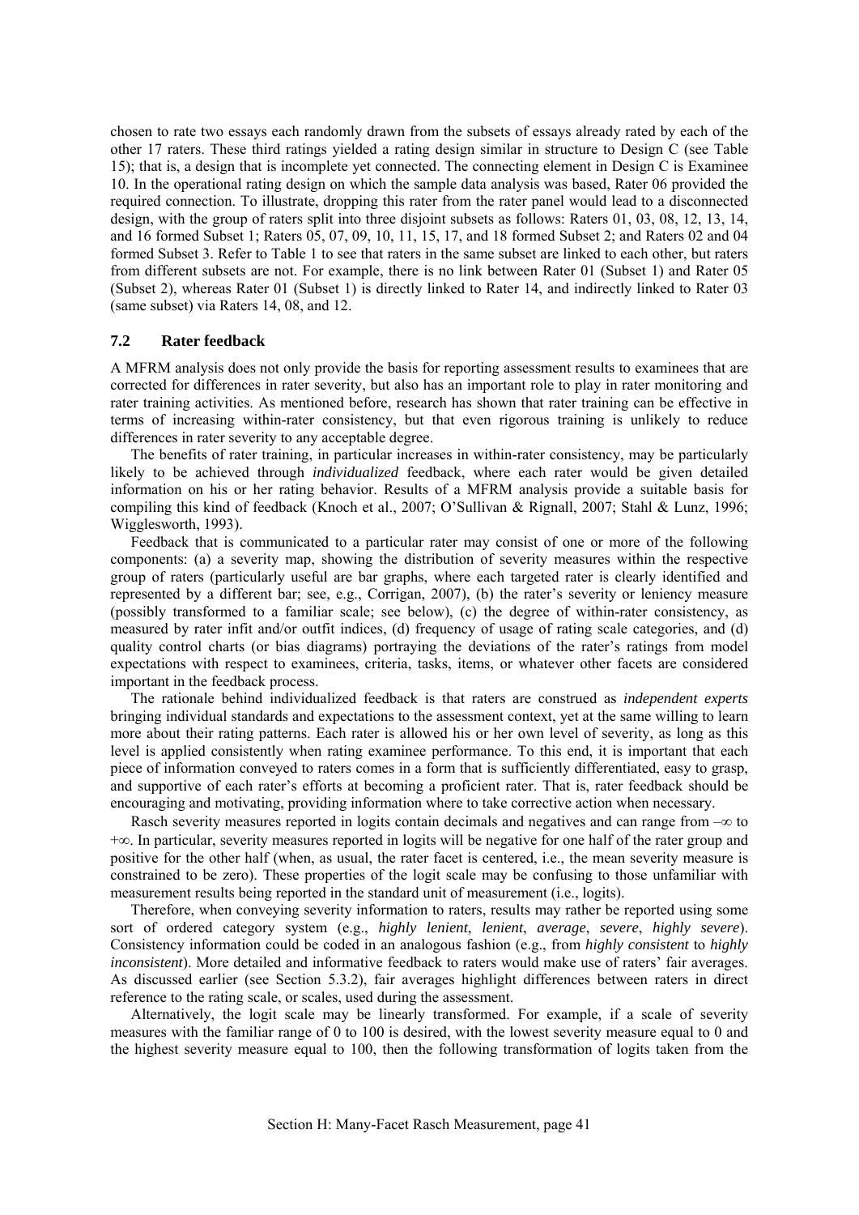chosen to rate two essays each randomly drawn from the subsets of essays already rated by each of the other 17 raters. These third ratings yielded a rating design similar in structure to Design C (see Table 15); that is, a design that is incomplete yet connected. The connecting element in Design C is Examinee 10. In the operational rating design on which the sample data analysis was based, Rater 06 provided the required connection. To illustrate, dropping this rater from the rater panel would lead to a disconnected design, with the group of raters split into three disjoint subsets as follows: Raters 01, 03, 08, 12, 13, 14, and 16 formed Subset 1; Raters 05, 07, 09, 10, 11, 15, 17, and 18 formed Subset 2; and Raters 02 and 04 formed Subset 3. Refer to Table 1 to see that raters in the same subset are linked to each other, but raters from different subsets are not. For example, there is no link between Rater 01 (Subset 1) and Rater 05 (Subset 2), whereas Rater 01 (Subset 1) is directly linked to Rater 14, and indirectly linked to Rater 03 (same subset) via Raters 14, 08, and 12.

### 7.2 Rater feedback

A MFRM analysis does not only provide the basis for reporting assessment results to examinees that are corrected for differences in rater severity, but also has an important role to play in rater monitoring and rater training activities. As mentioned before, research has shown that rater training can be effective in terms of increasing within-rater consistency, but that even rigorous training is unlikely to reduce differences in rater severity to any acceptable degree.

The benefits of rater training, in particular increases in within-rater consistency, may be particularly likely to be achieved through *individualized* feedback, where each rater would be given detailed information on his or her rating behavior. Results of a MFRM analysis provide a suitable basis for compiling this kind of feedback (Knoch et al., 2007; O'Sullivan & Rignall, 2007; Stahl & Lunz, 1996; Wigglesworth, 1993).

Feedback that is communicated to a particular rater may consist of one or more of the following components: (a) a severity map, showing the distribution of severity measures within the respective group of raters (particularly useful are bar graphs, where each targeted rater is clearly identified and represented by a different bar; see, e.g., Corrigan, 2007), (b) the rater's severity or leniency measure (possibly transformed to a familiar scale; see below), (c) the degree of within-rater consistency, as measured by rater infit and/or outfit indices, (d) frequency of usage of rating scale categories, and (d) quality control charts (or bias diagrams) portraying the deviations of the rater's ratings from model expectations with respect to examinees, criteria, tasks, items, or whatever other facets are considered important in the feedback process.

The rationale behind individualized feedback is that raters are construed as *independent experts* bringing individual standards and expectations to the assessment context, yet at the same willing to learn more about their rating patterns. Each rater is allowed his or her own level of severity, as long as this level is applied consistently when rating examinee performance. To this end, it is important that each piece of information conveyed to raters comes in a form that is sufficiently differentiated, easy to grasp, and supportive of each rater's efforts at becoming a proficient rater. That is, rater feedback should be encouraging and motivating, providing information where to take corrective action when necessary.

Rasch severity measures reported in logits contain decimals and negatives and can range from $-\infty$ to $+\infty$. In particular, severity measures reported in logits will be negative for one half of the rater group and positive for the other half (when, as usual, the rater facet is centered, i.e., the mean severity measure is constrained to be zero). These properties of the logit scale may be confusing to those unfamiliar with measurement results being reported in the standard unit of measurement (i.e., logits).

Therefore, when conveying severity information to raters, results may rather be reported using some sort of ordered category system (e.g., *highly lenient*, *lenient*, *average*, *severe*, *highly severe*). Consistency information could be coded in an analogous fashion (e.g., from *highly consistent* to *highly inconsistent*). More detailed and informative feedback to raters would make use of raters' fair averages. As discussed earlier (see Section 5.3.2), fair averages highlight differences between raters in direct reference to the rating scale, or scales, used during the assessment.

Alternatively, the logit scale may be linearly transformed. For example, if a scale of severity measures with the familiar range of 0 to 100 is desired, with the lowest severity measure equal to 0 and the highest severity measure equal to 100, then the following transformation of logits taken from the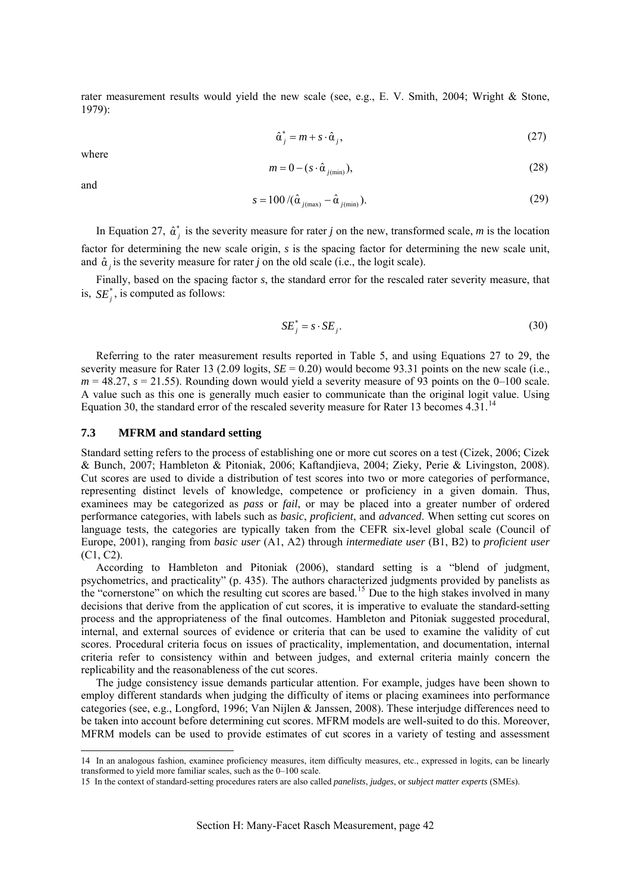rater measurement results would yield the new scale (see, e.g., E. V. Smith, 2004; Wright & Stone, 1979):

$$\hat{\alpha}_j^* = m + s \cdot \hat{\alpha}_j, \tag{27}$$

where

$$m = 0 - (s \cdot \hat{\alpha}_{j(\min)}), \tag{28}$$

and

$$s = 100 / (\hat{\alpha}_{j(\max)} - \hat{\alpha}_{j(\min)}). \tag{29}$$

In Equation 27, $\hat{\alpha}_j^*$ is the severity measure for rater *j* on the new, transformed scale, *m* is the location factor for determining the new scale origin, *s* is the spacing factor for determining the new scale unit, and $\hat{\alpha}_j$ is the severity measure for rater *j* on the old scale (i.e., the logit scale).

Finally, based on the spacing factor *s*, the standard error for the rescaled rater severity measure, that is, $SE_j^*$, is computed as follows:

$$SE_j^* = s \cdot SE_j. \tag{30}$$

Referring to the rater measurement results reported in Table 5, and using Equations 27 to 29, the severity measure for Rater 13 (2.09 logits, *SE* = 0.20) would become 93.31 points on the new scale (i.e., *m* = 48.27, *s* = 21.55). Rounding down would yield a severity measure of 93 points on the 0–100 scale. A value such as this one is generally much easier to communicate than the original logit value. Using Equation 30, the standard error of the rescaled severity measure for Rater 13 becomes 4.31.[14]

### 7.3 MFRM and standard setting

Standard setting refers to the process of establishing one or more cut scores on a test (Cizek, 2006; Cizek & Bunch, 2007; Hambleton & Pitoniak, 2006; Kaftandjieva, 2004; Zieky, Perie & Livingston, 2008). Cut scores are used to divide a distribution of test scores into two or more categories of performance, representing distinct levels of knowledge, competence or proficiency in a given domain. Thus, examinees may be categorized as *pass* or *fail*, or may be placed into a greater number of ordered performance categories, with labels such as *basic*, *proficient*, and *advanced*. When setting cut scores on language tests, the categories are typically taken from the CEFR six-level global scale (Council of Europe, 2001), ranging from *basic user* (A1, A2) through *intermediate user* (B1, B2) to *proficient user* (C1, C2).

According to Hambleton and Pitoniak (2006), standard setting is a "blend of judgment, psychometrics, and practicality" (p. 435). The authors characterized judgments provided by panelists as the "cornerstone" on which the resulting cut scores are based.[15] Due to the high stakes involved in many decisions that derive from the application of cut scores, it is imperative to evaluate the standard-setting process and the appropriateness of the final outcomes. Hambleton and Pitoniak suggested procedural, internal, and external sources of evidence or criteria that can be used to examine the validity of cut scores. Procedural criteria focus on issues of practicality, implementation, and documentation, internal criteria refer to consistency within and between judges, and external criteria mainly concern the replicability and the reasonableness of the cut scores.

The judge consistency issue demands particular attention. For example, judges have been shown to employ different standards when judging the difficulty of items or placing examinees into performance categories (see, e.g., Longford, 1996; Van Nijlen & Janssen, 2008). These interjudge differences need to be taken into account before determining cut scores. MFRM models are well-suited to do this. Moreover, MFRM models can be used to provide estimates of cut scores in a variety of testing and assessment

---

14 In an analogous fashion, examinee proficiency measures, item difficulty measures, etc., expressed in logits, can be linearly transformed to yield more familiar scales, such as the 0–100 scale.

15 In the context of standard-setting procedures raters are also called *panelists*, *judges*, or *subject matter experts* (SMEs).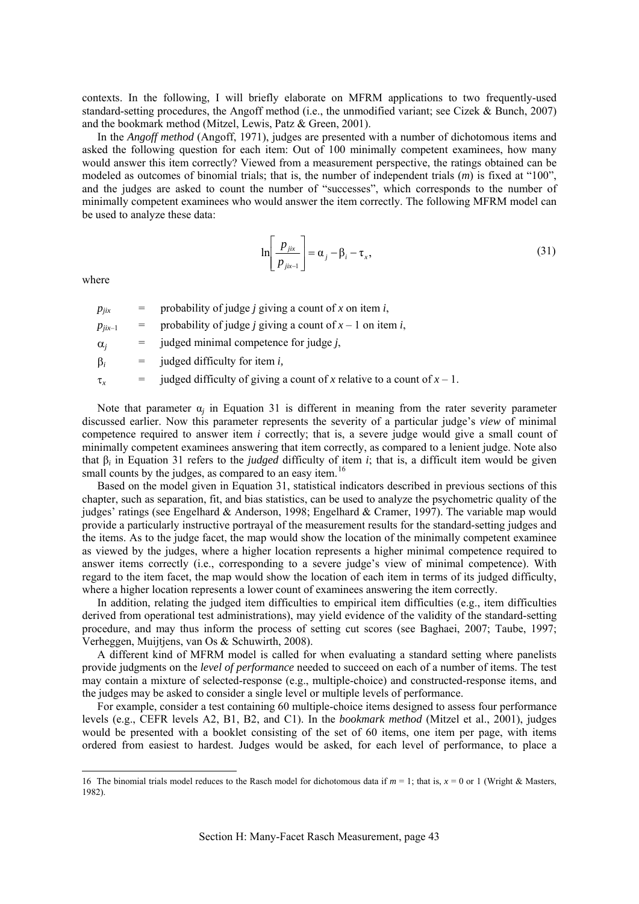contexts. In the following, I will briefly elaborate on MFRM applications to two frequently-used standard-setting procedures, the Angoff method (i.e., the unmodified variant; see Cizek & Bunch, 2007) and the bookmark method (Mitzel, Lewis, Patz & Green, 2001).

In the *Angoff method* (Angoff, 1971), judges are presented with a number of dichotomous items and asked the following question for each item: Out of 100 minimally competent examinees, how many would answer this item correctly? Viewed from a measurement perspective, the ratings obtained can be modeled as outcomes of binomial trials; that is, the number of independent trials ($m$) is fixed at "100", and the judges are asked to count the number of "successes", which corresponds to the number of minimally competent examinees who would answer the item correctly. The following MFRM model can be used to analyze these data:

$$\ln\left[\frac{p_{jix}}{p_{jix-1}}\right] = \alpha_j - \beta_i - \tau_x, \tag{31}$$

where

$p_{jix}$ = probability of judge $j$ giving a count of $x$ on item $i$,

$p_{jix-1}$ = probability of judge $j$ giving a count of $x$ – 1 on item $i$,

$\alpha_j$ = judged minimal competence for judge $j$,

$\beta_i$ = judged difficulty for item $i$,

$\tau_x$ = judged difficulty of giving a count of $x$ relative to a count of $x$ – 1.

Note that parameter $\alpha_j$ in Equation 31 is different in meaning from the rater severity parameter discussed earlier. Now this parameter represents the severity of a particular judge's *view* of minimal competence required to answer item $i$ correctly; that is, a severe judge would give a small count of minimally competent examinees answering that item correctly, as compared to a lenient judge. Note also that $\beta_i$ in Equation 31 refers to the *judged* difficulty of item $i$; that is, a difficult item would be given small counts by the judges, as compared to an easy item.[16]

Based on the model given in Equation 31, statistical indicators described in previous sections of this chapter, such as separation, fit, and bias statistics, can be used to analyze the psychometric quality of the judges' ratings (see Engelhard & Anderson, 1998; Engelhard & Cramer, 1997). The variable map would provide a particularly instructive portrayal of the measurement results for the standard-setting judges and the items. As to the judge facet, the map would show the location of the minimally competent examinee as viewed by the judges, where a higher location represents a higher minimal competence required to answer items correctly (i.e., corresponding to a severe judge's view of minimal competence). With regard to the item facet, the map would show the location of each item in terms of its judged difficulty, where a higher location represents a lower count of examinees answering the item correctly.

In addition, relating the judged item difficulties to empirical item difficulties (e.g., item difficulties derived from operational test administrations), may yield evidence of the validity of the standard-setting procedure, and may thus inform the process of setting cut scores (see Baghaei, 2007; Taube, 1997; Verheggen, Muijtjens, van Os & Schuwirth, 2008).

A different kind of MFRM model is called for when evaluating a standard setting where panelists provide judgments on the *level of performance* needed to succeed on each of a number of items. The test may contain a mixture of selected-response (e.g., multiple-choice) and constructed-response items, and the judges may be asked to consider a single level or multiple levels of performance.

For example, consider a test containing 60 multiple-choice items designed to assess four performance levels (e.g., CEFR levels A2, B1, B2, and C1). In the *bookmark method* (Mitzel et al., 2001), judges would be presented with a booklet consisting of the set of 60 items, one item per page, with items ordered from easiest to hardest. Judges would be asked, for each level of performance, to place a

---

16 The binomial trials model reduces to the Rasch model for dichotomous data if $m$ = 1; that is, $x$ = 0 or 1 (Wright & Masters, 1982).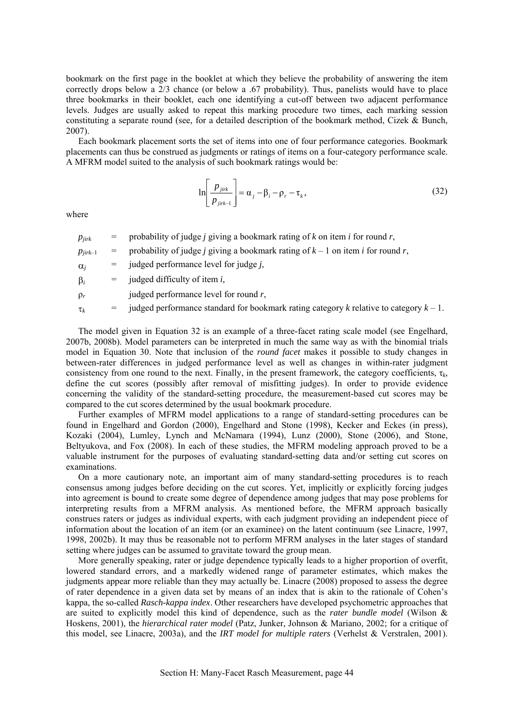bookmark on the first page in the booklet at which they believe the probability of answering the item correctly drops below a 2/3 chance (or below a .67 probability). Thus, panelists would have to place three bookmarks in their booklet, each one identifying a cut-off between two adjacent performance levels. Judges are usually asked to repeat this marking procedure two times, each marking session constituting a separate round (see, for a detailed description of the bookmark method, Cizek & Bunch, 2007).

Each bookmark placement sorts the set of items into one of four performance categories. Bookmark placements can thus be construed as judgments or ratings of items on a four-category performance scale. A MFRM model suited to the analysis of such bookmark ratings would be:

$$\ln\left[\frac{p_{jirk}}{p_{jirk-1}}\right] = \alpha_j - \beta_i - \rho_r - \tau_k, \tag{32}$$

where

| | | |
|---|---|---|
| $p_{jirk}$ | = | probability of judge $j$ giving a bookmark rating of $k$ on item $i$ for round $r$, |
| $p_{jirk-1}$ | = | probability of judge $j$ giving a bookmark rating of $k-1$ on item $i$ for round $r$, |
| $\alpha_j$ | = | judged performance level for judge $j$, |
| $\beta_i$ | = | judged difficulty of item $i$, |
| $\rho_r$ | | judged performance level for round $r$, |
| $\tau_k$ | = | judged performance standard for bookmark rating category $k$ relative to category $k-1$. |

The model given in Equation 32 is an example of a three-facet rating scale model (see Engelhard, 2007b, 2008b). Model parameters can be interpreted in much the same way as with the binomial trials model in Equation 30. Note that inclusion of the *round facet* makes it possible to study changes in between-rater differences in judged performance level as well as changes in within-rater judgment consistency from one round to the next. Finally, in the present framework, the category coefficients, $\tau_k$, define the cut scores (possibly after removal of misfitting judges). In order to provide evidence concerning the validity of the standard-setting procedure, the measurement-based cut scores may be compared to the cut scores determined by the usual bookmark procedure.

Further examples of MFRM model applications to a range of standard-setting procedures can be found in Engelhard and Gordon (2000), Engelhard and Stone (1998), Kecker and Eckes (in press), Kozaki (2004), Lumley, Lynch and McNamara (1994), Lunz (2000), Stone (2006), and Stone, Beltyukova, and Fox (2008). In each of these studies, the MFRM modeling approach proved to be a valuable instrument for the purposes of evaluating standard-setting data and/or setting cut scores on examinations.

On a more cautionary note, an important aim of many standard-setting procedures is to reach consensus among judges before deciding on the cut scores. Yet, implicitly or explicitly forcing judges into agreement is bound to create some degree of dependence among judges that may pose problems for interpreting results from a MFRM analysis. As mentioned before, the MFRM approach basically construes raters or judges as individual experts, with each judgment providing an independent piece of information about the location of an item (or an examinee) on the latent continuum (see Linacre, 1997, 1998, 2002b). It may thus be reasonable not to perform MFRM analyses in the later stages of standard setting where judges can be assumed to gravitate toward the group mean.

More generally speaking, rater or judge dependence typically leads to a higher proportion of overfit, lowered standard errors, and a markedly widened range of parameter estimates, which makes the judgments appear more reliable than they may actually be. Linacre (2008) proposed to assess the degree of rater dependence in a given data set by means of an index that is akin to the rationale of Cohen's kappa, the so-called *Rasch-kappa index*. Other researchers have developed psychometric approaches that are suited to explicitly model this kind of dependence, such as the *rater bundle model* (Wilson & Hoskens, 2001), the *hierarchical rater model* (Patz, Junker, Johnson & Mariano, 2002; for a critique of this model, see Linacre, 2003a), and the *IRT model for multiple raters* (Verhelst & Verstralen, 2001).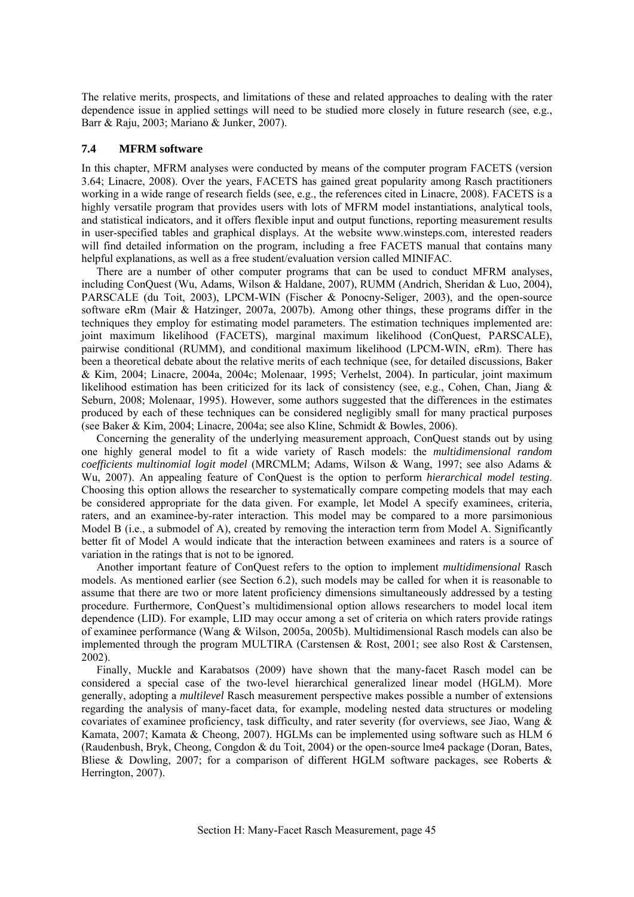The relative merits, prospects, and limitations of these and related approaches to dealing with the rater dependence issue in applied settings will need to be studied more closely in future research (see, e.g., Barr & Raju, 2003; Mariano & Junker, 2007).

### 7.4 MFRM software

In this chapter, MFRM analyses were conducted by means of the computer program FACETS (version 3.64; Linacre, 2008). Over the years, FACETS has gained great popularity among Rasch practitioners working in a wide range of research fields (see, e.g., the references cited in Linacre, 2008). FACETS is a highly versatile program that provides users with lots of MFRM model instantiations, analytical tools, and statistical indicators, and it offers flexible input and output functions, reporting measurement results in user-specified tables and graphical displays. At the website www.winsteps.com, interested readers will find detailed information on the program, including a free FACETS manual that contains many helpful explanations, as well as a free student/evaluation version called MINIFAC.

There are a number of other computer programs that can be used to conduct MFRM analyses, including ConQuest (Wu, Adams, Wilson & Haldane, 2007), RUMM (Andrich, Sheridan & Luo, 2004), PARSCALE (du Toit, 2003), LPCM-WIN (Fischer & Ponocny-Seliger, 2003), and the open-source software eRm (Mair & Hatzinger, 2007a, 2007b). Among other things, these programs differ in the techniques they employ for estimating model parameters. The estimation techniques implemented are: joint maximum likelihood (FACETS), marginal maximum likelihood (ConQuest, PARSCALE), pairwise conditional (RUMM), and conditional maximum likelihood (LPCM-WIN, eRm). There has been a theoretical debate about the relative merits of each technique (see, for detailed discussions, Baker & Kim, 2004; Linacre, 2004a, 2004c; Molenaar, 1995; Verhelst, 2004). In particular, joint maximum likelihood estimation has been criticized for its lack of consistency (see, e.g., Cohen, Chan, Jiang & Seburn, 2008; Molenaar, 1995). However, some authors suggested that the differences in the estimates produced by each of these techniques can be considered negligibly small for many practical purposes (see Baker & Kim, 2004; Linacre, 2004a; see also Kline, Schmidt & Bowles, 2006).

Concerning the generality of the underlying measurement approach, ConQuest stands out by using one highly general model to fit a wide variety of Rasch models: the *multidimensional random coefficients multinomial logit model* (MRCMLM; Adams, Wilson & Wang, 1997; see also Adams & Wu, 2007). An appealing feature of ConQuest is the option to perform *hierarchical model testing*. Choosing this option allows the researcher to systematically compare competing models that may each be considered appropriate for the data given. For example, let Model A specify examinees, criteria, raters, and an examinee-by-rater interaction. This model may be compared to a more parsimonious Model B (i.e., a submodel of A), created by removing the interaction term from Model A. Significantly better fit of Model A would indicate that the interaction between examinees and raters is a source of variation in the ratings that is not to be ignored.

Another important feature of ConQuest refers to the option to implement *multidimensional* Rasch models. As mentioned earlier (see Section 6.2), such models may be called for when it is reasonable to assume that there are two or more latent proficiency dimensions simultaneously addressed by a testing procedure. Furthermore, ConQuest's multidimensional option allows researchers to model local item dependence (LID). For example, LID may occur among a set of criteria on which raters provide ratings of examinee performance (Wang & Wilson, 2005a, 2005b). Multidimensional Rasch models can also be implemented through the program MULTIRA (Carstensen & Rost, 2001; see also Rost & Carstensen, 2002).

Finally, Muckle and Karabatsos (2009) have shown that the many-facet Rasch model can be considered a special case of the two-level hierarchical generalized linear model (HGLM). More generally, adopting a *multilevel* Rasch measurement perspective makes possible a number of extensions regarding the analysis of many-facet data, for example, modeling nested data structures or modeling covariates of examinee proficiency, task difficulty, and rater severity (for overviews, see Jiao, Wang & Kamata, 2007; Kamata & Cheong, 2007). HGLMs can be implemented using software such as HLM 6 (Raudenbush, Bryk, Cheong, Congdon & du Toit, 2004) or the open-source lme4 package (Doran, Bates, Bliese & Dowling, 2007; for a comparison of different HGLM software packages, see Roberts & Herrington, 2007).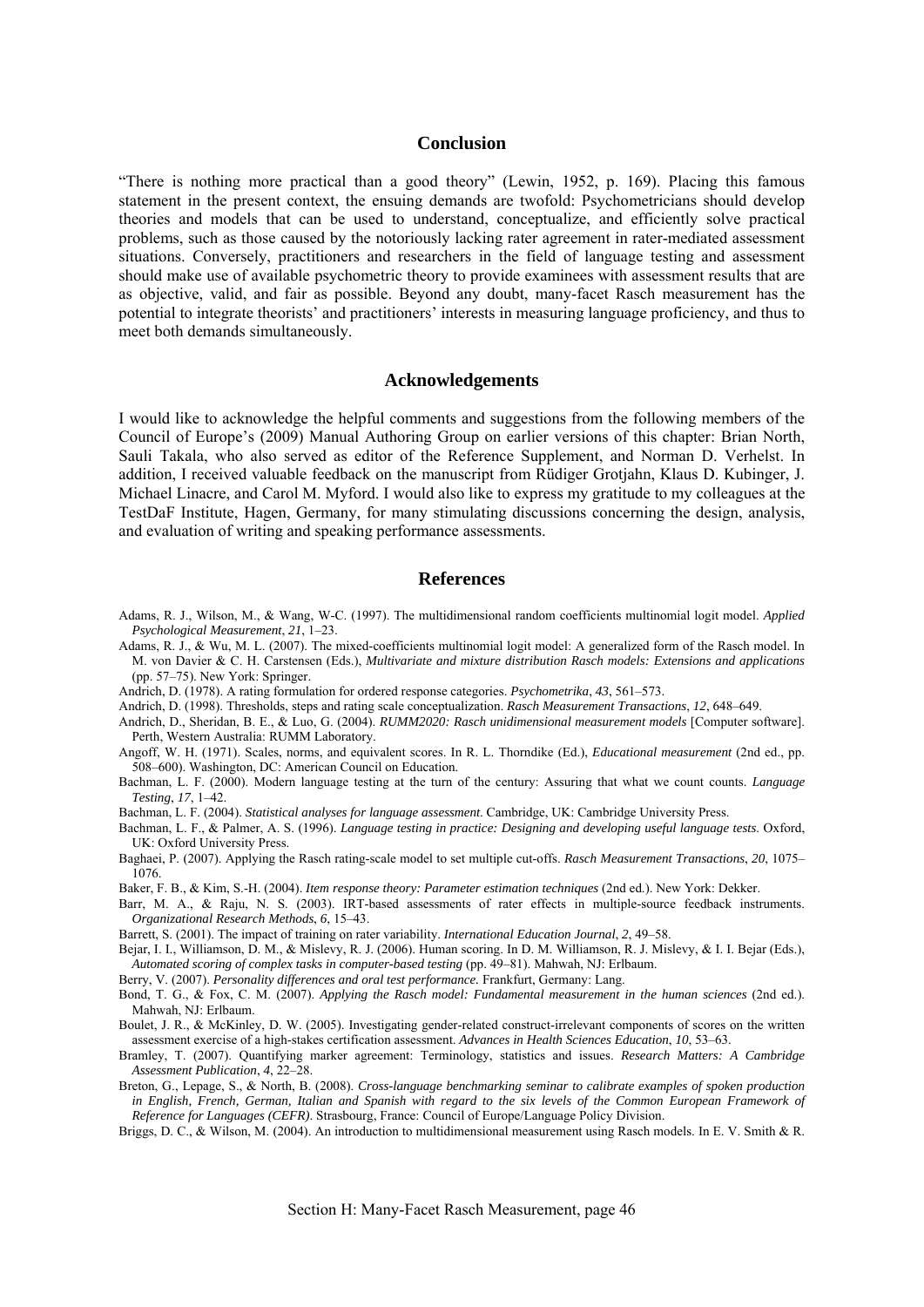## Conclusion

"There is nothing more practical than a good theory" (Lewin, 1952, p. 169). Placing this famous statement in the present context, the ensuing demands are twofold: Psychometricians should develop theories and models that can be used to understand, conceptualize, and efficiently solve practical problems, such as those caused by the notoriously lacking rater agreement in rater-mediated assessment situations. Conversely, practitioners and researchers in the field of language testing and assessment should make use of available psychometric theory to provide examinees with assessment results that are as objective, valid, and fair as possible. Beyond any doubt, many-facet Rasch measurement has the potential to integrate theorists' and practitioners' interests in measuring language proficiency, and thus to meet both demands simultaneously.

## Acknowledgements

I would like to acknowledge the helpful comments and suggestions from the following members of the Council of Europe's (2009) Manual Authoring Group on earlier versions of this chapter: Brian North, Sauli Takala, who also served as editor of the Reference Supplement, and Norman D. Verhelst. In addition, I received valuable feedback on the manuscript from Rüdiger Grotjahn, Klaus D. Kubinger, J. Michael Linacre, and Carol M. Myford. I would also like to express my gratitude to my colleagues at the TestDaF Institute, Hagen, Germany, for many stimulating discussions concerning the design, analysis, and evaluation of writing and speaking performance assessments.

## References

Adams, R. J., Wilson, M., & Wang, W-C. (1997). The multidimensional random coefficients multinomial logit model. *Applied Psychological Measurement*, *21*, 1–23.

Adams, R. J., & Wu, M. L. (2007). The mixed-coefficients multinomial logit model: A generalized form of the Rasch model. In M. von Davier & C. H. Carstensen (Eds.), *Multivariate and mixture distribution Rasch models: Extensions and applications* (pp. 57–75). New York: Springer.

Andrich, D. (1978). A rating formulation for ordered response categories. *Psychometrika*, *43*, 561–573.

Andrich, D. (1998). Thresholds, steps and rating scale conceptualization. *Rasch Measurement Transactions*, *12*, 648–649.

Andrich, D., Sheridan, B. E., & Luo, G. (2004). *RUMM2020: Rasch unidimensional measurement models* [Computer software]. Perth, Western Australia: RUMM Laboratory.

Angoff, W. H. (1971). Scales, norms, and equivalent scores. In R. L. Thorndike (Ed.), *Educational measurement* (2nd ed., pp. 508–600). Washington, DC: American Council on Education.

Bachman, L. F. (2000). Modern language testing at the turn of the century: Assuring that what we count counts. *Language Testing*, *17*, 1–42.

Bachman, L. F. (2004). *Statistical analyses for language assessment*. Cambridge, UK: Cambridge University Press.

Bachman, L. F., & Palmer, A. S. (1996). *Language testing in practice: Designing and developing useful language tests*. Oxford, UK: Oxford University Press.

Baghaei, P. (2007). Applying the Rasch rating-scale model to set multiple cut-offs. *Rasch Measurement Transactions*, *20*, 1075–1076.

Baker, F. B., & Kim, S.-H. (2004). *Item response theory: Parameter estimation techniques* (2nd ed.). New York: Dekker.

Barr, M. A., & Raju, N. S. (2003). IRT-based assessments of rater effects in multiple-source feedback instruments. *Organizational Research Methods*, *6*, 15–43.

Barrett, S. (2001). The impact of training on rater variability. *International Education Journal*, *2*, 49–58.

Bejar, I. I., Williamson, D. M., & Mislevy, R. J. (2006). Human scoring. In D. M. Williamson, R. J. Mislevy, & I. I. Bejar (Eds.), *Automated scoring of complex tasks in computer-based testing* (pp. 49–81). Mahwah, NJ: Erlbaum.

Berry, V. (2007). *Personality differences and oral test performance.* Frankfurt, Germany: Lang.

Bond, T. G., & Fox, C. M. (2007). *Applying the Rasch model: Fundamental measurement in the human sciences* (2nd ed.). Mahwah, NJ: Erlbaum.

Boulet, J. R., & McKinley, D. W. (2005). Investigating gender-related construct-irrelevant components of scores on the written assessment exercise of a high-stakes certification assessment. *Advances in Health Sciences Education*, *10*, 53–63.

Bramley, T. (2007). Quantifying marker agreement: Terminology, statistics and issues. *Research Matters: A Cambridge Assessment Publication*, *4*, 22–28.

Breton, G., Lepage, S., & North, B. (2008). *Cross-language benchmarking seminar to calibrate examples of spoken production in English, French, German, Italian and Spanish with regard to the six levels of the Common European Framework of Reference for Languages (CEFR)*. Strasbourg, France: Council of Europe/Language Policy Division.

Briggs, D. C., & Wilson, M. (2004). An introduction to multidimensional measurement using Rasch models. In E. V. Smith & R.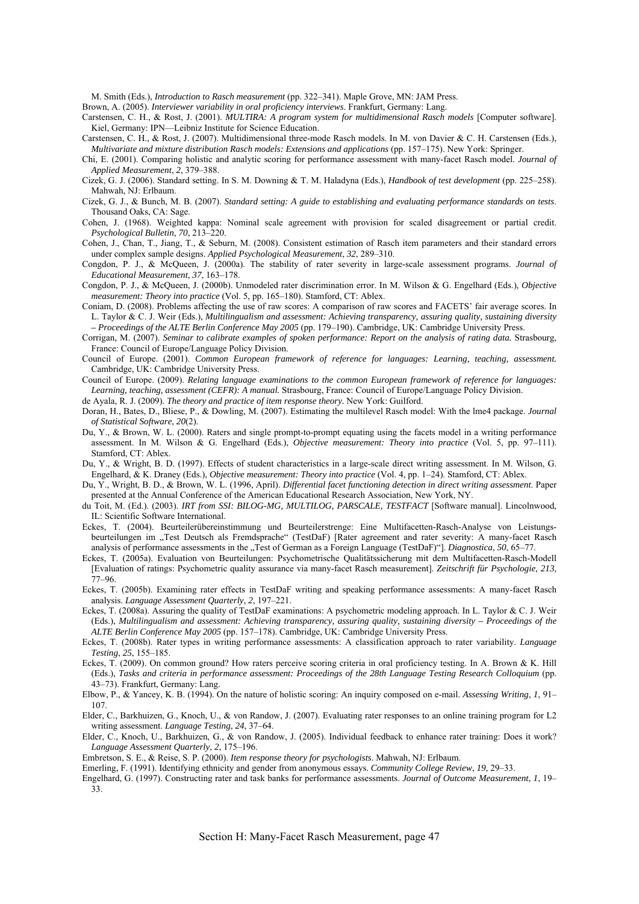M. Smith (Eds.), *Introduction to Rasch measurement* (pp. 322–341). Maple Grove, MN: JAM Press.

Brown, A. (2005). *Interviewer variability in oral proficiency interviews*. Frankfurt, Germany: Lang.

Carstensen, C. H., & Rost, J. (2001). *MULTIRA: A program system for multidimensional Rasch models* [Computer software]. Kiel, Germany: IPN—Leibniz Institute for Science Education.

Carstensen, C. H., & Rost, J. (2007). Multidimensional three-mode Rasch models. In M. von Davier & C. H. Carstensen (Eds.), *Multivariate and mixture distribution Rasch models: Extensions and applications* (pp. 157–175). New York: Springer.

Chi, E. (2001). Comparing holistic and analytic scoring for performance assessment with many-facet Rasch model. *Journal of Applied Measurement*, *2*, 379–388.

Cizek, G. J. (2006). Standard setting. In S. M. Downing & T. M. Haladyna (Eds.), *Handbook of test development* (pp. 225–258). Mahwah, NJ: Erlbaum.

Cizek, G. J., & Bunch, M. B. (2007). *Standard setting: A guide to establishing and evaluating performance standards on tests*. Thousand Oaks, CA: Sage.

Cohen, J. (1968). Weighted kappa: Nominal scale agreement with provision for scaled disagreement or partial credit. *Psychological Bulletin*, *70*, 213–220.

Cohen, J., Chan, T., Jiang, T., & Seburn, M. (2008). Consistent estimation of Rasch item parameters and their standard errors under complex sample designs. *Applied Psychological Measurement*, *32*, 289–310.

Congdon, P. J., & McQueen, J. (2000a). The stability of rater severity in large-scale assessment programs. *Journal of Educational Measurement*, *37*, 163–178.

Congdon, P. J., & McQueen, J. (2000b). Unmodeled rater discrimination error. In M. Wilson & G. Engelhard (Eds.), *Objective measurement: Theory into practice* (Vol. 5, pp. 165–180). Stamford, CT: Ablex.

Coniam, D. (2008). Problems affecting the use of raw scores: A comparison of raw scores and FACETS' fair average scores. In L. Taylor & C. J. Weir (Eds.), *Multilingualism and assessment: Achieving transparency, assuring quality, sustaining diversity – Proceedings of the ALTE Berlin Conference May 2005* (pp. 179–190). Cambridge, UK: Cambridge University Press.

Corrigan, M. (2007). *Seminar to calibrate examples of spoken performance: Report on the analysis of rating data.* Strasbourg, France: Council of Europe/Language Policy Division.

Council of Europe. (2001). *Common European framework of reference for languages: Learning, teaching, assessment.* Cambridge, UK: Cambridge University Press.

Council of Europe. (2009). *Relating language examinations to the common European framework of reference for languages: Learning, teaching, assessment (CEFR): A manual.* Strasbourg, France: Council of Europe/Language Policy Division.

de Ayala, R. J. (2009). *The theory and practice of item response theory*. New York: Guilford.

Doran, H., Bates, D., Bliese, P., & Dowling, M. (2007). Estimating the multilevel Rasch model: With the lme4 package. *Journal of Statistical Software*, *20*(2).

Du, Y., & Brown, W. L. (2000). Raters and single prompt-to-prompt equating using the facets model in a writing performance assessment. In M. Wilson & G. Engelhard (Eds.), *Objective measurement: Theory into practice* (Vol. 5, pp. 97–111). Stamford, CT: Ablex.

Du, Y., & Wright, B. D. (1997). Effects of student characteristics in a large-scale direct writing assessment. In M. Wilson, G. Engelhard, & K. Draney (Eds.), *Objective measurement: Theory into practice* (Vol. 4, pp. 1–24). Stamford, CT: Ablex.

Du, Y., Wright, B. D., & Brown, W. L. (1996, April). *Differential facet functioning detection in direct writing assessment*. Paper presented at the Annual Conference of the American Educational Research Association, New York, NY.

du Toit, M. (Ed.). (2003). *IRT from SSI: BILOG-MG, MULTILOG, PARSCALE, TESTFACT* [Software manual]. Lincolnwood, IL: Scientific Software International.

Eckes, T. (2004). Beurteilerübereinstimmung und Beurteilerstrenge: Eine Multifacetten-Rasch-Analyse von Leistungsbeurteilungen im „Test Deutsch als Fremdsprache" (TestDaF) [Rater agreement and rater severity: A many-facet Rasch analysis of performance assessments in the „Test of German as a Foreign Language (TestDaF)"]. *Diagnostica*, *50*, 65–77.

Eckes, T. (2005a). Evaluation von Beurteilungen: Psychometrische Qualitätssicherung mit dem Multifacetten-Rasch-Modell [Evaluation of ratings: Psychometric quality assurance via many-facet Rasch measurement]. *Zeitschrift für Psychologie*, *213*, 77–96.

Eckes, T. (2005b). Examining rater effects in TestDaF writing and speaking performance assessments: A many-facet Rasch analysis. *Language Assessment Quarterly*, *2*, 197–221.

Eckes, T. (2008a). Assuring the quality of TestDaF examinations: A psychometric modeling approach. In L. Taylor & C. J. Weir (Eds.), *Multilingualism and assessment: Achieving transparency, assuring quality, sustaining diversity – Proceedings of the ALTE Berlin Conference May 2005* (pp. 157–178). Cambridge, UK: Cambridge University Press.

Eckes, T. (2008b). Rater types in writing performance assessments: A classification approach to rater variability. *Language Testing*, *25*, 155–185.

Eckes, T. (2009). On common ground? How raters perceive scoring criteria in oral proficiency testing. In A. Brown & K. Hill (Eds.), *Tasks and criteria in performance assessment: Proceedings of the 28th Language Testing Research Colloquium* (pp. 43–73). Frankfurt, Germany: Lang.

Elbow, P., & Yancey, K. B. (1994). On the nature of holistic scoring: An inquiry composed on e-mail. *Assessing Writing*, *1*, 91–107.

Elder, C., Barkhuizen, G., Knoch, U., & von Randow, J. (2007). Evaluating rater responses to an online training program for L2 writing assessment. *Language Testing*, *24*, 37–64.

Elder, C., Knoch, U., Barkhuizen, G., & von Randow, J. (2005). Individual feedback to enhance rater training: Does it work? *Language Assessment Quarterly*, *2*, 175–196.

Embretson, S. E., & Reise, S. P. (2000). *Item response theory for psychologists*. Mahwah, NJ: Erlbaum.

Emerling, F. (1991). Identifying ethnicity and gender from anonymous essays. *Community College Review*, *19*, 29–33.

Engelhard, G. (1997). Constructing rater and task banks for performance assessments. *Journal of Outcome Measurement*, *1*, 19–33.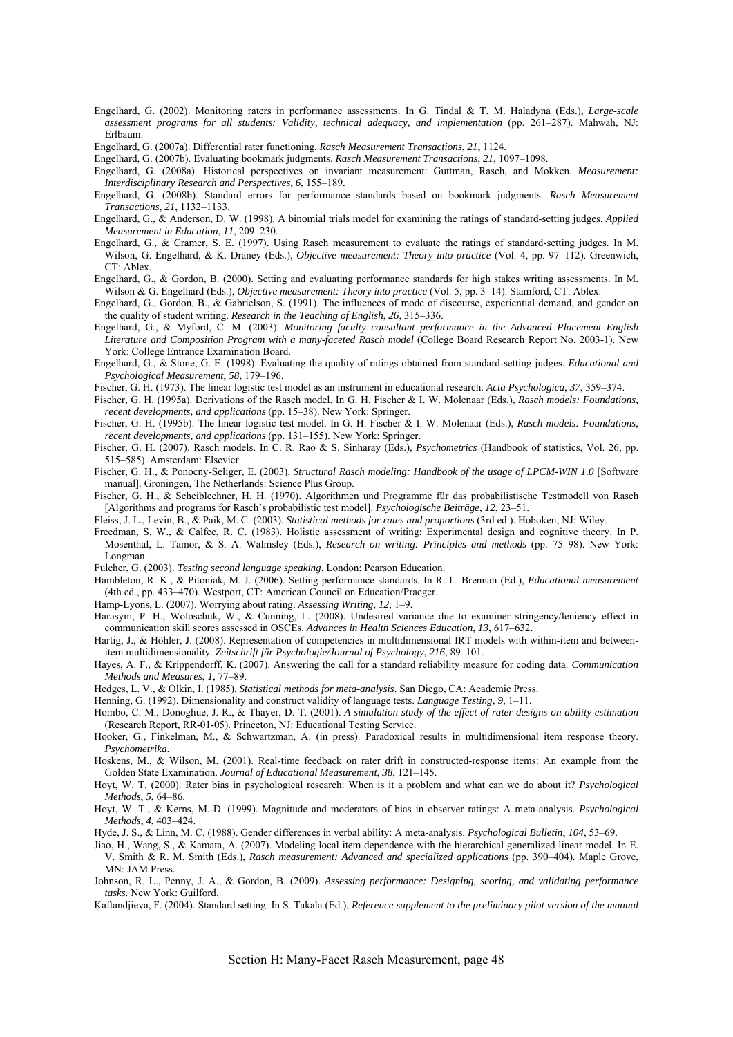Engelhard, G. (2002). Monitoring raters in performance assessments. In G. Tindal & T. M. Haladyna (Eds.), *Large-scale assessment programs for all students: Validity, technical adequacy, and implementation* (pp. 261–287). Mahwah, NJ: Erlbaum.

Engelhard, G. (2007a). Differential rater functioning. *Rasch Measurement Transactions*, *21*, 1124.

Engelhard, G. (2007b). Evaluating bookmark judgments. *Rasch Measurement Transactions*, *21*, 1097–1098.

Engelhard, G. (2008a). Historical perspectives on invariant measurement: Guttman, Rasch, and Mokken. *Measurement: Interdisciplinary Research and Perspectives*, *6*, 155–189.

Engelhard, G. (2008b). Standard errors for performance standards based on bookmark judgments. *Rasch Measurement Transactions*, *21*, 1132–1133.

Engelhard, G., & Anderson, D. W. (1998). A binomial trials model for examining the ratings of standard-setting judges. *Applied Measurement in Education*, *11*, 209–230.

Engelhard, G., & Cramer, S. E. (1997). Using Rasch measurement to evaluate the ratings of standard-setting judges. In M. Wilson, G. Engelhard, & K. Draney (Eds.), *Objective measurement: Theory into practice* (Vol. 4, pp. 97–112). Greenwich, CT: Ablex.

Engelhard, G., & Gordon, B. (2000). Setting and evaluating performance standards for high stakes writing assessments. In M. Wilson & G. Engelhard (Eds.), *Objective measurement: Theory into practice* (Vol. 5, pp. 3–14). Stamford, CT: Ablex.

Engelhard, G., Gordon, B., & Gabrielson, S. (1991). The influences of mode of discourse, experiential demand, and gender on the quality of student writing. *Research in the Teaching of English*, *26*, 315–336.

Engelhard, G., & Myford, C. M. (2003). *Monitoring faculty consultant performance in the Advanced Placement English Literature and Composition Program with a many-faceted Rasch model* (College Board Research Report No. 2003-1). New York: College Entrance Examination Board.

Engelhard, G., & Stone, G. E. (1998). Evaluating the quality of ratings obtained from standard-setting judges. *Educational and Psychological Measurement*, *58*, 179–196.

Fischer, G. H. (1973). The linear logistic test model as an instrument in educational research. *Acta Psychologica*, *37*, 359–374.

Fischer, G. H. (1995a). Derivations of the Rasch model. In G. H. Fischer & I. W. Molenaar (Eds.), *Rasch models: Foundations, recent developments, and applications* (pp. 15–38). New York: Springer.

Fischer, G. H. (1995b). The linear logistic test model. In G. H. Fischer & I. W. Molenaar (Eds.), *Rasch models: Foundations, recent developments, and applications* (pp. 131–155). New York: Springer.

Fischer, G. H. (2007). Rasch models. In C. R. Rao & S. Sinharay (Eds.), *Psychometrics* (Handbook of statistics, Vol. 26, pp. 515–585). Amsterdam: Elsevier.

Fischer, G. H., & Ponocny-Seliger, E. (2003). *Structural Rasch modeling: Handbook of the usage of LPCM-WIN 1.0* [Software manual]. Groningen, The Netherlands: Science Plus Group.

Fischer, G. H., & Scheiblechner, H. H. (1970). Algorithmen und Programme für das probabilistische Testmodell von Rasch [Algorithms and programs for Rasch's probabilistic test model]. *Psychologische Beiträge*, *12*, 23–51.

Fleiss, J. L., Levin, B., & Paik, M. C. (2003). *Statistical methods for rates and proportions* (3rd ed.). Hoboken, NJ: Wiley.

Freedman, S. W., & Calfee, R. C. (1983). Holistic assessment of writing: Experimental design and cognitive theory. In P. Mosenthal, L. Tamor, & S. A. Walmsley (Eds.), *Research on writing: Principles and methods* (pp. 75–98). New York: Longman.

Fulcher, G. (2003). *Testing second language speaking*. London: Pearson Education.

Hambleton, R. K., & Pitoniak, M. J. (2006). Setting performance standards. In R. L. Brennan (Ed.), *Educational measurement* (4th ed., pp. 433–470). Westport, CT: American Council on Education/Praeger.

Hamp-Lyons, L. (2007). Worrying about rating. *Assessing Writing*, *12*, 1–9.

Harasym, P. H., Woloschuk, W., & Cunning, L. (2008). Undesired variance due to examiner stringency/leniency effect in communication skill scores assessed in OSCEs. *Advances in Health Sciences Education*, *13*, 617–632.

Hartig, J., & Höhler, J. (2008). Representation of competencies in multidimensional IRT models with within-item and between-item multidimensionality. *Zeitschrift für Psychologie/Journal of Psychology*, *216*, 89–101.

Hayes, A. F., & Krippendorff, K. (2007). Answering the call for a standard reliability measure for coding data. *Communication Methods and Measures*, *1*, 77–89.

Hedges, L. V., & Olkin, I. (1985). *Statistical methods for meta-analysis*. San Diego, CA: Academic Press.

Henning, G. (1992). Dimensionality and construct validity of language tests. *Language Testing*, *9*, 1–11.

Hombo, C. M., Donoghue, J. R., & Thayer, D. T. (2001). *A simulation study of the effect of rater designs on ability estimation* (Research Report, RR-01-05). Princeton, NJ: Educational Testing Service.

Hooker, G., Finkelman, M., & Schwartzman, A. (in press). Paradoxical results in multidimensional item response theory. *Psychometrika*.

Hoskens, M., & Wilson, M. (2001). Real-time feedback on rater drift in constructed-response items: An example from the Golden State Examination. *Journal of Educational Measurement*, *38*, 121–145.

Hoyt, W. T. (2000). Rater bias in psychological research: When is it a problem and what can we do about it? *Psychological Methods*, *5*, 64–86.

Hoyt, W. T., & Kerns, M.-D. (1999). Magnitude and moderators of bias in observer ratings: A meta-analysis. *Psychological Methods*, *4*, 403–424.

Hyde, J. S., & Linn, M. C. (1988). Gender differences in verbal ability: A meta-analysis. *Psychological Bulletin*, *104*, 53–69.

Jiao, H., Wang, S., & Kamata, A. (2007). Modeling local item dependence with the hierarchical generalized linear model. In E. V. Smith & R. M. Smith (Eds.), *Rasch measurement: Advanced and specialized applications* (pp. 390–404). Maple Grove, MN: JAM Press.

Johnson, R. L., Penny, J. A., & Gordon, B. (2009). *Assessing performance: Designing, scoring, and validating performance tasks.* New York: Guilford.

Kaftandjieva, F. (2004). Standard setting. In S. Takala (Ed.), *Reference supplement to the preliminary pilot version of the manual*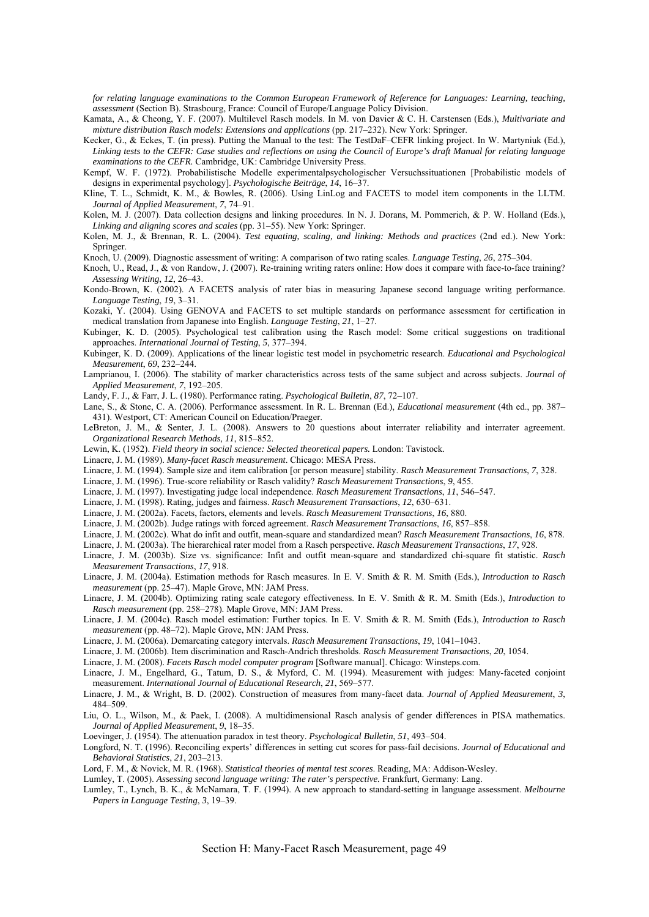*for relating language examinations to the Common European Framework of Reference for Languages: Learning, teaching, assessment* (Section B). Strasbourg, France: Council of Europe/Language Policy Division.

Kamata, A., & Cheong, Y. F. (2007). Multilevel Rasch models. In M. von Davier & C. H. Carstensen (Eds.), *Multivariate and mixture distribution Rasch models: Extensions and applications* (pp. 217–232). New York: Springer.

Kecker, G., & Eckes, T. (in press). Putting the Manual to the test: The TestDaF–CEFR linking project. In W. Martyniuk (Ed.), *Linking tests to the CEFR: Case studies and reflections on using the Council of Europe's draft Manual for relating language examinations to the CEFR.* Cambridge, UK: Cambridge University Press.

Kempf, W. F. (1972). Probabilistische Modelle experimentalpsychologischer Versuchssituationen [Probabilistic models of designs in experimental psychology]. *Psychologische Beiträge*, *14*, 16–37.

Kline, T. L., Schmidt, K. M., & Bowles, R. (2006). Using LinLog and FACETS to model item components in the LLTM. *Journal of Applied Measurement*, *7*, 74–91.

Kolen, M. J. (2007). Data collection designs and linking procedures. In N. J. Dorans, M. Pommerich, & P. W. Holland (Eds.), *Linking and aligning scores and scales* (pp. 31–55). New York: Springer.

Kolen, M. J., & Brennan, R. L. (2004). *Test equating, scaling, and linking: Methods and practices* (2nd ed.). New York: Springer.

Knoch, U. (2009). Diagnostic assessment of writing: A comparison of two rating scales. *Language Testing*, *26*, 275–304.

Knoch, U., Read, J., & von Randow, J. (2007). Re-training writing raters online: How does it compare with face-to-face training? *Assessing Writing*, *12*, 26–43.

Kondo-Brown, K. (2002). A FACETS analysis of rater bias in measuring Japanese second language writing performance. *Language Testing*, *19*, 3–31.

Kozaki, Y. (2004). Using GENOVA and FACETS to set multiple standards on performance assessment for certification in medical translation from Japanese into English. *Language Testing*, *21*, 1–27.

Kubinger, K. D. (2005). Psychological test calibration using the Rasch model: Some critical suggestions on traditional approaches. *International Journal of Testing*, *5*, 377–394.

Kubinger, K. D. (2009). Applications of the linear logistic test model in psychometric research. *Educational and Psychological Measurement*, *69*, 232–244.

Lamprianou, I. (2006). The stability of marker characteristics across tests of the same subject and across subjects. *Journal of Applied Measurement*, *7*, 192–205.

Landy, F. J., & Farr, J. L. (1980). Performance rating. *Psychological Bulletin*, *87*, 72–107.

Lane, S., & Stone, C. A. (2006). Performance assessment. In R. L. Brennan (Ed.), *Educational measurement* (4th ed., pp. 387–431). Westport, CT: American Council on Education/Praeger.

LeBreton, J. M., & Senter, J. L. (2008). Answers to 20 questions about interrater reliability and interrater agreement. *Organizational Research Methods*, *11*, 815–852.

Lewin, K. (1952). *Field theory in social science: Selected theoretical papers.* London: Tavistock.

Linacre, J. M. (1989). *Many-facet Rasch measurement*. Chicago: MESA Press.

Linacre, J. M. (1994). Sample size and item calibration [or person measure] stability. *Rasch Measurement Transactions*, *7*, 328.

Linacre, J. M. (1996). True-score reliability or Rasch validity? *Rasch Measurement Transactions*, *9*, 455.

Linacre, J. M. (1997). Investigating judge local independence. *Rasch Measurement Transactions*, *11*, 546–547.

Linacre, J. M. (1998). Rating, judges and fairness. *Rasch Measurement Transactions*, *12*, 630–631.

Linacre, J. M. (2002a). Facets, factors, elements and levels. *Rasch Measurement Transactions*, *16*, 880.

Linacre, J. M. (2002b). Judge ratings with forced agreement. *Rasch Measurement Transactions*, *16*, 857–858.

Linacre, J. M. (2002c). What do infit and outfit, mean-square and standardized mean? *Rasch Measurement Transactions*, *16*, 878.

Linacre, J. M. (2003a). The hierarchical rater model from a Rasch perspective. *Rasch Measurement Transactions*, *17*, 928.

Linacre, J. M. (2003b). Size vs. significance: Infit and outfit mean-square and standardized chi-square fit statistic. *Rasch Measurement Transactions*, *17*, 918.

Linacre, J. M. (2004a). Estimation methods for Rasch measures. In E. V. Smith & R. M. Smith (Eds.), *Introduction to Rasch measurement* (pp. 25–47). Maple Grove, MN: JAM Press.

Linacre, J. M. (2004b). Optimizing rating scale category effectiveness. In E. V. Smith & R. M. Smith (Eds.), *Introduction to Rasch measurement* (pp. 258–278). Maple Grove, MN: JAM Press.

Linacre, J. M. (2004c). Rasch model estimation: Further topics. In E. V. Smith & R. M. Smith (Eds.), *Introduction to Rasch measurement* (pp. 48–72). Maple Grove, MN: JAM Press.

Linacre, J. M. (2006a). Demarcating category intervals. *Rasch Measurement Transactions*, *19*, 1041–1043.

Linacre, J. M. (2006b). Item discrimination and Rasch-Andrich thresholds. *Rasch Measurement Transactions*, *20*, 1054.

Linacre, J. M. (2008). *Facets Rasch model computer program* [Software manual]. Chicago: Winsteps.com.

Linacre, J. M., Engelhard, G., Tatum, D. S., & Myford, C. M. (1994). Measurement with judges: Many-faceted conjoint measurement. *International Journal of Educational Research*, *21*, 569–577.

Linacre, J. M., & Wright, B. D. (2002). Construction of measures from many-facet data. *Journal of Applied Measurement*, *3*, 484–509.

Liu, O. L., Wilson, M., & Paek, I. (2008). A multidimensional Rasch analysis of gender differences in PISA mathematics. *Journal of Applied Measurement*, *9*, 18–35.

Loevinger, J. (1954). The attenuation paradox in test theory. *Psychological Bulletin*, *51*, 493–504.

Longford, N. T. (1996). Reconciling experts' differences in setting cut scores for pass-fail decisions. *Journal of Educational and Behavioral Statistics*, *21*, 203–213.

Lord, F. M., & Novick, M. R. (1968). *Statistical theories of mental test scores*. Reading, MA: Addison-Wesley.

Lumley, T. (2005). *Assessing second language writing: The rater's perspective.* Frankfurt, Germany: Lang.

Lumley, T., Lynch, B. K., & McNamara, T. F. (1994). A new approach to standard-setting in language assessment. *Melbourne Papers in Language Testing*, *3*, 19–39.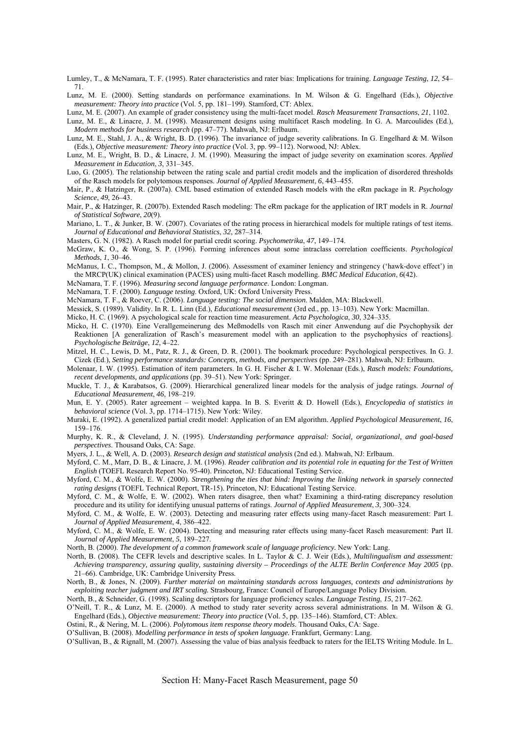Lumley, T., & McNamara, T. F. (1995). Rater characteristics and rater bias: Implications for training. *Language Testing*, *12*, 54–71.

Lunz, M. E. (2000). Setting standards on performance examinations. In M. Wilson & G. Engelhard (Eds.), *Objective measurement: Theory into practice* (Vol. 5, pp. 181–199). Stamford, CT: Ablex.

Lunz, M. E. (2007). An example of grader consistency using the multi-facet model. *Rasch Measurement Transactions*, *21*, 1102.

Lunz, M. E., & Linacre, J. M. (1998). Measurement designs using multifacet Rasch modeling. In G. A. Marcoulides (Ed.), *Modern methods for business research* (pp. 47–77). Mahwah, NJ: Erlbaum.

Lunz, M. E., Stahl, J. A., & Wright, B. D. (1996). The invariance of judge severity calibrations. In G. Engelhard & M. Wilson (Eds.), *Objective measurement: Theory into practice* (Vol. 3, pp. 99–112). Norwood, NJ: Ablex.

Lunz, M. E., Wright, B. D., & Linacre, J. M. (1990). Measuring the impact of judge severity on examination scores. *Applied Measurement in Education*, *3*, 331–345.

Luo, G. (2005). The relationship between the rating scale and partial credit models and the implication of disordered thresholds of the Rasch models for polytomous responses. *Journal of Applied Measurement*, *6*, 443–455.

Mair, P., & Hatzinger, R. (2007a). CML based estimation of extended Rasch models with the eRm package in R. *Psychology Science*, *49*, 26–43.

Mair, P., & Hatzinger, R. (2007b). Extended Rasch modeling: The eRm package for the application of IRT models in R. *Journal of Statistical Software*, *20*(9).

Mariano, L. T., & Junker, B. W. (2007). Covariates of the rating process in hierarchical models for multiple ratings of test items. *Journal of Educational and Behavioral Statistics*, *32*, 287–314.

Masters, G. N. (1982). A Rasch model for partial credit scoring. *Psychometrika*, *47*, 149–174.

McGraw, K. O., & Wong, S. P. (1996). Forming inferences about some intraclass correlation coefficients. *Psychological Methods*, *1*, 30–46.

McManus, I. C., Thompson, M., & Mollon, J. (2006). Assessment of examiner leniency and stringency ('hawk-dove effect') in the MRCP(UK) clinical examination (PACES) using multi-facet Rasch modelling. *BMC Medical Education*, *6*(42).

McNamara, T. F. (1996). *Measuring second language performance*. London: Longman.

McNamara, T. F. (2000). *Language testing*. Oxford, UK: Oxford University Press.

McNamara, T. F., & Roever, C. (2006). *Language testing: The social dimension*. Malden, MA: Blackwell.

Messick, S. (1989). Validity. In R. L. Linn (Ed.), *Educational measurement* (3rd ed., pp. 13–103). New York: Macmillan.

Micko, H. C. (1969). A psychological scale for reaction time measurement. *Acta Psychologica*, *30*, 324–335.

Micko, H. C. (1970). Eine Verallgemeinerung des Meßmodells von Rasch mit einer Anwendung auf die Psychophysik der Reaktionen [A generalization of Rasch's measurement model with an application to the psychophysics of reactions]. *Psychologische Beiträge*, *12*, 4–22.

Mitzel, H. C., Lewis, D. M., Patz, R. J., & Green, D. R. (2001). The bookmark procedure: Psychological perspectives. In G. J. Cizek (Ed.), *Setting performance standards: Concepts, methods, and perspectives* (pp. 249–281). Mahwah, NJ: Erlbaum.

Molenaar, I. W. (1995). Estimation of item parameters. In G. H. Fischer & I. W. Molenaar (Eds.), *Rasch models: Foundations, recent developments, and applications* (pp. 39–51). New York: Springer.

Muckle, T. J., & Karabatsos, G. (2009). Hierarchical generalized linear models for the analysis of judge ratings. *Journal of Educational Measurement*, *46*, 198–219.

Mun, E. Y. (2005). Rater agreement – weighted kappa. In B. S. Everitt & D. Howell (Eds.), *Encyclopedia of statistics in behavioral science* (Vol. 3, pp. 1714–1715). New York: Wiley.

Muraki, E. (1992). A generalized partial credit model: Application of an EM algorithm. *Applied Psychological Measurement*, *16*, 159–176.

Murphy, K. R., & Cleveland, J. N. (1995). *Understanding performance appraisal: Social, organizational, and goal-based perspectives*. Thousand Oaks, CA: Sage.

Myers, J. L., & Well, A. D. (2003). *Research design and statistical analysis* (2nd ed.). Mahwah, NJ: Erlbaum.

Myford, C. M., Marr, D. B., & Linacre, J. M. (1996). *Reader calibration and its potential role in equating for the Test of Written English* (TOEFL Research Report No. 95-40). Princeton, NJ: Educational Testing Service.

Myford, C. M., & Wolfe, E. W. (2000). *Strengthening the ties that bind: Improving the linking network in sparsely connected rating designs* (TOEFL Technical Report, TR-15). Princeton, NJ: Educational Testing Service.

Myford, C. M., & Wolfe, E. W. (2002). When raters disagree, then what? Examining a third-rating discrepancy resolution procedure and its utility for identifying unusual patterns of ratings. *Journal of Applied Measurement*, *3*, 300–324.

Myford, C. M., & Wolfe, E. W. (2003). Detecting and measuring rater effects using many-facet Rasch measurement: Part I. *Journal of Applied Measurement*, *4*, 386–422.

Myford, C. M., & Wolfe, E. W. (2004). Detecting and measuring rater effects using many-facet Rasch measurement: Part II. *Journal of Applied Measurement*, *5*, 189–227.

North, B. (2000). *The development of a common framework scale of language proficiency*. New York: Lang.

North, B. (2008). The CEFR levels and descriptive scales. In L. Taylor & C. J. Weir (Eds.), *Multilingualism and assessment: Achieving transparency, assuring quality, sustaining diversity – Proceedings of the ALTE Berlin Conference May 2005* (pp. 21–66). Cambridge, UK: Cambridge University Press.

North, B., & Jones, N. (2009). *Further material on maintaining standards across languages, contexts and administrations by exploiting teacher judgment and IRT scaling.* Strasbourg, France: Council of Europe/Language Policy Division.

North, B., & Schneider, G. (1998). Scaling descriptors for language proficiency scales. *Language Testing*, *15*, 217–262.

O'Neill, T. R., & Lunz, M. E. (2000). A method to study rater severity across several administrations. In M. Wilson & G. Engelhard (Eds.), *Objective measurement: Theory into practice* (Vol. 5, pp. 135–146). Stamford, CT: Ablex.

Ostini, R., & Nering, M. L. (2006). *Polytomous item response theory models*. Thousand Oaks, CA: Sage.

O'Sullivan, B. (2008). *Modelling performance in tests of spoken language*. Frankfurt, Germany: Lang.

O'Sullivan, B., & Rignall, M. (2007). Assessing the value of bias analysis feedback to raters for the IELTS Writing Module. In L.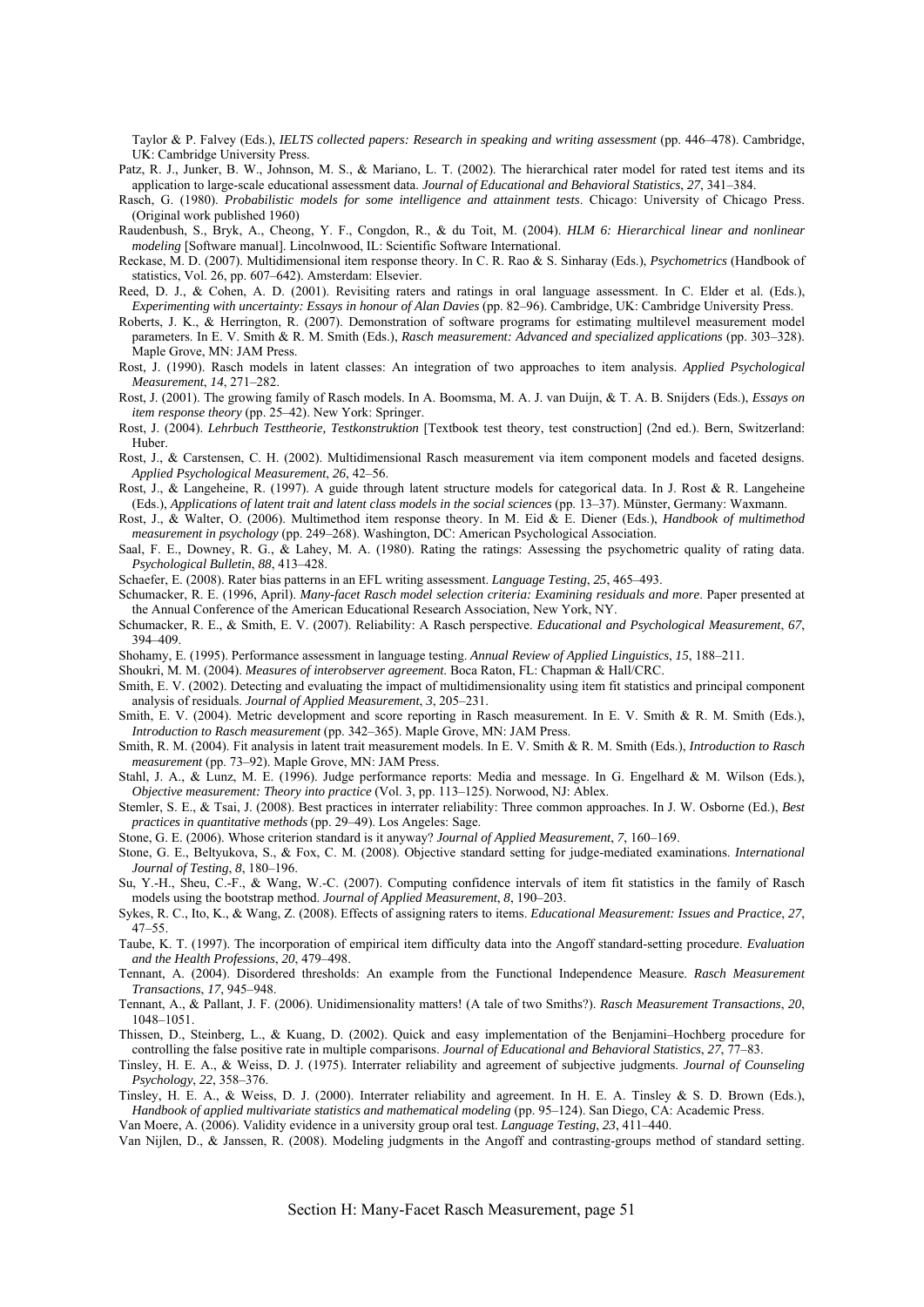Taylor & P. Falvey (Eds.), *IELTS collected papers: Research in speaking and writing assessment* (pp. 446–478). Cambridge, UK: Cambridge University Press.

Patz, R. J., Junker, B. W., Johnson, M. S., & Mariano, L. T. (2002). The hierarchical rater model for rated test items and its application to large-scale educational assessment data. *Journal of Educational and Behavioral Statistics*, *27*, 341–384.

Rasch, G. (1980). *Probabilistic models for some intelligence and attainment tests*. Chicago: University of Chicago Press. (Original work published 1960)

Raudenbush, S., Bryk, A., Cheong, Y. F., Congdon, R., & du Toit, M. (2004). *HLM 6: Hierarchical linear and nonlinear modeling* [Software manual]. Lincolnwood, IL: Scientific Software International.

Reckase, M. D. (2007). Multidimensional item response theory. In C. R. Rao & S. Sinharay (Eds.), *Psychometrics* (Handbook of statistics, Vol. 26, pp. 607–642). Amsterdam: Elsevier.

Reed, D. J., & Cohen, A. D. (2001). Revisiting raters and ratings in oral language assessment. In C. Elder et al. (Eds.), *Experimenting with uncertainty: Essays in honour of Alan Davies* (pp. 82–96). Cambridge, UK: Cambridge University Press.

Roberts, J. K., & Herrington, R. (2007). Demonstration of software programs for estimating multilevel measurement model parameters. In E. V. Smith & R. M. Smith (Eds.), *Rasch measurement: Advanced and specialized applications* (pp. 303–328). Maple Grove, MN: JAM Press.

Rost, J. (1990). Rasch models in latent classes: An integration of two approaches to item analysis. *Applied Psychological Measurement*, *14*, 271–282.

Rost, J. (2001). The growing family of Rasch models. In A. Boomsma, M. A. J. van Duijn, & T. A. B. Snijders (Eds.), *Essays on item response theory* (pp. 25–42). New York: Springer.

Rost, J. (2004). *Lehrbuch Testtheorie, Testkonstruktion* [Textbook test theory, test construction] (2nd ed.). Bern, Switzerland: Huber.

Rost, J., & Carstensen, C. H. (2002). Multidimensional Rasch measurement via item component models and faceted designs. *Applied Psychological Measurement*, *26*, 42–56.

Rost, J., & Langeheine, R. (1997). A guide through latent structure models for categorical data. In J. Rost & R. Langeheine (Eds.), *Applications of latent trait and latent class models in the social sciences* (pp. 13–37). Münster, Germany: Waxmann.

Rost, J., & Walter, O. (2006). Multimethod item response theory. In M. Eid & E. Diener (Eds.), *Handbook of multimethod measurement in psychology* (pp. 249–268). Washington, DC: American Psychological Association.

Saal, F. E., Downey, R. G., & Lahey, M. A. (1980). Rating the ratings: Assessing the psychometric quality of rating data. *Psychological Bulletin*, *88*, 413–428.

Schaefer, E. (2008). Rater bias patterns in an EFL writing assessment. *Language Testing*, *25*, 465–493.

Schumacker, R. E. (1996, April). *Many-facet Rasch model selection criteria: Examining residuals and more*. Paper presented at the Annual Conference of the American Educational Research Association, New York, NY.

Schumacker, R. E., & Smith, E. V. (2007). Reliability: A Rasch perspective. *Educational and Psychological Measurement*, *67*, 394–409.

Shohamy, E. (1995). Performance assessment in language testing. *Annual Review of Applied Linguistics*, *15*, 188–211.

Shoukri, M. M. (2004). *Measures of interobserver agreement*. Boca Raton, FL: Chapman & Hall/CRC.

Smith, E. V. (2002). Detecting and evaluating the impact of multidimensionality using item fit statistics and principal component analysis of residuals. *Journal of Applied Measurement*, *3*, 205–231.

Smith, E. V. (2004). Metric development and score reporting in Rasch measurement. In E. V. Smith & R. M. Smith (Eds.), *Introduction to Rasch measurement* (pp. 342–365). Maple Grove, MN: JAM Press.

Smith, R. M. (2004). Fit analysis in latent trait measurement models. In E. V. Smith & R. M. Smith (Eds.), *Introduction to Rasch measurement* (pp. 73–92). Maple Grove, MN: JAM Press.

Stahl, J. A., & Lunz, M. E. (1996). Judge performance reports: Media and message. In G. Engelhard & M. Wilson (Eds.), *Objective measurement: Theory into practice* (Vol. 3, pp. 113–125). Norwood, NJ: Ablex.

Stemler, S. E., & Tsai, J. (2008). Best practices in interrater reliability: Three common approaches. In J. W. Osborne (Ed.), *Best practices in quantitative methods* (pp. 29–49). Los Angeles: Sage.

Stone, G. E. (2006). Whose criterion standard is it anyway? *Journal of Applied Measurement*, *7*, 160–169.

Stone, G. E., Beltyukova, S., & Fox, C. M. (2008). Objective standard setting for judge-mediated examinations. *International Journal of Testing*, *8*, 180–196.

Su, Y.-H., Sheu, C.-F., & Wang, W.-C. (2007). Computing confidence intervals of item fit statistics in the family of Rasch models using the bootstrap method. *Journal of Applied Measurement*, *8*, 190–203.

Sykes, R. C., Ito, K., & Wang, Z. (2008). Effects of assigning raters to items. *Educational Measurement: Issues and Practice*, *27*, 47–55.

Taube, K. T. (1997). The incorporation of empirical item difficulty data into the Angoff standard-setting procedure. *Evaluation and the Health Professions*, *20*, 479–498.

Tennant, A. (2004). Disordered thresholds: An example from the Functional Independence Measure. *Rasch Measurement Transactions*, *17*, 945–948.

Tennant, A., & Pallant, J. F. (2006). Unidimensionality matters! (A tale of two Smiths?). *Rasch Measurement Transactions*, *20*, 1048–1051.

Thissen, D., Steinberg, L., & Kuang, D. (2002). Quick and easy implementation of the Benjamini–Hochberg procedure for controlling the false positive rate in multiple comparisons. *Journal of Educational and Behavioral Statistics*, *27*, 77–83.

Tinsley, H. E. A., & Weiss, D. J. (1975). Interrater reliability and agreement of subjective judgments. *Journal of Counseling Psychology*, *22*, 358–376.

Tinsley, H. E. A., & Weiss, D. J. (2000). Interrater reliability and agreement. In H. E. A. Tinsley & S. D. Brown (Eds.), *Handbook of applied multivariate statistics and mathematical modeling* (pp. 95–124). San Diego, CA: Academic Press.

Van Moere, A. (2006). Validity evidence in a university group oral test. *Language Testing*, *23*, 411–440.

Van Nijlen, D., & Janssen, R. (2008). Modeling judgments in the Angoff and contrasting-groups method of standard setting.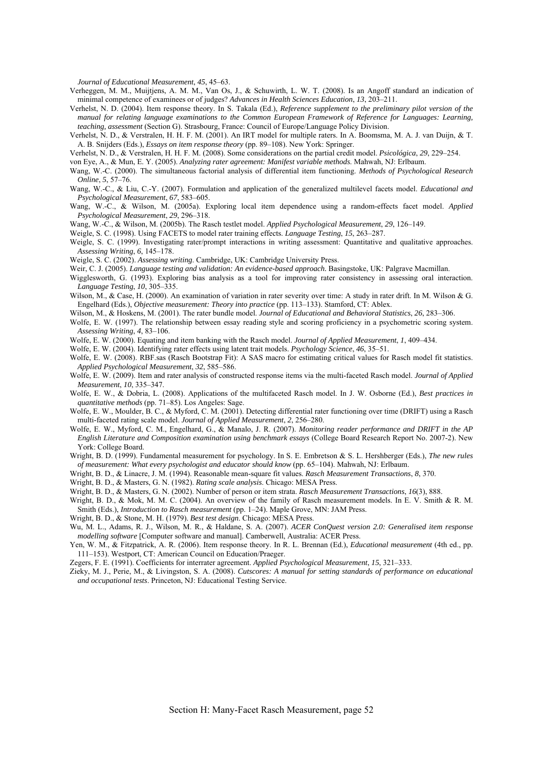*Journal of Educational Measurement*, *45*, 45–63.

Verheggen, M. M., Muijtjens, A. M. M., Van Os, J., & Schuwirth, L. W. T. (2008). Is an Angoff standard an indication of minimal competence of examinees or of judges? *Advances in Health Sciences Education*, *13*, 203–211.

Verhelst, N. D. (2004). Item response theory. In S. Takala (Ed.), *Reference supplement to the preliminary pilot version of the manual for relating language examinations to the Common European Framework of Reference for Languages: Learning, teaching, assessment* (Section G). Strasbourg, France: Council of Europe/Language Policy Division.

Verhelst, N. D., & Verstralen, H. H. F. M. (2001). An IRT model for multiple raters. In A. Boomsma, M. A. J. van Duijn, & T. A. B. Snijders (Eds.), *Essays on item response theory* (pp. 89–108). New York: Springer.

Verhelst, N. D., & Verstralen, H. H. F. M. (2008). Some considerations on the partial credit model. *Psicológica*, *29*, 229–254.

von Eye, A., & Mun, E. Y. (2005). *Analyzing rater agreement: Manifest variable methods.* Mahwah, NJ: Erlbaum.

Wang, W.-C. (2000). The simultaneous factorial analysis of differential item functioning. *Methods of Psychological Research Online*, *5*, 57–76.

Wang, W.-C., & Liu, C.-Y. (2007). Formulation and application of the generalized multilevel facets model. *Educational and Psychological Measurement*, *67*, 583–605.

Wang, W.-C., & Wilson, M. (2005a). Exploring local item dependence using a random-effects facet model. *Applied Psychological Measurement*, *29*, 296–318.

Wang, W.-C., & Wilson, M. (2005b). The Rasch testlet model. *Applied Psychological Measurement*, *29*, 126–149.

Weigle, S. C. (1998). Using FACETS to model rater training effects. *Language Testing*, *15*, 263–287.

Weigle, S. C. (1999). Investigating rater/prompt interactions in writing assessment: Quantitative and qualitative approaches. *Assessing Writing*, *6*, 145–178.

Weigle, S. C. (2002). *Assessing writing*. Cambridge, UK: Cambridge University Press.

Weir, C. J. (2005). *Language testing and validation: An evidence-based approach.* Basingstoke, UK: Palgrave Macmillan.

Wigglesworth, G. (1993). Exploring bias analysis as a tool for improving rater consistency in assessing oral interaction. *Language Testing*, *10*, 305–335.

Wilson, M., & Case, H. (2000). An examination of variation in rater severity over time: A study in rater drift. In M. Wilson & G. Engelhard (Eds.), *Objective measurement: Theory into practice* (pp. 113–133). Stamford, CT: Ablex.

Wilson, M., & Hoskens, M. (2001). The rater bundle model. *Journal of Educational and Behavioral Statistics*, *26*, 283–306.

Wolfe, E. W. (1997). The relationship between essay reading style and scoring proficiency in a psychometric scoring system. *Assessing Writing*, *4*, 83–106.

Wolfe, E. W. (2000). Equating and item banking with the Rasch model. *Journal of Applied Measurement*, *1*, 409–434.

Wolfe, E. W. (2004). Identifying rater effects using latent trait models. *Psychology Science*, *46*, 35–51.

Wolfe, E. W. (2008). RBF.sas (Rasch Bootstrap Fit): A SAS macro for estimating critical values for Rasch model fit statistics. *Applied Psychological Measurement*, *32*, 585–586.

Wolfe, E. W. (2009). Item and rater analysis of constructed response items via the multi-faceted Rasch model. *Journal of Applied Measurement*, *10*, 335–347.

Wolfe, E. W., & Dobria, L. (2008). Applications of the multifaceted Rasch model. In J. W. Osborne (Ed.), *Best practices in quantitative methods* (pp. 71–85). Los Angeles: Sage.

Wolfe, E. W., Moulder, B. C., & Myford, C. M. (2001). Detecting differential rater functioning over time (DRIFT) using a Rasch multi-faceted rating scale model. *Journal of Applied Measurement*, *2*, 256–280.

Wolfe, E. W., Myford, C. M., Engelhard, G., & Manalo, J. R. (2007). *Monitoring reader performance and DRIFT in the AP English Literature and Composition examination using benchmark essays* (College Board Research Report No. 2007-2). New York: College Board.

Wright, B. D. (1999). Fundamental measurement for psychology. In S. E. Embretson & S. L. Hershberger (Eds.), *The new rules of measurement: What every psychologist and educator should know* (pp. 65–104). Mahwah, NJ: Erlbaum.

Wright, B. D., & Linacre, J. M. (1994). Reasonable mean-square fit values. *Rasch Measurement Transactions*, *8*, 370.

Wright, B. D., & Masters, G. N. (1982). *Rating scale analysis*. Chicago: MESA Press.

Wright, B. D., & Masters, G. N. (2002). Number of person or item strata. *Rasch Measurement Transactions*, *16*(3), 888.

Wright, B. D., & Mok, M. M. C. (2004). An overview of the family of Rasch measurement models. In E. V. Smith & R. M. Smith (Eds.), *Introduction to Rasch measurement* (pp. 1–24). Maple Grove, MN: JAM Press.

Wright, B. D., & Stone, M. H. (1979). *Best test design*. Chicago: MESA Press.

Wu, M. L., Adams, R. J., Wilson, M. R., & Haldane, S. A. (2007). *ACER ConQuest version 2.0: Generalised item response modelling software* [Computer software and manual]. Camberwell, Australia: ACER Press.

Yen, W. M., & Fitzpatrick, A. R. (2006). Item response theory. In R. L. Brennan (Ed.), *Educational measurement* (4th ed., pp. 111–153). Westport, CT: American Council on Education/Praeger.

Zegers, F. E. (1991). Coefficients for interrater agreement. *Applied Psychological Measurement*, *15*, 321–333.

Zieky, M. J., Perie, M., & Livingston, S. A. (2008). *Cutscores: A manual for setting standards of performance on educational and occupational tests*. Princeton, NJ: Educational Testing Service.